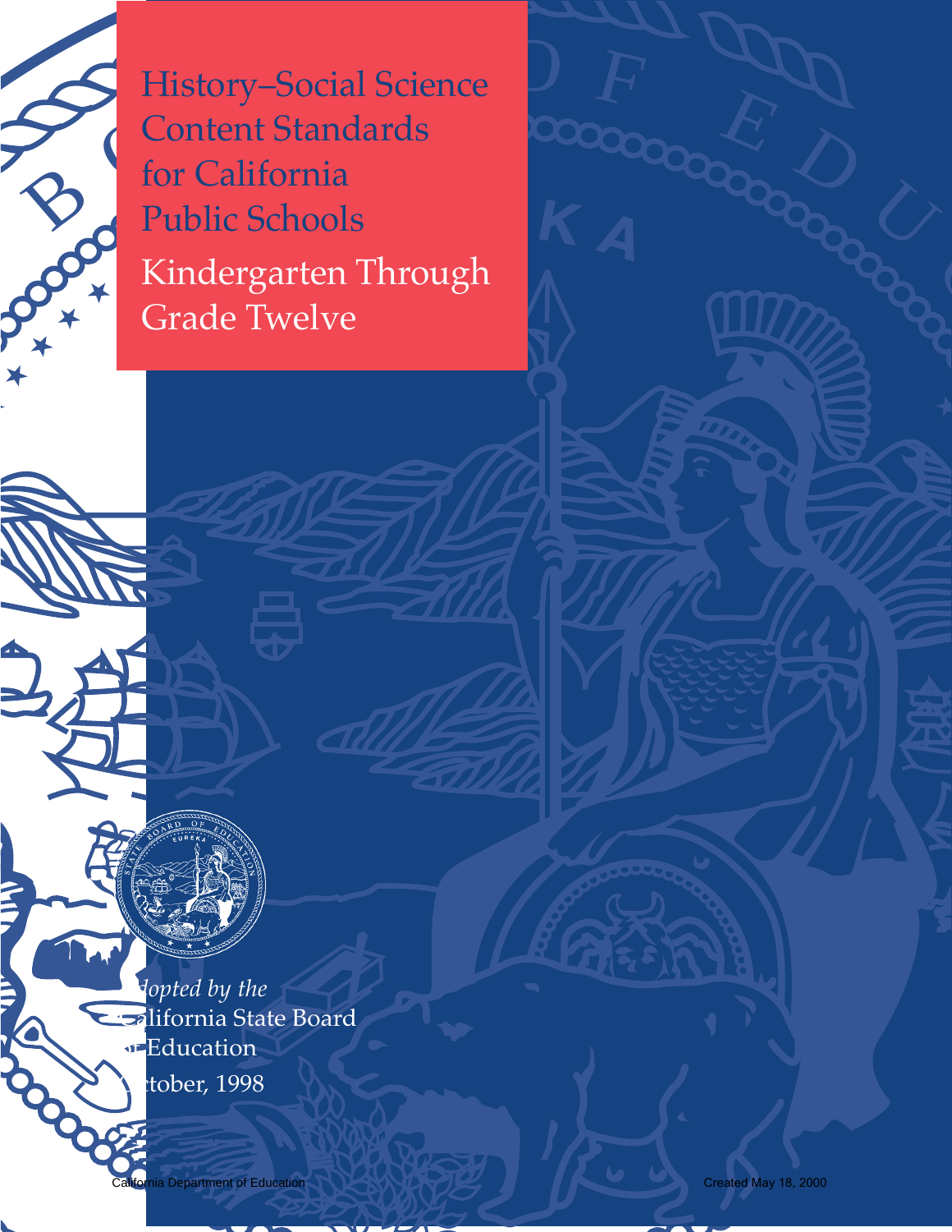# History–Social Science Content Standards for California Public Schools

## Kindergarten Through Grade Twelve

*Adopted by the*
California State Board of Education
October, 1998

California Department of Education

Created May 18, 2000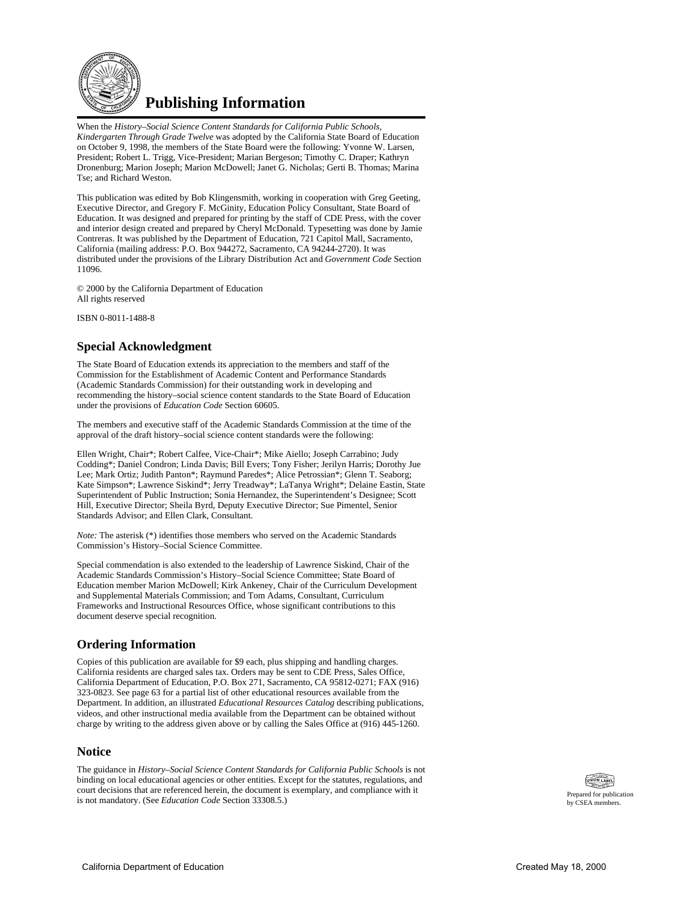# Publishing Information

When the *History–Social Science Content Standards for California Public Schools, Kindergarten Through Grade Twelve* was adopted by the California State Board of Education on October 9, 1998, the members of the State Board were the following: Yvonne W. Larsen, President; Robert L. Trigg, Vice-President; Marian Bergeson; Timothy C. Draper; Kathryn Dronenburg; Marion Joseph; Marion McDowell; Janet G. Nicholas; Gerti B. Thomas; Marina Tse; and Richard Weston.

This publication was edited by Bob Klingensmith, working in cooperation with Greg Geeting, Executive Director, and Gregory F. McGinity, Education Policy Consultant, State Board of Education. It was designed and prepared for printing by the staff of CDE Press, with the cover and interior design created and prepared by Cheryl McDonald. Typesetting was done by Jamie Contreras. It was published by the Department of Education, 721 Capitol Mall, Sacramento, California (mailing address: P.O. Box 944272, Sacramento, CA 94244-2720). It was distributed under the provisions of the Library Distribution Act and *Government Code* Section 11096.

© 2000 by the California Department of Education
All rights reserved

ISBN 0-8011-1488-8

## Special Acknowledgment

The State Board of Education extends its appreciation to the members and staff of the Commission for the Establishment of Academic Content and Performance Standards (Academic Standards Commission) for their outstanding work in developing and recommending the history–social science content standards to the State Board of Education under the provisions of *Education Code* Section 60605.

The members and executive staff of the Academic Standards Commission at the time of the approval of the draft history–social science content standards were the following:

Ellen Wright, Chair*; Robert Calfee, Vice-Chair*; Mike Aiello; Joseph Carrabino; Judy Codding*; Daniel Condron; Linda Davis; Bill Evers; Tony Fisher; Jerilyn Harris; Dorothy Jue Lee; Mark Ortiz; Judith Panton*; Raymund Paredes*; Alice Petrossian*; Glenn T. Seaborg; Kate Simpson*; Lawrence Siskind*; Jerry Treadway*; LaTanya Wright*; Delaine Eastin, State Superintendent of Public Instruction; Sonia Hernandez, the Superintendent's Designee; Scott Hill, Executive Director; Sheila Byrd, Deputy Executive Director; Sue Pimentel, Senior Standards Advisor; and Ellen Clark, Consultant.

*Note:* The asterisk (*) identifies those members who served on the Academic Standards Commission's History–Social Science Committee.

Special commendation is also extended to the leadership of Lawrence Siskind, Chair of the Academic Standards Commission's History–Social Science Committee; State Board of Education member Marion McDowell; Kirk Ankeney, Chair of the Curriculum Development and Supplemental Materials Commission; and Tom Adams, Consultant, Curriculum Frameworks and Instructional Resources Office, whose significant contributions to this document deserve special recognition.

## Ordering Information

Copies of this publication are available for $9 each, plus shipping and handling charges. California residents are charged sales tax. Orders may be sent to CDE Press, Sales Office, California Department of Education, P.O. Box 271, Sacramento, CA 95812-0271; FAX (916) 323-0823. See page 63 for a partial list of other educational resources available from the Department. In addition, an illustrated *Educational Resources Catalog* describing publications, videos, and other instructional media available from the Department can be obtained without charge by writing to the address given above or by calling the Sales Office at (916) 445-1260.

## Notice

The guidance in *History–Social Science Content Standards for California Public Schools* is not binding on local educational agencies or other entities. Except for the statutes, regulations, and court decisions that are referenced herein, the document is exemplary, and compliance with it is not mandatory. (See *Education Code* Section 33308.5.)

Prepared for publication by CSEA members.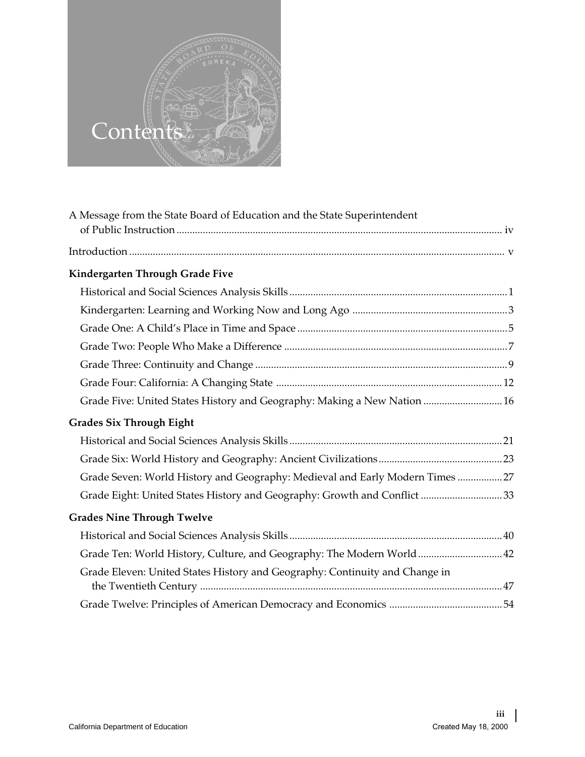# Contents

A Message from the State Board of Education and the State Superintendent of Public Instruction ........ iv

Introduction ........ v

**Kindergarten Through Grade Five**

- Historical and Social Sciences Analysis Skills ........ 1
- Kindergarten: Learning and Working Now and Long Ago ........ 3
- Grade One: A Child's Place in Time and Space ........ 5
- Grade Two: People Who Make a Difference ........ 7
- Grade Three: Continuity and Change ........ 9
- Grade Four: California: A Changing State ........ 12
- Grade Five: United States History and Geography: Making a New Nation ........ 16

**Grades Six Through Eight**

- Historical and Social Sciences Analysis Skills ........ 21
- Grade Six: World History and Geography: Ancient Civilizations ........ 23
- Grade Seven: World History and Geography: Medieval and Early Modern Times ........ 27
- Grade Eight: United States History and Geography: Growth and Conflict ........ 33

**Grades Nine Through Twelve**

- Historical and Social Sciences Analysis Skills ........ 40
- Grade Ten: World History, Culture, and Geography: The Modern World ........ 42
- Grade Eleven: United States History and Geography: Continuity and Change in the Twentieth Century ........ 47
- Grade Twelve: Principles of American Democracy and Economics ........ 54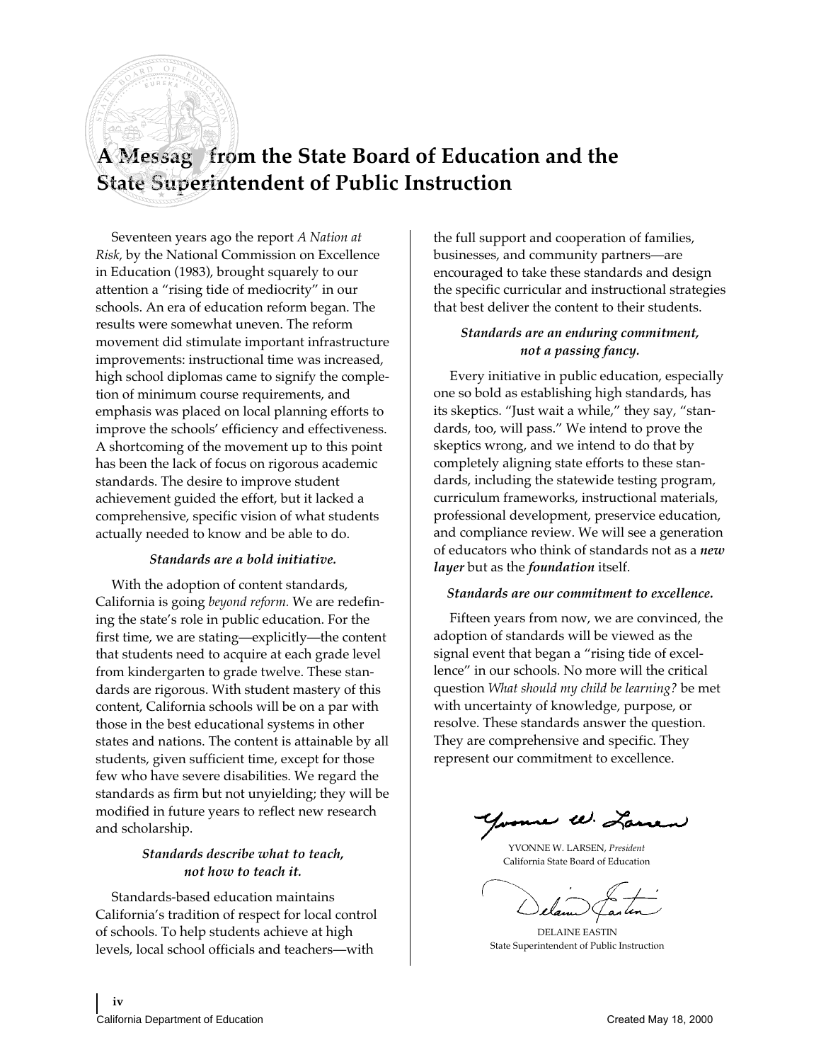# A Messag from the State Board of Education and the State Superintendent of Public Instruction

Seventeen years ago the report *A Nation at Risk,* by the National Commission on Excellence in Education (1983), brought squarely to our attention a "rising tide of mediocrity" in our schools. An era of education reform began. The results were somewhat uneven. The reform movement did stimulate important infrastructure improvements: instructional time was increased, high school diplomas came to signify the completion of minimum course requirements, and emphasis was placed on local planning efforts to improve the schools' efficiency and effectiveness. A shortcoming of the movement up to this point has been the lack of focus on rigorous academic standards. The desire to improve student achievement guided the effort, but it lacked a comprehensive, specific vision of what students actually needed to know and be able to do.

***Standards are a bold initiative.***

With the adoption of content standards, California is going *beyond reform.* We are redefining the state's role in public education. For the first time, we are stating—explicitly—the content that students need to acquire at each grade level from kindergarten to grade twelve. These standards are rigorous. With student mastery of this content, California schools will be on a par with those in the best educational systems in other states and nations. The content is attainable by all students, given sufficient time, except for those few who have severe disabilities. We regard the standards as firm but not unyielding; they will be modified in future years to reflect new research and scholarship.

***Standards describe what to teach, not how to teach it.***

Standards-based education maintains California's tradition of respect for local control of schools. To help students achieve at high levels, local school officials and teachers—with the full support and cooperation of families, businesses, and community partners—are encouraged to take these standards and design the specific curricular and instructional strategies that best deliver the content to their students.

***Standards are an enduring commitment, not a passing fancy.***

Every initiative in public education, especially one so bold as establishing high standards, has its skeptics. "Just wait a while," they say, "standards, too, will pass." We intend to prove the skeptics wrong, and we intend to do that by completely aligning state efforts to these standards, including the statewide testing program, curriculum frameworks, instructional materials, professional development, preservice education, and compliance review. We will see a generation of educators who think of standards not as a ***new layer*** but as the ***foundation*** itself.

***Standards are our commitment to excellence.***

Fifteen years from now, we are convinced, the adoption of standards will be viewed as the signal event that began a "rising tide of excellence" in our schools. No more will the critical question *What should my child be learning?* be met with uncertainty of knowledge, purpose, or resolve. These standards answer the question. They are comprehensive and specific. They represent our commitment to excellence.

YVONNE W. LARSEN, *President*
California State Board of Education

DELAINE EASTIN
State Superintendent of Public Instruction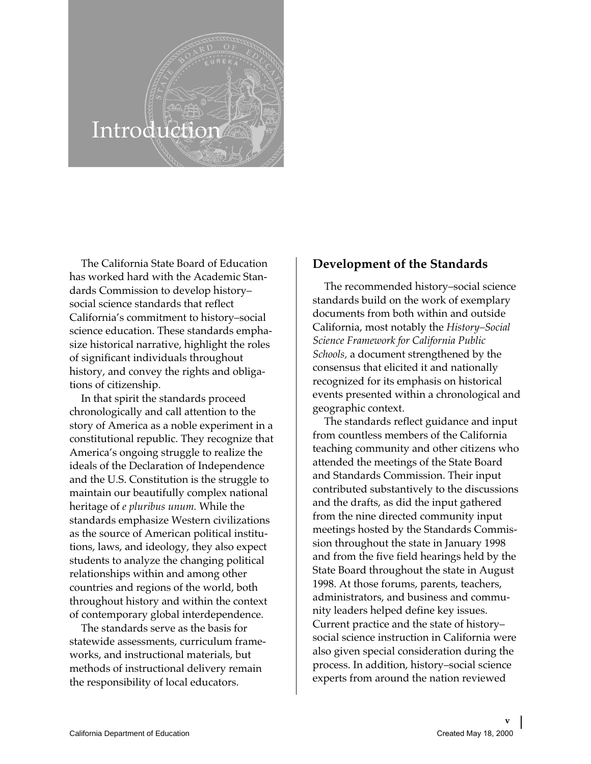# Introduction

The California State Board of Education has worked hard with the Academic Standards Commission to develop history–social science standards that reflect California's commitment to history–social science education. These standards emphasize historical narrative, highlight the roles of significant individuals throughout history, and convey the rights and obligations of citizenship.

In that spirit the standards proceed chronologically and call attention to the story of America as a noble experiment in a constitutional republic. They recognize that America's ongoing struggle to realize the ideals of the Declaration of Independence and the U.S. Constitution is the struggle to maintain our beautifully complex national heritage of *e pluribus unum.* While the standards emphasize Western civilizations as the source of American political institutions, laws, and ideology, they also expect students to analyze the changing political relationships within and among other countries and regions of the world, both throughout history and within the context of contemporary global interdependence.

The standards serve as the basis for statewide assessments, curriculum frameworks, and instructional materials, but methods of instructional delivery remain the responsibility of local educators.

## Development of the Standards

The recommended history–social science standards build on the work of exemplary documents from both within and outside California, most notably the *History–Social Science Framework for California Public Schools,* a document strengthened by the consensus that elicited it and nationally recognized for its emphasis on historical events presented within a chronological and geographic context.

The standards reflect guidance and input from countless members of the California teaching community and other citizens who attended the meetings of the State Board and Standards Commission. Their input contributed substantively to the discussions and the drafts, as did the input gathered from the nine directed community input meetings hosted by the Standards Commission throughout the state in January 1998 and from the five field hearings held by the State Board throughout the state in August 1998. At those forums, parents, teachers, administrators, and business and community leaders helped define key issues. Current practice and the state of history–social science instruction in California were also given special consideration during the process. In addition, history–social science experts from around the nation reviewed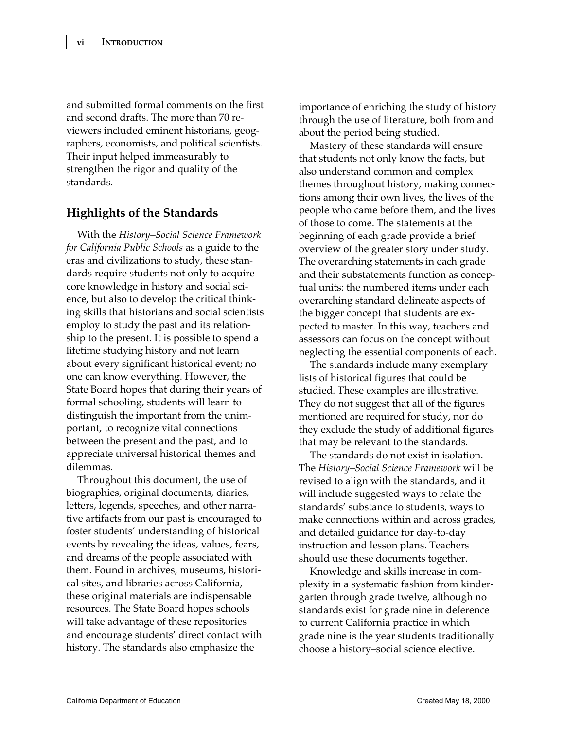and submitted formal comments on the first and second drafts. The more than 70 reviewers included eminent historians, geographers, economists, and political scientists. Their input helped immeasurably to strengthen the rigor and quality of the standards.

## Highlights of the Standards

With the *History–Social Science Framework for California Public Schools* as a guide to the eras and civilizations to study, these standards require students not only to acquire core knowledge in history and social science, but also to develop the critical thinking skills that historians and social scientists employ to study the past and its relationship to the present. It is possible to spend a lifetime studying history and not learn about every significant historical event; no one can know everything. However, the State Board hopes that during their years of formal schooling, students will learn to distinguish the important from the unimportant, to recognize vital connections between the present and the past, and to appreciate universal historical themes and dilemmas.

Throughout this document, the use of biographies, original documents, diaries, letters, legends, speeches, and other narrative artifacts from our past is encouraged to foster students' understanding of historical events by revealing the ideas, values, fears, and dreams of the people associated with them. Found in archives, museums, historical sites, and libraries across California, these original materials are indispensable resources. The State Board hopes schools will take advantage of these repositories and encourage students' direct contact with history. The standards also emphasize the importance of enriching the study of history through the use of literature, both from and about the period being studied.

Mastery of these standards will ensure that students not only know the facts, but also understand common and complex themes throughout history, making connections among their own lives, the lives of the people who came before them, and the lives of those to come. The statements at the beginning of each grade provide a brief overview of the greater story under study. The overarching statements in each grade and their substatements function as conceptual units: the numbered items under each overarching standard delineate aspects of the bigger concept that students are expected to master. In this way, teachers and assessors can focus on the concept without neglecting the essential components of each.

The standards include many exemplary lists of historical figures that could be studied. These examples are illustrative. They do not suggest that all of the figures mentioned are required for study, nor do they exclude the study of additional figures that may be relevant to the standards.

The standards do not exist in isolation. The *History–Social Science Framework* will be revised to align with the standards, and it will include suggested ways to relate the standards' substance to students, ways to make connections within and across grades, and detailed guidance for day-to-day instruction and lesson plans. Teachers should use these documents together.

Knowledge and skills increase in complexity in a systematic fashion from kindergarten through grade twelve, although no standards exist for grade nine in deference to current California practice in which grade nine is the year students traditionally choose a history–social science elective.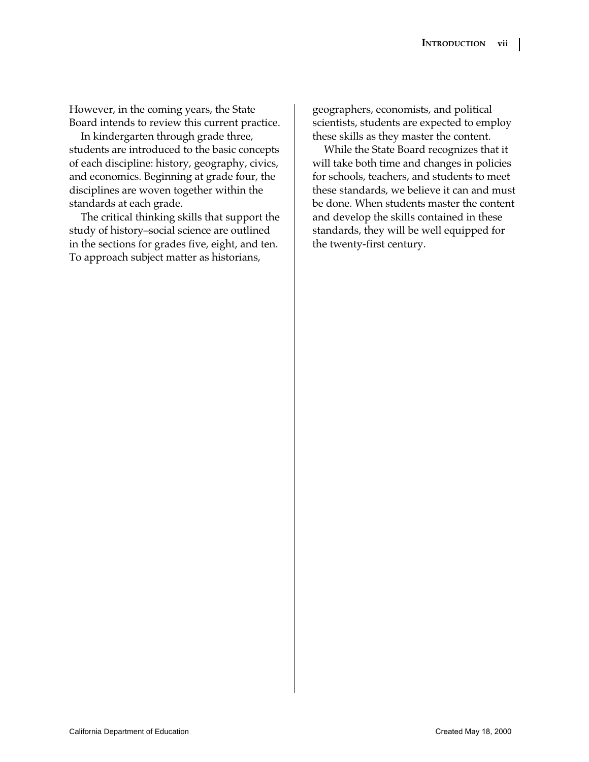However, in the coming years, the State Board intends to review this current practice.

In kindergarten through grade three, students are introduced to the basic concepts of each discipline: history, geography, civics, and economics. Beginning at grade four, the disciplines are woven together within the standards at each grade.

The critical thinking skills that support the study of history–social science are outlined in the sections for grades five, eight, and ten. To approach subject matter as historians, geographers, economists, and political scientists, students are expected to employ these skills as they master the content.

While the State Board recognizes that it will take both time and changes in policies for schools, teachers, and students to meet these standards, we believe it can and must be done. When students master the content and develop the skills contained in these standards, they will be well equipped for the twenty-first century.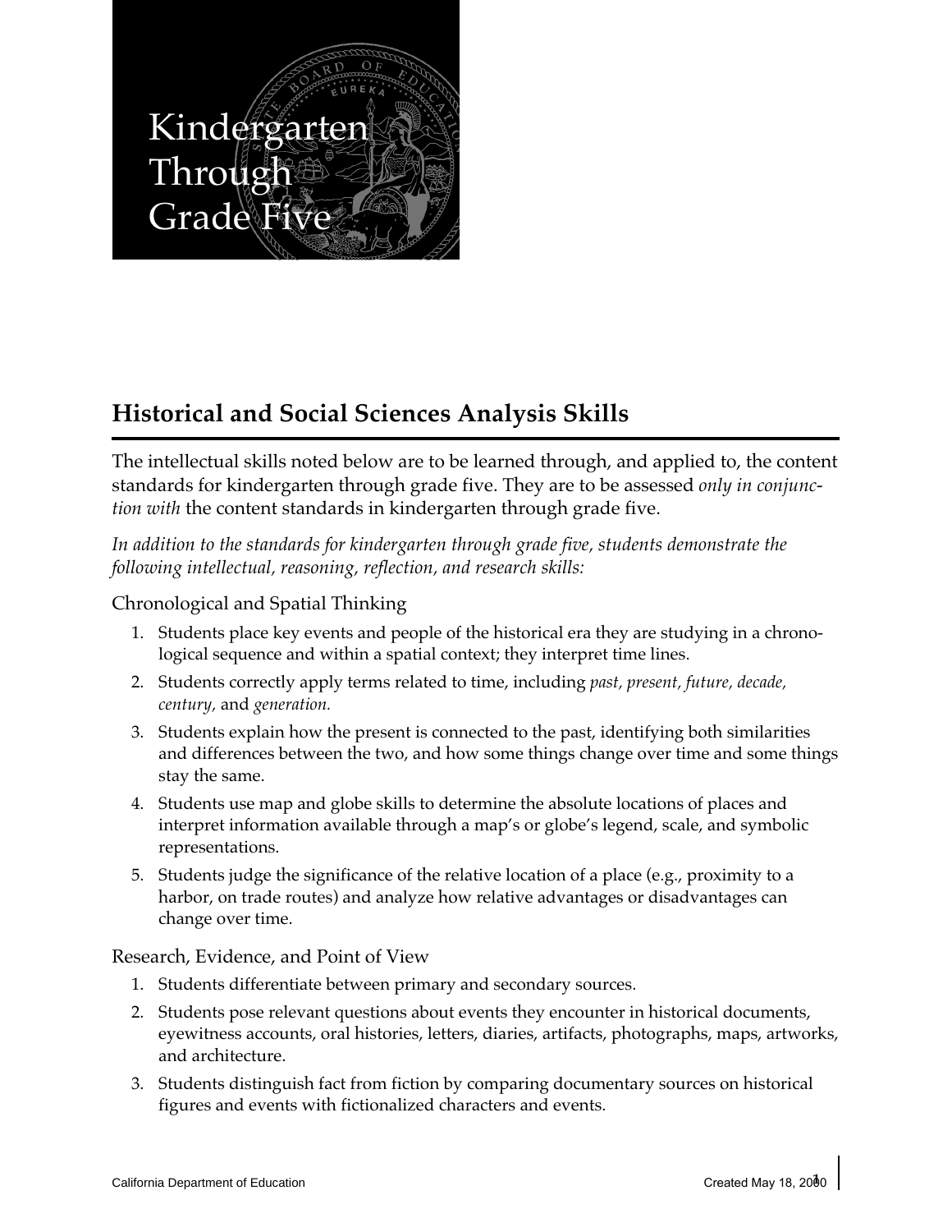# Kindergarten Through Grade Five

## Historical and Social Sciences Analysis Skills

The intellectual skills noted below are to be learned through, and applied to, the content standards for kindergarten through grade five. They are to be assessed *only in conjunction with* the content standards in kindergarten through grade five.

*In addition to the standards for kindergarten through grade five, students demonstrate the following intellectual, reasoning, reflection, and research skills:*

### Chronological and Spatial Thinking

1. Students place key events and people of the historical era they are studying in a chronological sequence and within a spatial context; they interpret time lines.
2. Students correctly apply terms related to time, including *past, present, future, decade, century,* and *generation.*
3. Students explain how the present is connected to the past, identifying both similarities and differences between the two, and how some things change over time and some things stay the same.
4. Students use map and globe skills to determine the absolute locations of places and interpret information available through a map's or globe's legend, scale, and symbolic representations.
5. Students judge the significance of the relative location of a place (e.g., proximity to a harbor, on trade routes) and analyze how relative advantages or disadvantages can change over time.

### Research, Evidence, and Point of View

1. Students differentiate between primary and secondary sources.
2. Students pose relevant questions about events they encounter in historical documents, eyewitness accounts, oral histories, letters, diaries, artifacts, photographs, maps, artworks, and architecture.
3. Students distinguish fact from fiction by comparing documentary sources on historical figures and events with fictionalized characters and events.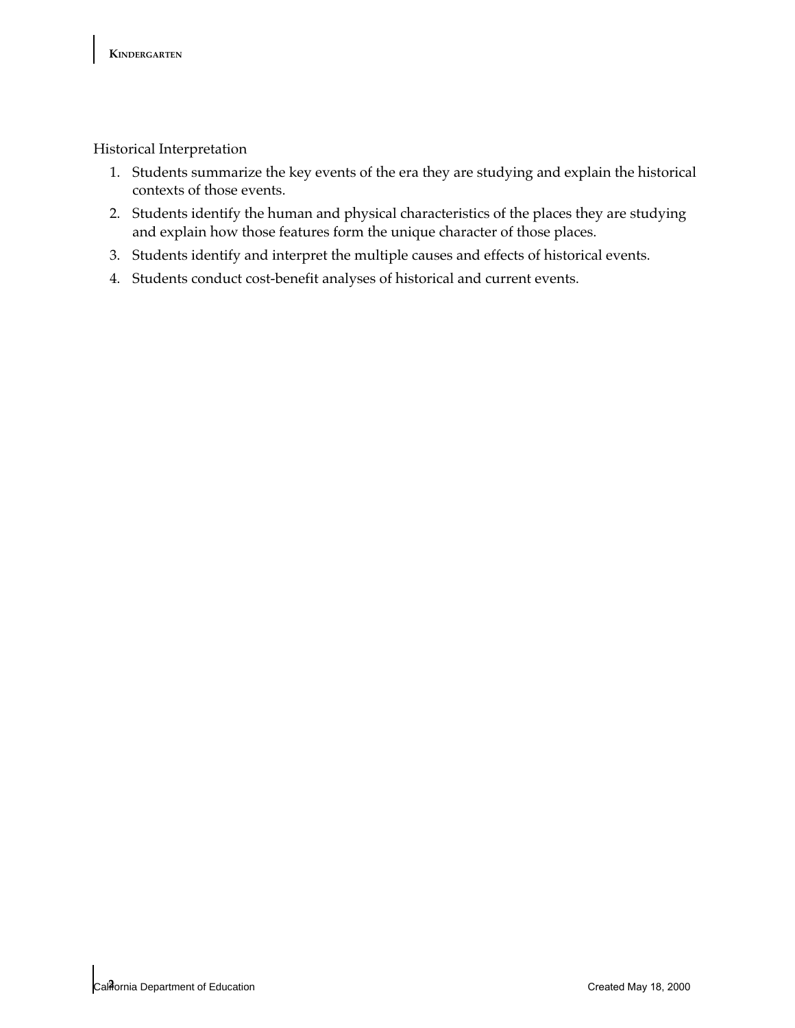Historical Interpretation

1. Students summarize the key events of the era they are studying and explain the historical contexts of those events.
2. Students identify the human and physical characteristics of the places they are studying and explain how those features form the unique character of those places.
3. Students identify and interpret the multiple causes and effects of historical events.
4. Students conduct cost-benefit analyses of historical and current events.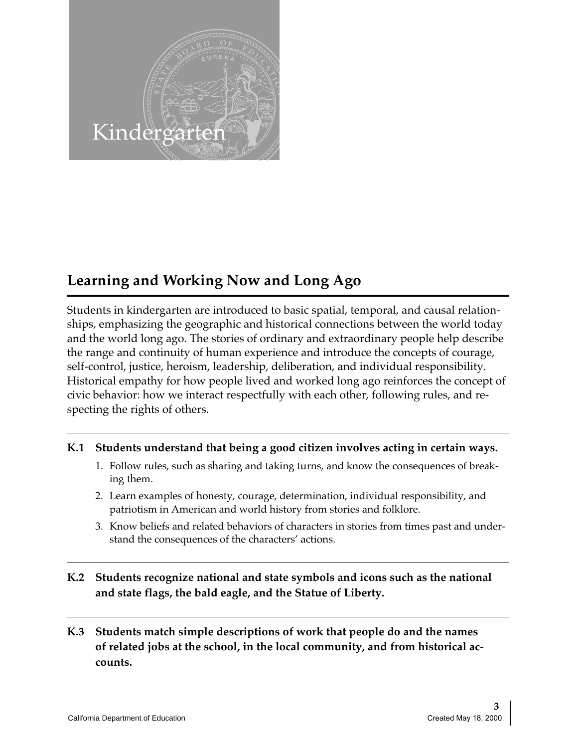# Kindergarten

## Learning and Working Now and Long Ago

Students in kindergarten are introduced to basic spatial, temporal, and causal relationships, emphasizing the geographic and historical connections between the world today and the world long ago. The stories of ordinary and extraordinary people help describe the range and continuity of human experience and introduce the concepts of courage, self-control, justice, heroism, leadership, deliberation, and individual responsibility. Historical empathy for how people lived and worked long ago reinforces the concept of civic behavior: how we interact respectfully with each other, following rules, and respecting the rights of others.

---

**K.1 Students understand that being a good citizen involves acting in certain ways.**

1. Follow rules, such as sharing and taking turns, and know the consequences of breaking them.
2. Learn examples of honesty, courage, determination, individual responsibility, and patriotism in American and world history from stories and folklore.
3. Know beliefs and related behaviors of characters in stories from times past and understand the consequences of the characters' actions.

---

**K.2 Students recognize national and state symbols and icons such as the national and state flags, the bald eagle, and the Statue of Liberty.**

---

**K.3 Students match simple descriptions of work that people do and the names of related jobs at the school, in the local community, and from historical accounts.**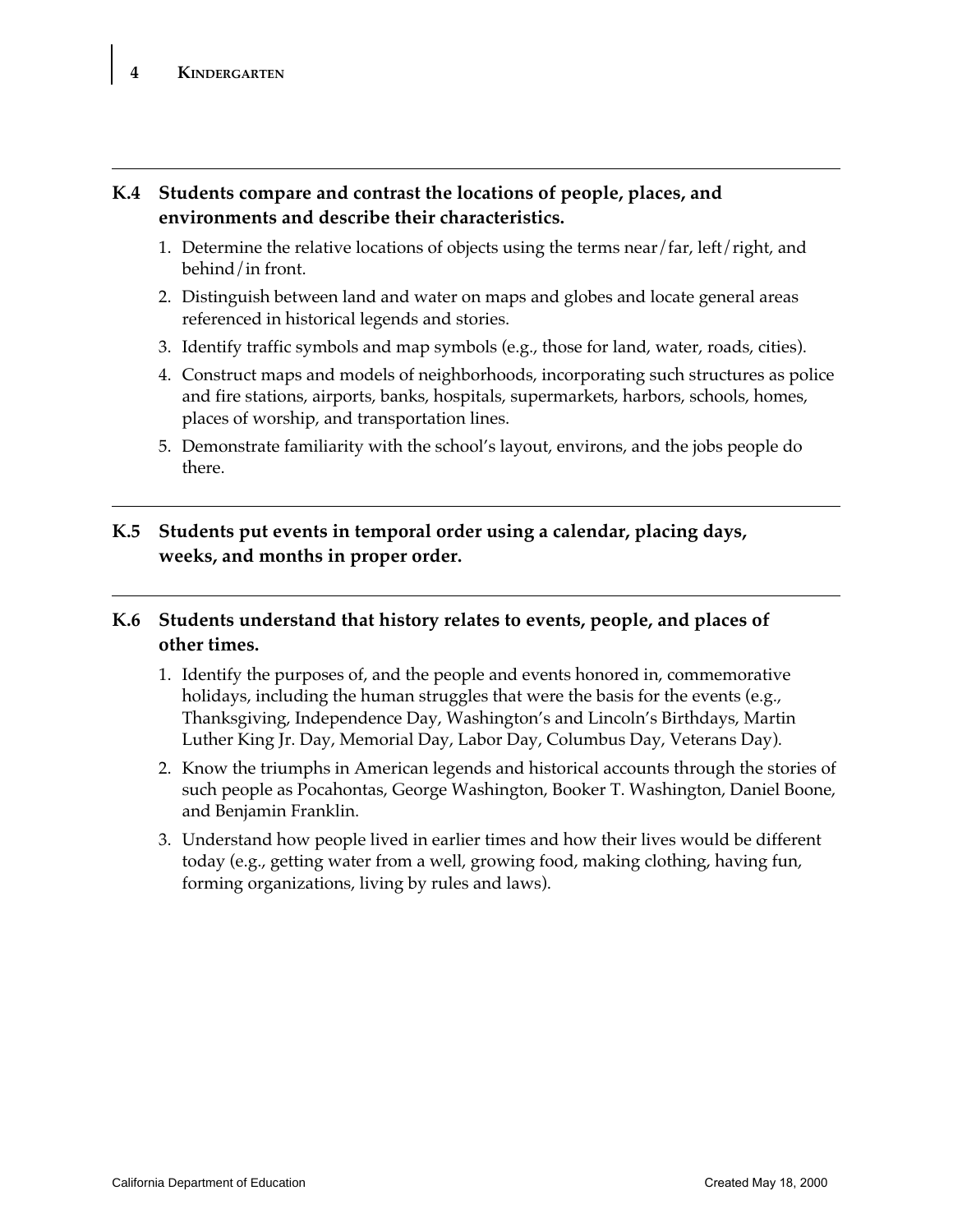**K.4 Students compare and contrast the locations of people, places, and environments and describe their characteristics.**

1. Determine the relative locations of objects using the terms near/far, left/right, and behind/in front.
2. Distinguish between land and water on maps and globes and locate general areas referenced in historical legends and stories.
3. Identify traffic symbols and map symbols (e.g., those for land, water, roads, cities).
4. Construct maps and models of neighborhoods, incorporating such structures as police and fire stations, airports, banks, hospitals, supermarkets, harbors, schools, homes, places of worship, and transportation lines.
5. Demonstrate familiarity with the school's layout, environs, and the jobs people do there.

---

**K.5 Students put events in temporal order using a calendar, placing days, weeks, and months in proper order.**

---

**K.6 Students understand that history relates to events, people, and places of other times.**

1. Identify the purposes of, and the people and events honored in, commemorative holidays, including the human struggles that were the basis for the events (e.g., Thanksgiving, Independence Day, Washington's and Lincoln's Birthdays, Martin Luther King Jr. Day, Memorial Day, Labor Day, Columbus Day, Veterans Day).
2. Know the triumphs in American legends and historical accounts through the stories of such people as Pocahontas, George Washington, Booker T. Washington, Daniel Boone, and Benjamin Franklin.
3. Understand how people lived in earlier times and how their lives would be different today (e.g., getting water from a well, growing food, making clothing, having fun, forming organizations, living by rules and laws).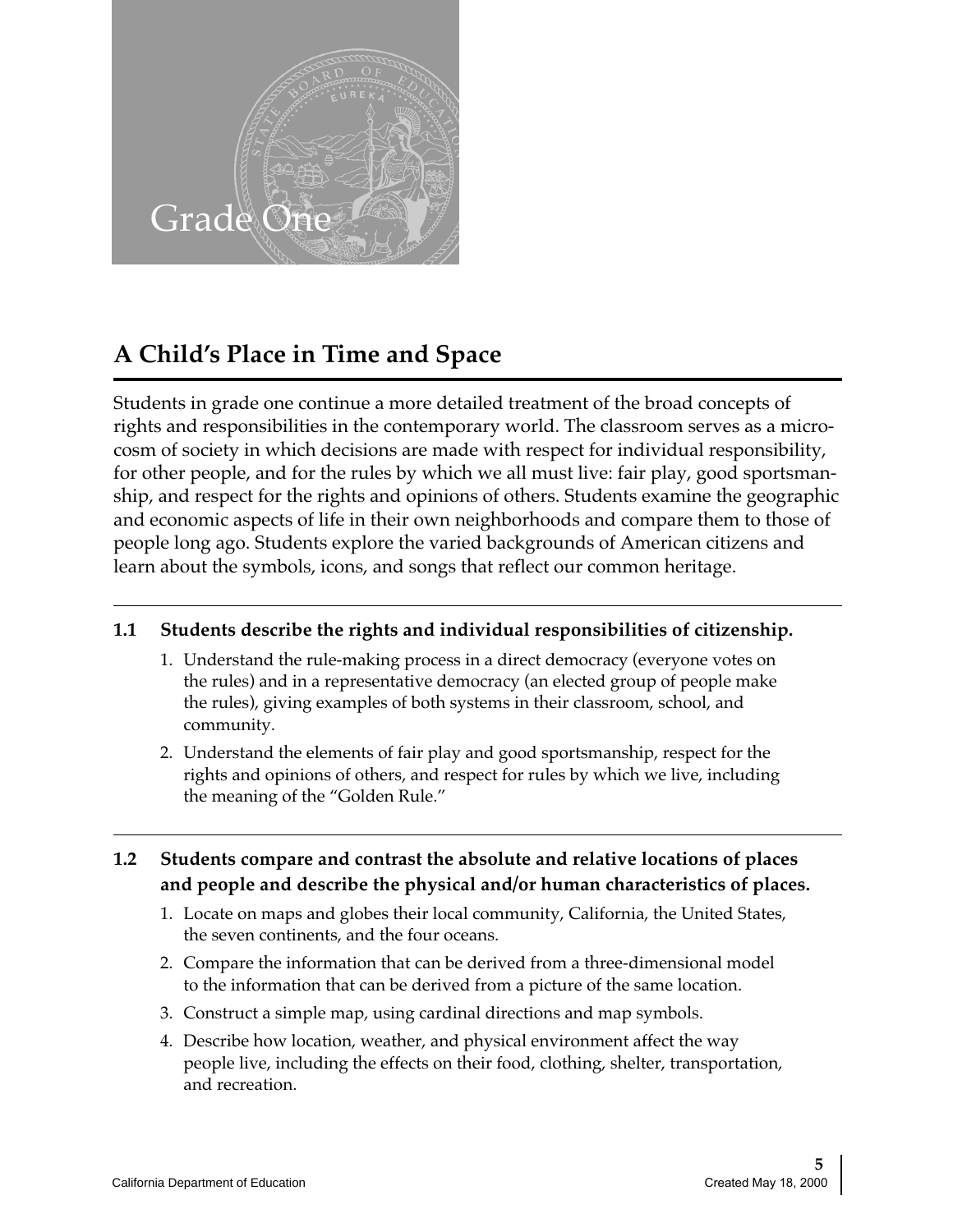# Grade One

## A Child's Place in Time and Space

Students in grade one continue a more detailed treatment of the broad concepts of rights and responsibilities in the contemporary world. The classroom serves as a microcosm of society in which decisions are made with respect for individual responsibility, for other people, and for the rules by which we all must live: fair play, good sportsmanship, and respect for the rights and opinions of others. Students examine the geographic and economic aspects of life in their own neighborhoods and compare them to those of people long ago. Students explore the varied backgrounds of American citizens and learn about the symbols, icons, and songs that reflect our common heritage.

**1.1 Students describe the rights and individual responsibilities of citizenship.**

1. Understand the rule-making process in a direct democracy (everyone votes on the rules) and in a representative democracy (an elected group of people make the rules), giving examples of both systems in their classroom, school, and community.
2. Understand the elements of fair play and good sportsmanship, respect for the rights and opinions of others, and respect for rules by which we live, including the meaning of the "Golden Rule."

**1.2 Students compare and contrast the absolute and relative locations of places and people and describe the physical and/or human characteristics of places.**

1. Locate on maps and globes their local community, California, the United States, the seven continents, and the four oceans.
2. Compare the information that can be derived from a three-dimensional model to the information that can be derived from a picture of the same location.
3. Construct a simple map, using cardinal directions and map symbols.
4. Describe how location, weather, and physical environment affect the way people live, including the effects on their food, clothing, shelter, transportation, and recreation.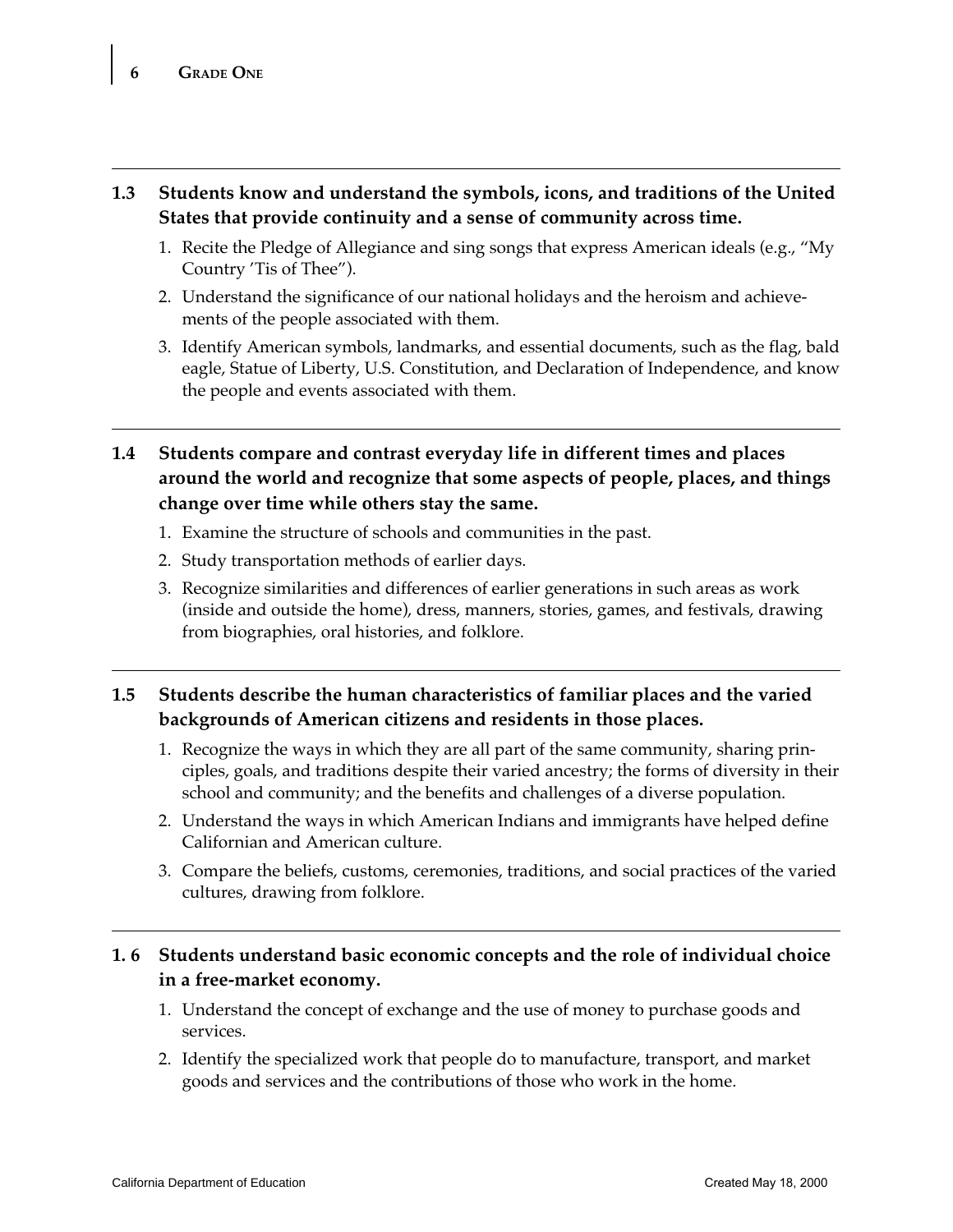**1.3 Students know and understand the symbols, icons, and traditions of the United States that provide continuity and a sense of community across time.**

1. Recite the Pledge of Allegiance and sing songs that express American ideals (e.g., "My Country 'Tis of Thee").
2. Understand the significance of our national holidays and the heroism and achievements of the people associated with them.
3. Identify American symbols, landmarks, and essential documents, such as the flag, bald eagle, Statue of Liberty, U.S. Constitution, and Declaration of Independence, and know the people and events associated with them.

**1.4 Students compare and contrast everyday life in different times and places around the world and recognize that some aspects of people, places, and things change over time while others stay the same.**

1. Examine the structure of schools and communities in the past.
2. Study transportation methods of earlier days.
3. Recognize similarities and differences of earlier generations in such areas as work (inside and outside the home), dress, manners, stories, games, and festivals, drawing from biographies, oral histories, and folklore.

**1.5 Students describe the human characteristics of familiar places and the varied backgrounds of American citizens and residents in those places.**

1. Recognize the ways in which they are all part of the same community, sharing principles, goals, and traditions despite their varied ancestry; the forms of diversity in their school and community; and the benefits and challenges of a diverse population.
2. Understand the ways in which American Indians and immigrants have helped define Californian and American culture.
3. Compare the beliefs, customs, ceremonies, traditions, and social practices of the varied cultures, drawing from folklore.

**1. 6 Students understand basic economic concepts and the role of individual choice in a free-market economy.**

1. Understand the concept of exchange and the use of money to purchase goods and services.
2. Identify the specialized work that people do to manufacture, transport, and market goods and services and the contributions of those who work in the home.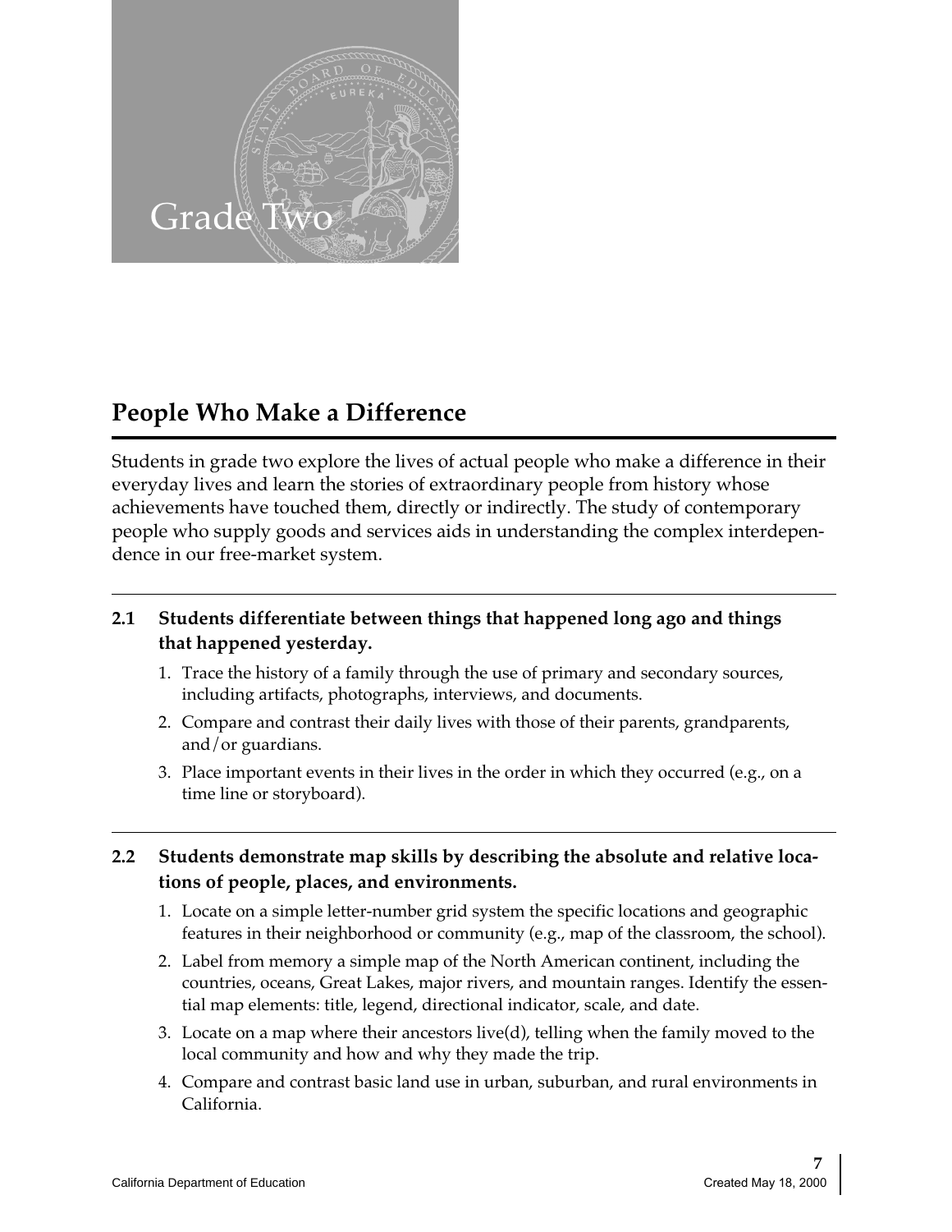# Grade Two

## People Who Make a Difference

Students in grade two explore the lives of actual people who make a difference in their everyday lives and learn the stories of extraordinary people from history whose achievements have touched them, directly or indirectly. The study of contemporary people who supply goods and services aids in understanding the complex interdependence in our free-market system.

**2.1 Students differentiate between things that happened long ago and things that happened yesterday.**

1. Trace the history of a family through the use of primary and secondary sources, including artifacts, photographs, interviews, and documents.
2. Compare and contrast their daily lives with those of their parents, grandparents, and/or guardians.
3. Place important events in their lives in the order in which they occurred (e.g., on a time line or storyboard).

**2.2 Students demonstrate map skills by describing the absolute and relative locations of people, places, and environments.**

1. Locate on a simple letter-number grid system the specific locations and geographic features in their neighborhood or community (e.g., map of the classroom, the school).
2. Label from memory a simple map of the North American continent, including the countries, oceans, Great Lakes, major rivers, and mountain ranges. Identify the essential map elements: title, legend, directional indicator, scale, and date.
3. Locate on a map where their ancestors live(d), telling when the family moved to the local community and how and why they made the trip.
4. Compare and contrast basic land use in urban, suburban, and rural environments in California.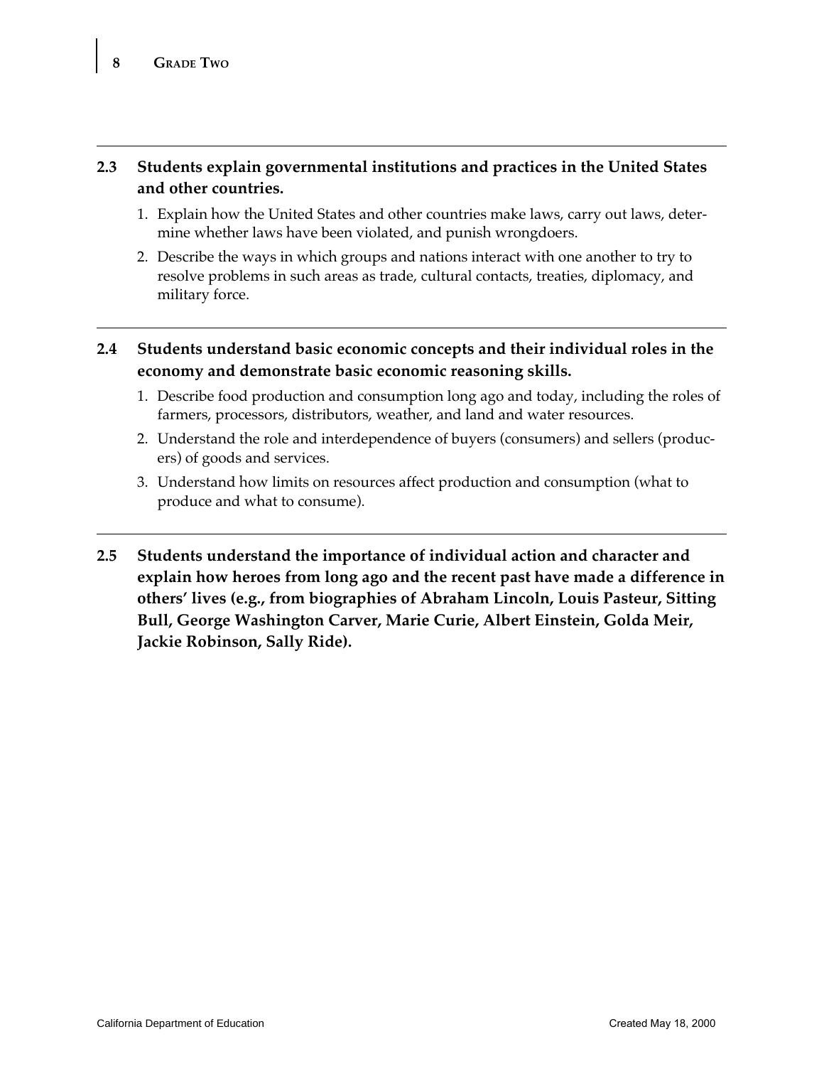**2.3 Students explain governmental institutions and practices in the United States and other countries.**

1. Explain how the United States and other countries make laws, carry out laws, determine whether laws have been violated, and punish wrongdoers.
2. Describe the ways in which groups and nations interact with one another to try to resolve problems in such areas as trade, cultural contacts, treaties, diplomacy, and military force.

**2.4 Students understand basic economic concepts and their individual roles in the economy and demonstrate basic economic reasoning skills.**

1. Describe food production and consumption long ago and today, including the roles of farmers, processors, distributors, weather, and land and water resources.
2. Understand the role and interdependence of buyers (consumers) and sellers (producers) of goods and services.
3. Understand how limits on resources affect production and consumption (what to produce and what to consume).

**2.5 Students understand the importance of individual action and character and explain how heroes from long ago and the recent past have made a difference in others' lives (e.g., from biographies of Abraham Lincoln, Louis Pasteur, Sitting Bull, George Washington Carver, Marie Curie, Albert Einstein, Golda Meir, Jackie Robinson, Sally Ride).**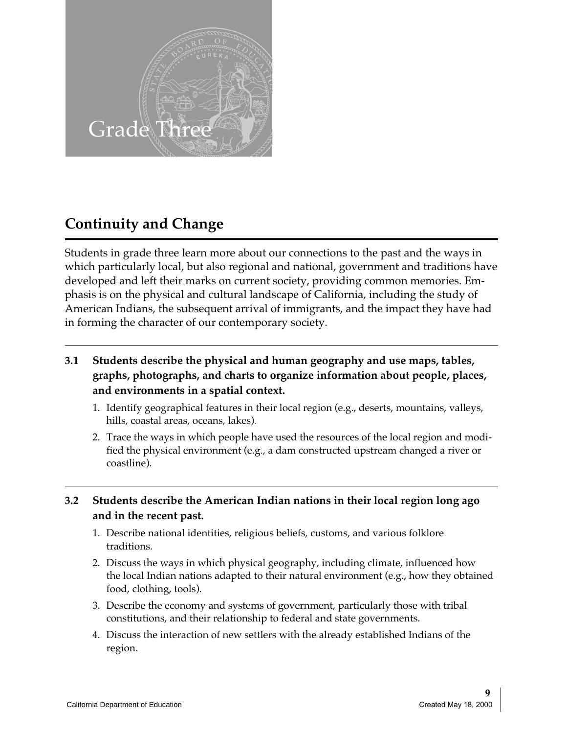# Grade Three

## Continuity and Change

Students in grade three learn more about our connections to the past and the ways in which particularly local, but also regional and national, government and traditions have developed and left their marks on current society, providing common memories. Emphasis is on the physical and cultural landscape of California, including the study of American Indians, the subsequent arrival of immigrants, and the impact they have had in forming the character of our contemporary society.

---

**3.1 Students describe the physical and human geography and use maps, tables, graphs, photographs, and charts to organize information about people, places, and environments in a spatial context.**

1. Identify geographical features in their local region (e.g., deserts, mountains, valleys, hills, coastal areas, oceans, lakes).
2. Trace the ways in which people have used the resources of the local region and modified the physical environment (e.g., a dam constructed upstream changed a river or coastline).

---

**3.2 Students describe the American Indian nations in their local region long ago and in the recent past.**

1. Describe national identities, religious beliefs, customs, and various folklore traditions.
2. Discuss the ways in which physical geography, including climate, influenced how the local Indian nations adapted to their natural environment (e.g., how they obtained food, clothing, tools).
3. Describe the economy and systems of government, particularly those with tribal constitutions, and their relationship to federal and state governments.
4. Discuss the interaction of new settlers with the already established Indians of the region.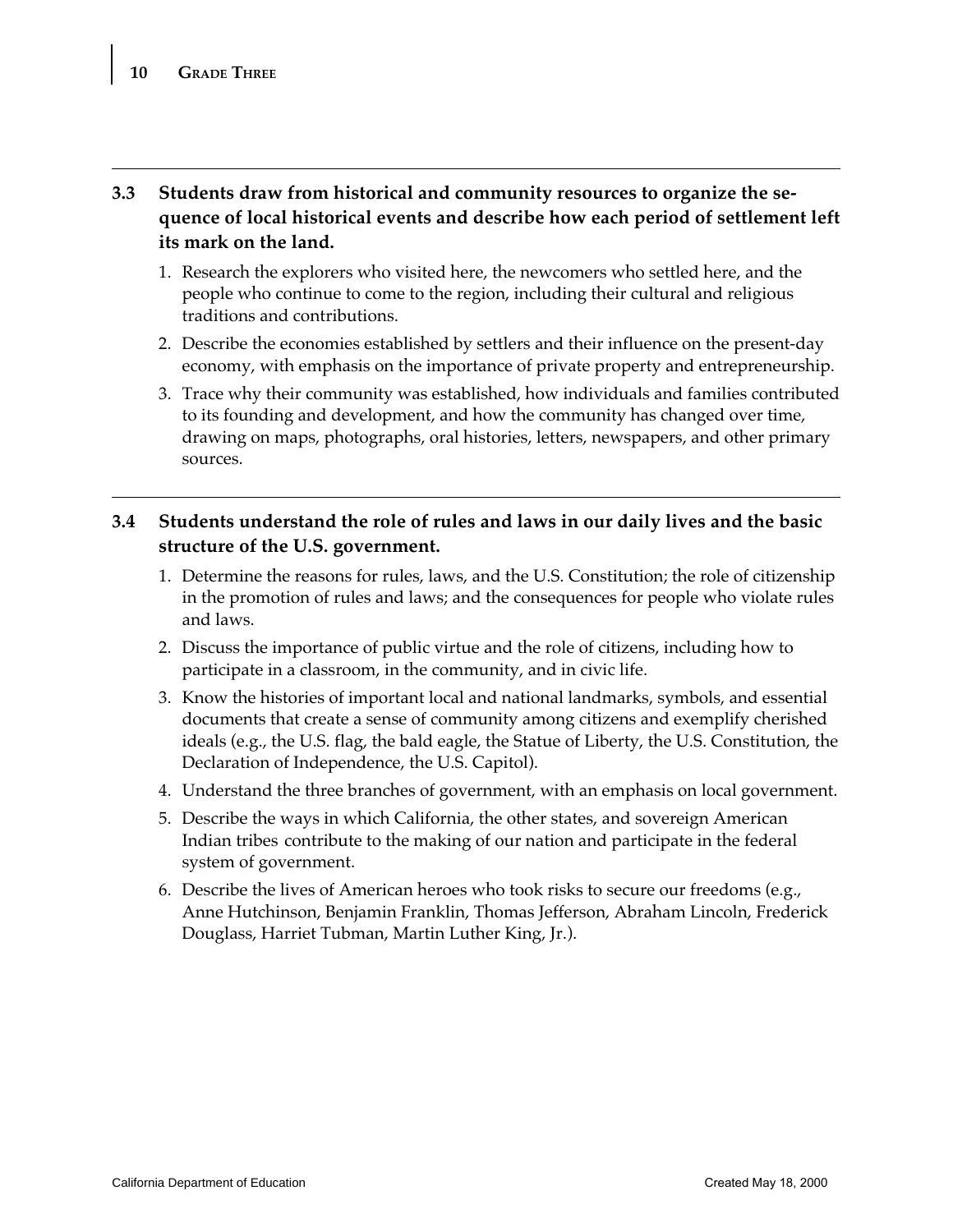## 3.3 Students draw from historical and community resources to organize the sequence of local historical events and describe how each period of settlement left its mark on the land.

1. Research the explorers who visited here, the newcomers who settled here, and the people who continue to come to the region, including their cultural and religious traditions and contributions.
2. Describe the economies established by settlers and their influence on the present-day economy, with emphasis on the importance of private property and entrepreneurship.
3. Trace why their community was established, how individuals and families contributed to its founding and development, and how the community has changed over time, drawing on maps, photographs, oral histories, letters, newspapers, and other primary sources.

## 3.4 Students understand the role of rules and laws in our daily lives and the basic structure of the U.S. government.

1. Determine the reasons for rules, laws, and the U.S. Constitution; the role of citizenship in the promotion of rules and laws; and the consequences for people who violate rules and laws.
2. Discuss the importance of public virtue and the role of citizens, including how to participate in a classroom, in the community, and in civic life.
3. Know the histories of important local and national landmarks, symbols, and essential documents that create a sense of community among citizens and exemplify cherished ideals (e.g., the U.S. flag, the bald eagle, the Statue of Liberty, the U.S. Constitution, the Declaration of Independence, the U.S. Capitol).
4. Understand the three branches of government, with an emphasis on local government.
5. Describe the ways in which California, the other states, and sovereign American Indian tribes contribute to the making of our nation and participate in the federal system of government.
6. Describe the lives of American heroes who took risks to secure our freedoms (e.g., Anne Hutchinson, Benjamin Franklin, Thomas Jefferson, Abraham Lincoln, Frederick Douglass, Harriet Tubman, Martin Luther King, Jr.).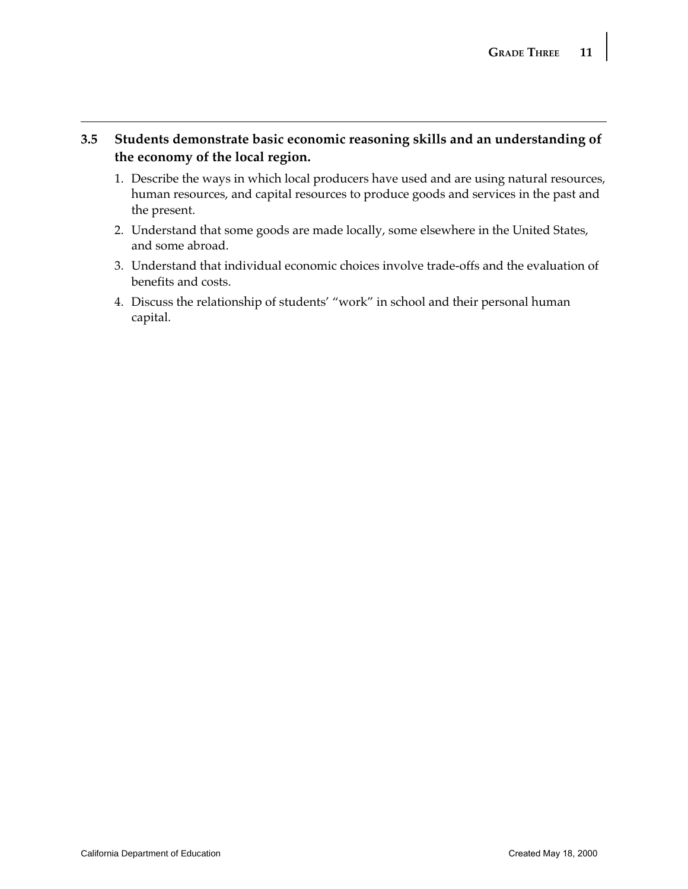**3.5 Students demonstrate basic economic reasoning skills and an understanding of the economy of the local region.**

1. Describe the ways in which local producers have used and are using natural resources, human resources, and capital resources to produce goods and services in the past and the present.
2. Understand that some goods are made locally, some elsewhere in the United States, and some abroad.
3. Understand that individual economic choices involve trade-offs and the evaluation of benefits and costs.
4. Discuss the relationship of students' "work" in school and their personal human capital.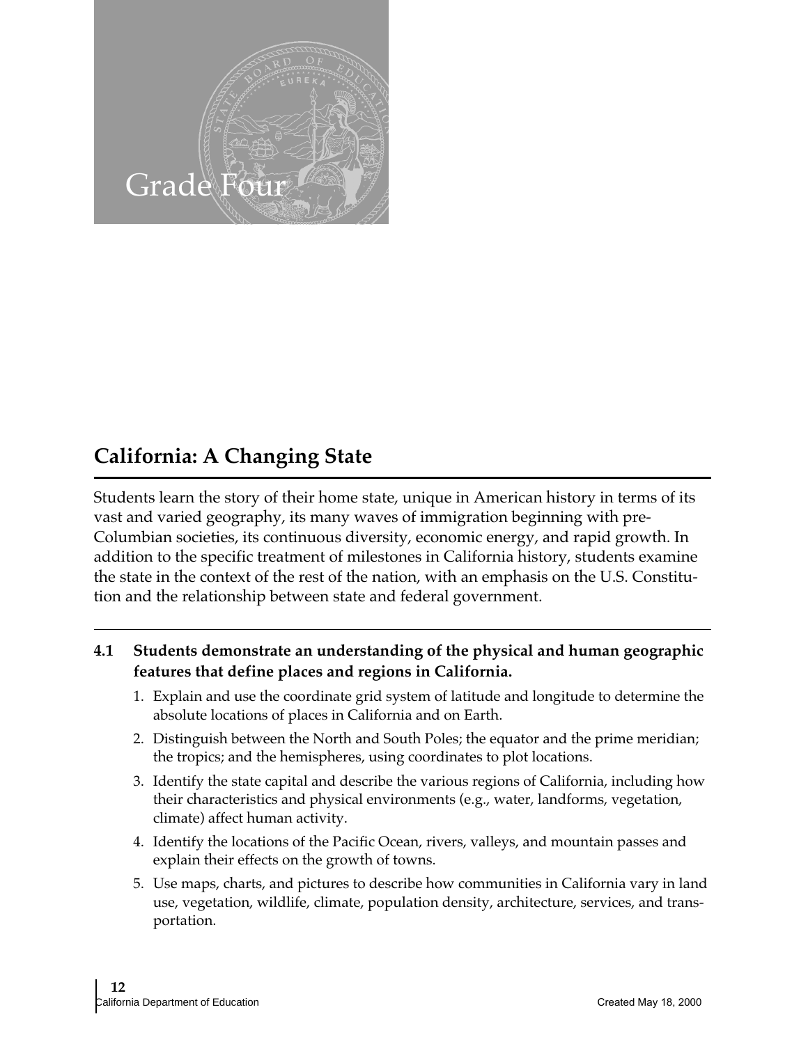# Grade Four

## California: A Changing State

Students learn the story of their home state, unique in American history in terms of its vast and varied geography, its many waves of immigration beginning with pre-Columbian societies, its continuous diversity, economic energy, and rapid growth. In addition to the specific treatment of milestones in California history, students examine the state in the context of the rest of the nation, with an emphasis on the U.S. Constitution and the relationship between state and federal government.

**4.1 Students demonstrate an understanding of the physical and human geographic features that define places and regions in California.**

1. Explain and use the coordinate grid system of latitude and longitude to determine the absolute locations of places in California and on Earth.
2. Distinguish between the North and South Poles; the equator and the prime meridian; the tropics; and the hemispheres, using coordinates to plot locations.
3. Identify the state capital and describe the various regions of California, including how their characteristics and physical environments (e.g., water, landforms, vegetation, climate) affect human activity.
4. Identify the locations of the Pacific Ocean, rivers, valleys, and mountain passes and explain their effects on the growth of towns.
5. Use maps, charts, and pictures to describe how communities in California vary in land use, vegetation, wildlife, climate, population density, architecture, services, and transportation.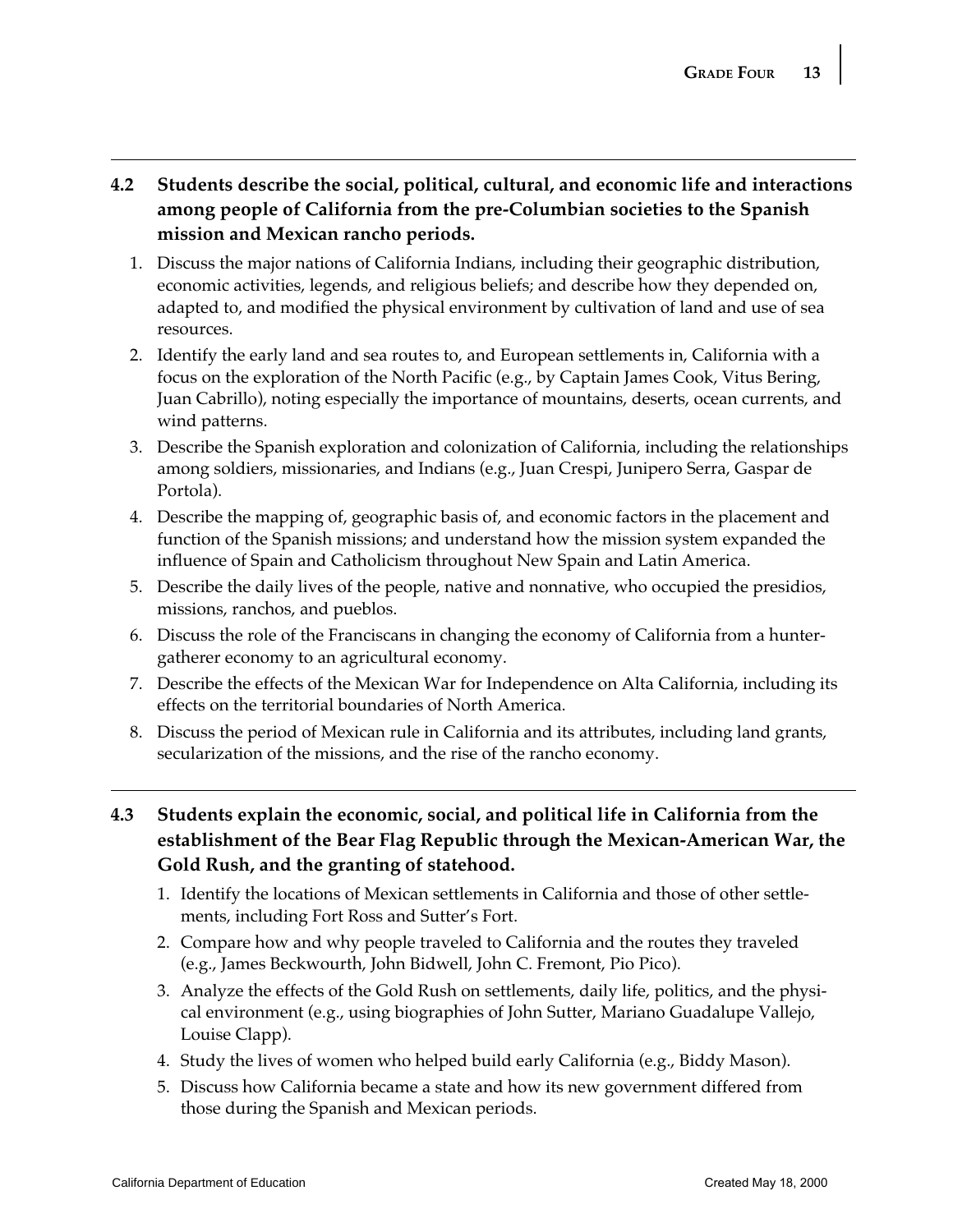**4.2 Students describe the social, political, cultural, and economic life and interactions among people of California from the pre-Columbian societies to the Spanish mission and Mexican rancho periods.**

1. Discuss the major nations of California Indians, including their geographic distribution, economic activities, legends, and religious beliefs; and describe how they depended on, adapted to, and modified the physical environment by cultivation of land and use of sea resources.
2. Identify the early land and sea routes to, and European settlements in, California with a focus on the exploration of the North Pacific (e.g., by Captain James Cook, Vitus Bering, Juan Cabrillo), noting especially the importance of mountains, deserts, ocean currents, and wind patterns.
3. Describe the Spanish exploration and colonization of California, including the relationships among soldiers, missionaries, and Indians (e.g., Juan Crespi, Junipero Serra, Gaspar de Portola).
4. Describe the mapping of, geographic basis of, and economic factors in the placement and function of the Spanish missions; and understand how the mission system expanded the influence of Spain and Catholicism throughout New Spain and Latin America.
5. Describe the daily lives of the people, native and nonnative, who occupied the presidios, missions, ranchos, and pueblos.
6. Discuss the role of the Franciscans in changing the economy of California from a hunter-gatherer economy to an agricultural economy.
7. Describe the effects of the Mexican War for Independence on Alta California, including its effects on the territorial boundaries of North America.
8. Discuss the period of Mexican rule in California and its attributes, including land grants, secularization of the missions, and the rise of the rancho economy.

**4.3 Students explain the economic, social, and political life in California from the establishment of the Bear Flag Republic through the Mexican-American War, the Gold Rush, and the granting of statehood.**

1. Identify the locations of Mexican settlements in California and those of other settlements, including Fort Ross and Sutter's Fort.
2. Compare how and why people traveled to California and the routes they traveled (e.g., James Beckwourth, John Bidwell, John C. Fremont, Pio Pico).
3. Analyze the effects of the Gold Rush on settlements, daily life, politics, and the physical environment (e.g., using biographies of John Sutter, Mariano Guadalupe Vallejo, Louise Clapp).
4. Study the lives of women who helped build early California (e.g., Biddy Mason).
5. Discuss how California became a state and how its new government differed from those during the Spanish and Mexican periods.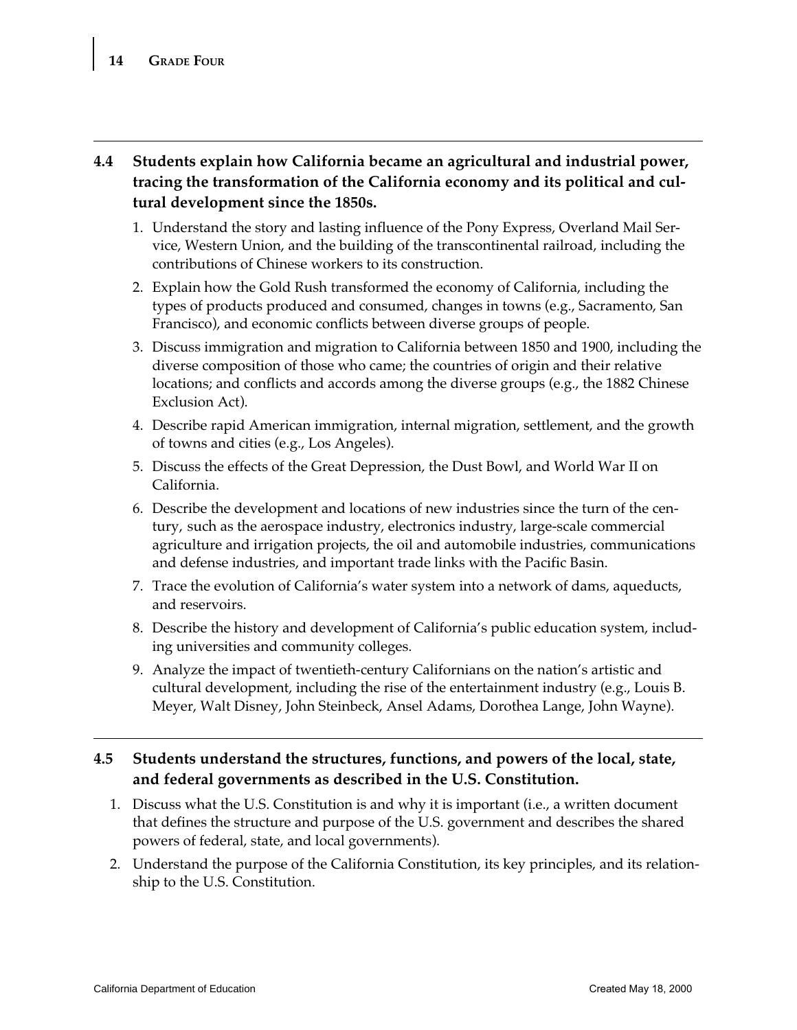## 4.4 Students explain how California became an agricultural and industrial power, tracing the transformation of the California economy and its political and cultural development since the 1850s.

1. Understand the story and lasting influence of the Pony Express, Overland Mail Service, Western Union, and the building of the transcontinental railroad, including the contributions of Chinese workers to its construction.
2. Explain how the Gold Rush transformed the economy of California, including the types of products produced and consumed, changes in towns (e.g., Sacramento, San Francisco), and economic conflicts between diverse groups of people.
3. Discuss immigration and migration to California between 1850 and 1900, including the diverse composition of those who came; the countries of origin and their relative locations; and conflicts and accords among the diverse groups (e.g., the 1882 Chinese Exclusion Act).
4. Describe rapid American immigration, internal migration, settlement, and the growth of towns and cities (e.g., Los Angeles).
5. Discuss the effects of the Great Depression, the Dust Bowl, and World War II on California.
6. Describe the development and locations of new industries since the turn of the century, such as the aerospace industry, electronics industry, large-scale commercial agriculture and irrigation projects, the oil and automobile industries, communications and defense industries, and important trade links with the Pacific Basin.
7. Trace the evolution of California's water system into a network of dams, aqueducts, and reservoirs.
8. Describe the history and development of California's public education system, including universities and community colleges.
9. Analyze the impact of twentieth-century Californians on the nation's artistic and cultural development, including the rise of the entertainment industry (e.g., Louis B. Meyer, Walt Disney, John Steinbeck, Ansel Adams, Dorothea Lange, John Wayne).

## 4.5 Students understand the structures, functions, and powers of the local, state, and federal governments as described in the U.S. Constitution.

1. Discuss what the U.S. Constitution is and why it is important (i.e., a written document that defines the structure and purpose of the U.S. government and describes the shared powers of federal, state, and local governments).
2. Understand the purpose of the California Constitution, its key principles, and its relationship to the U.S. Constitution.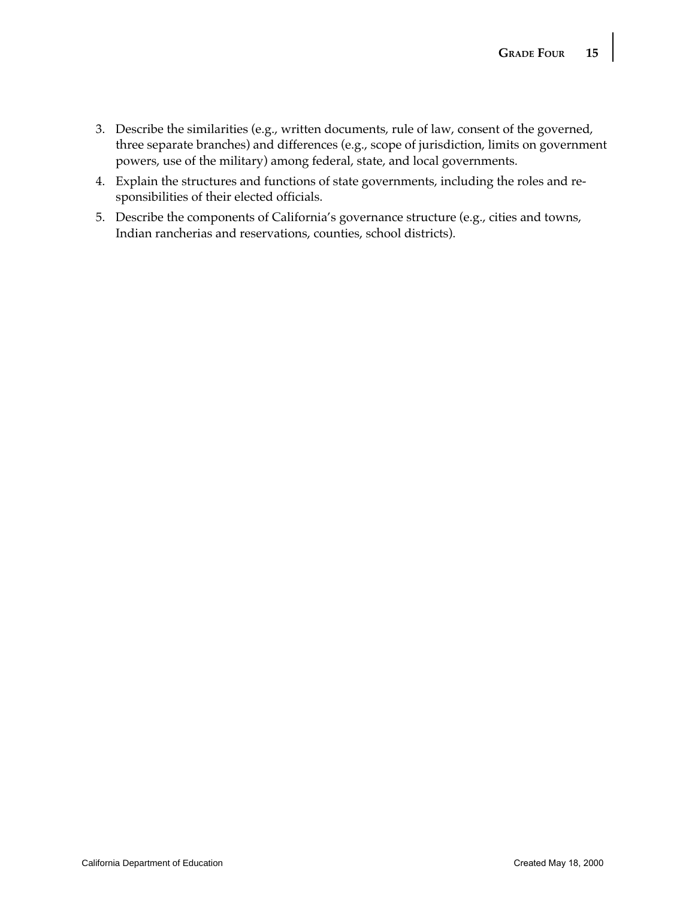3. Describe the similarities (e.g., written documents, rule of law, consent of the governed, three separate branches) and differences (e.g., scope of jurisdiction, limits on government powers, use of the military) among federal, state, and local governments.
4. Explain the structures and functions of state governments, including the roles and responsibilities of their elected officials.
5. Describe the components of California's governance structure (e.g., cities and towns, Indian rancherias and reservations, counties, school districts).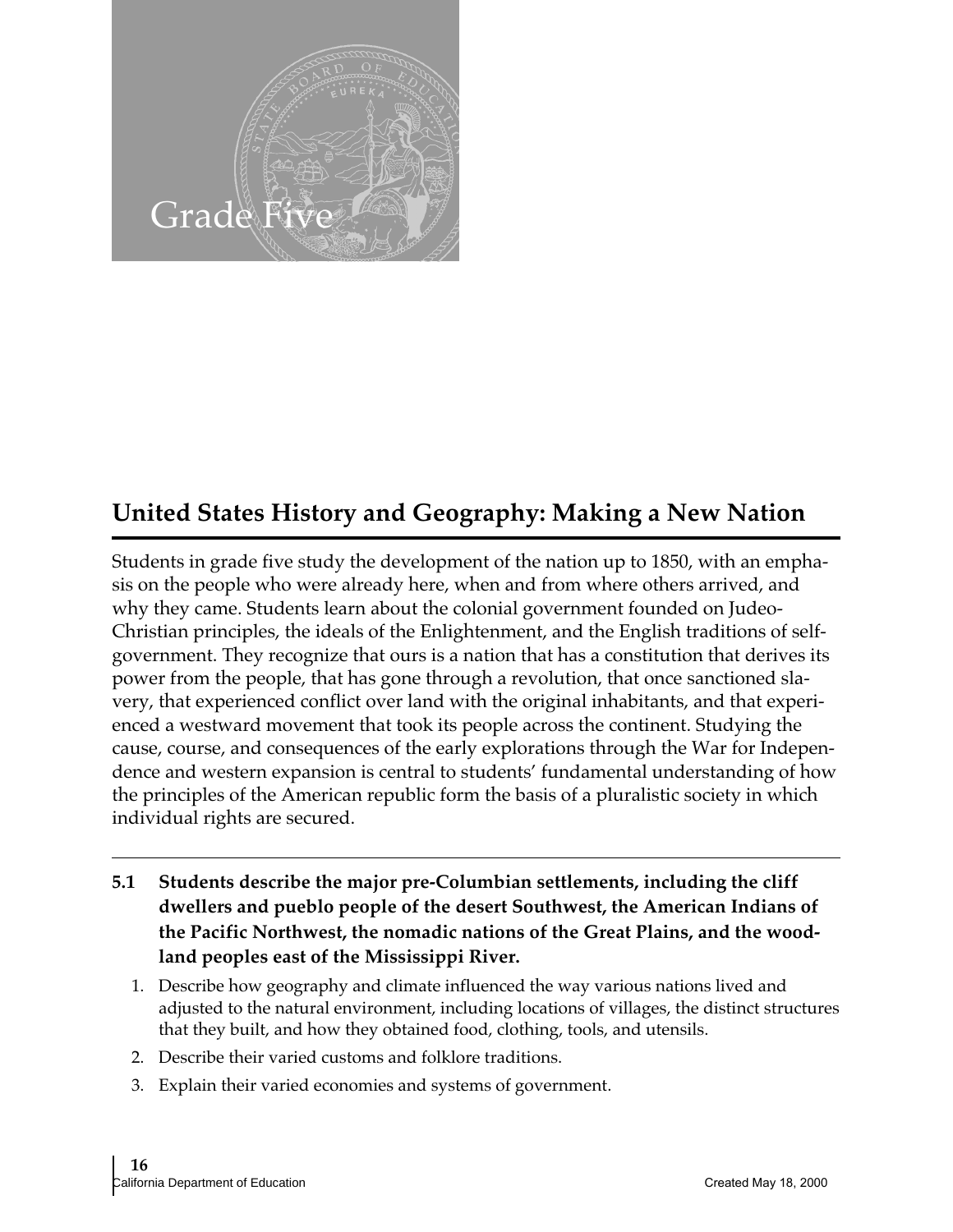# Grade Five

## United States History and Geography: Making a New Nation

Students in grade five study the development of the nation up to 1850, with an emphasis on the people who were already here, when and from where others arrived, and why they came. Students learn about the colonial government founded on Judeo-Christian principles, the ideals of the Enlightenment, and the English traditions of self-government. They recognize that ours is a nation that has a constitution that derives its power from the people, that has gone through a revolution, that once sanctioned slavery, that experienced conflict over land with the original inhabitants, and that experienced a westward movement that took its people across the continent. Studying the cause, course, and consequences of the early explorations through the War for Independence and western expansion is central to students' fundamental understanding of how the principles of the American republic form the basis of a pluralistic society in which individual rights are secured.

---

**5.1 Students describe the major pre-Columbian settlements, including the cliff dwellers and pueblo people of the desert Southwest, the American Indians of the Pacific Northwest, the nomadic nations of the Great Plains, and the woodland peoples east of the Mississippi River.**

1. Describe how geography and climate influenced the way various nations lived and adjusted to the natural environment, including locations of villages, the distinct structures that they built, and how they obtained food, clothing, tools, and utensils.
2. Describe their varied customs and folklore traditions.
3. Explain their varied economies and systems of government.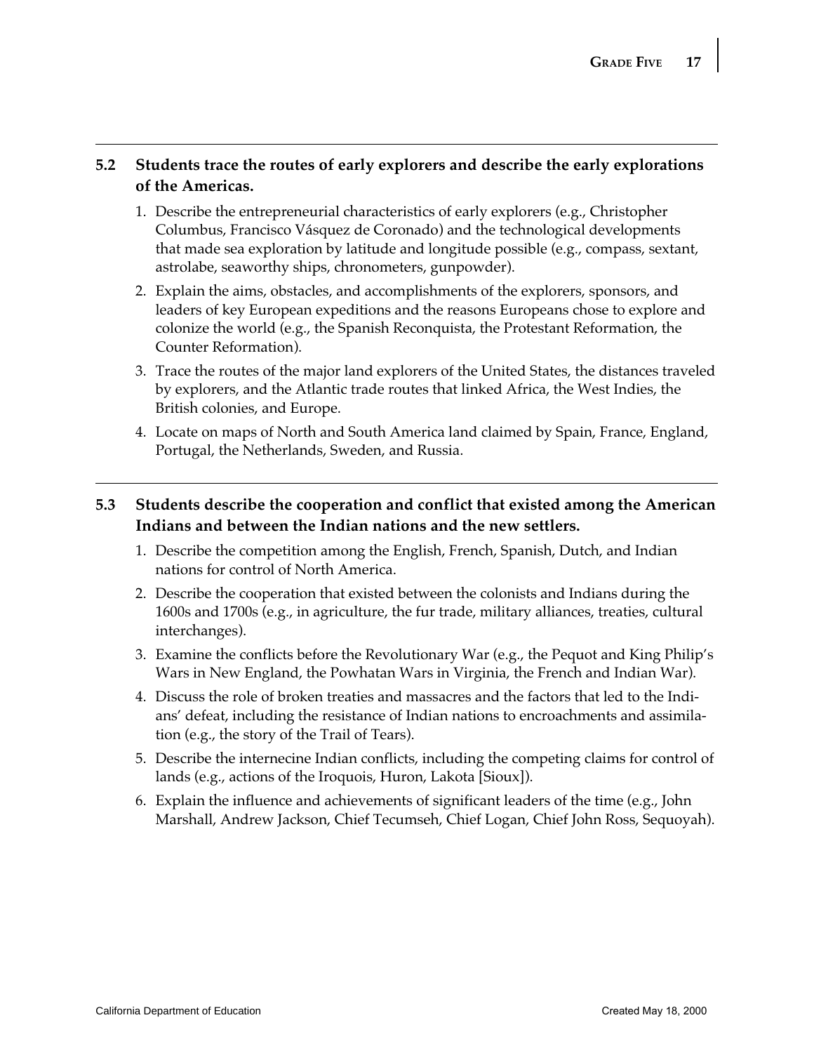**5.2 Students trace the routes of early explorers and describe the early explorations of the Americas.**

1. Describe the entrepreneurial characteristics of early explorers (e.g., Christopher Columbus, Francisco Vásquez de Coronado) and the technological developments that made sea exploration by latitude and longitude possible (e.g., compass, sextant, astrolabe, seaworthy ships, chronometers, gunpowder).
2. Explain the aims, obstacles, and accomplishments of the explorers, sponsors, and leaders of key European expeditions and the reasons Europeans chose to explore and colonize the world (e.g., the Spanish Reconquista, the Protestant Reformation, the Counter Reformation).
3. Trace the routes of the major land explorers of the United States, the distances traveled by explorers, and the Atlantic trade routes that linked Africa, the West Indies, the British colonies, and Europe.
4. Locate on maps of North and South America land claimed by Spain, France, England, Portugal, the Netherlands, Sweden, and Russia.

**5.3 Students describe the cooperation and conflict that existed among the American Indians and between the Indian nations and the new settlers.**

1. Describe the competition among the English, French, Spanish, Dutch, and Indian nations for control of North America.
2. Describe the cooperation that existed between the colonists and Indians during the 1600s and 1700s (e.g., in agriculture, the fur trade, military alliances, treaties, cultural interchanges).
3. Examine the conflicts before the Revolutionary War (e.g., the Pequot and King Philip's Wars in New England, the Powhatan Wars in Virginia, the French and Indian War).
4. Discuss the role of broken treaties and massacres and the factors that led to the Indians' defeat, including the resistance of Indian nations to encroachments and assimilation (e.g., the story of the Trail of Tears).
5. Describe the internecine Indian conflicts, including the competing claims for control of lands (e.g., actions of the Iroquois, Huron, Lakota [Sioux]).
6. Explain the influence and achievements of significant leaders of the time (e.g., John Marshall, Andrew Jackson, Chief Tecumseh, Chief Logan, Chief John Ross, Sequoyah).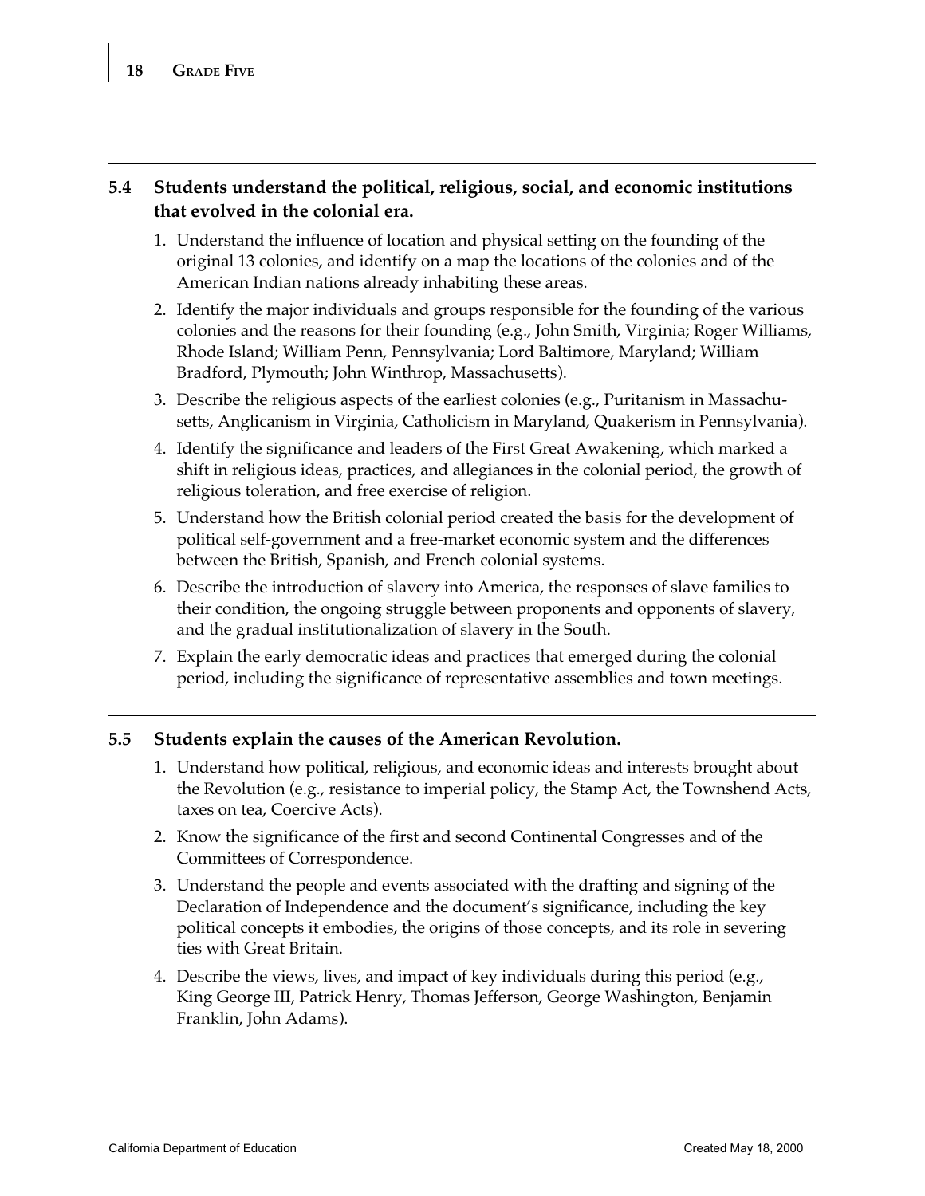**5.4 Students understand the political, religious, social, and economic institutions that evolved in the colonial era.**

1. Understand the influence of location and physical setting on the founding of the original 13 colonies, and identify on a map the locations of the colonies and of the American Indian nations already inhabiting these areas.
2. Identify the major individuals and groups responsible for the founding of the various colonies and the reasons for their founding (e.g., John Smith, Virginia; Roger Williams, Rhode Island; William Penn, Pennsylvania; Lord Baltimore, Maryland; William Bradford, Plymouth; John Winthrop, Massachusetts).
3. Describe the religious aspects of the earliest colonies (e.g., Puritanism in Massachusetts, Anglicanism in Virginia, Catholicism in Maryland, Quakerism in Pennsylvania).
4. Identify the significance and leaders of the First Great Awakening, which marked a shift in religious ideas, practices, and allegiances in the colonial period, the growth of religious toleration, and free exercise of religion.
5. Understand how the British colonial period created the basis for the development of political self-government and a free-market economic system and the differences between the British, Spanish, and French colonial systems.
6. Describe the introduction of slavery into America, the responses of slave families to their condition, the ongoing struggle between proponents and opponents of slavery, and the gradual institutionalization of slavery in the South.
7. Explain the early democratic ideas and practices that emerged during the colonial period, including the significance of representative assemblies and town meetings.

**5.5 Students explain the causes of the American Revolution.**

1. Understand how political, religious, and economic ideas and interests brought about the Revolution (e.g., resistance to imperial policy, the Stamp Act, the Townshend Acts, taxes on tea, Coercive Acts).
2. Know the significance of the first and second Continental Congresses and of the Committees of Correspondence.
3. Understand the people and events associated with the drafting and signing of the Declaration of Independence and the document's significance, including the key political concepts it embodies, the origins of those concepts, and its role in severing ties with Great Britain.
4. Describe the views, lives, and impact of key individuals during this period (e.g., King George III, Patrick Henry, Thomas Jefferson, George Washington, Benjamin Franklin, John Adams).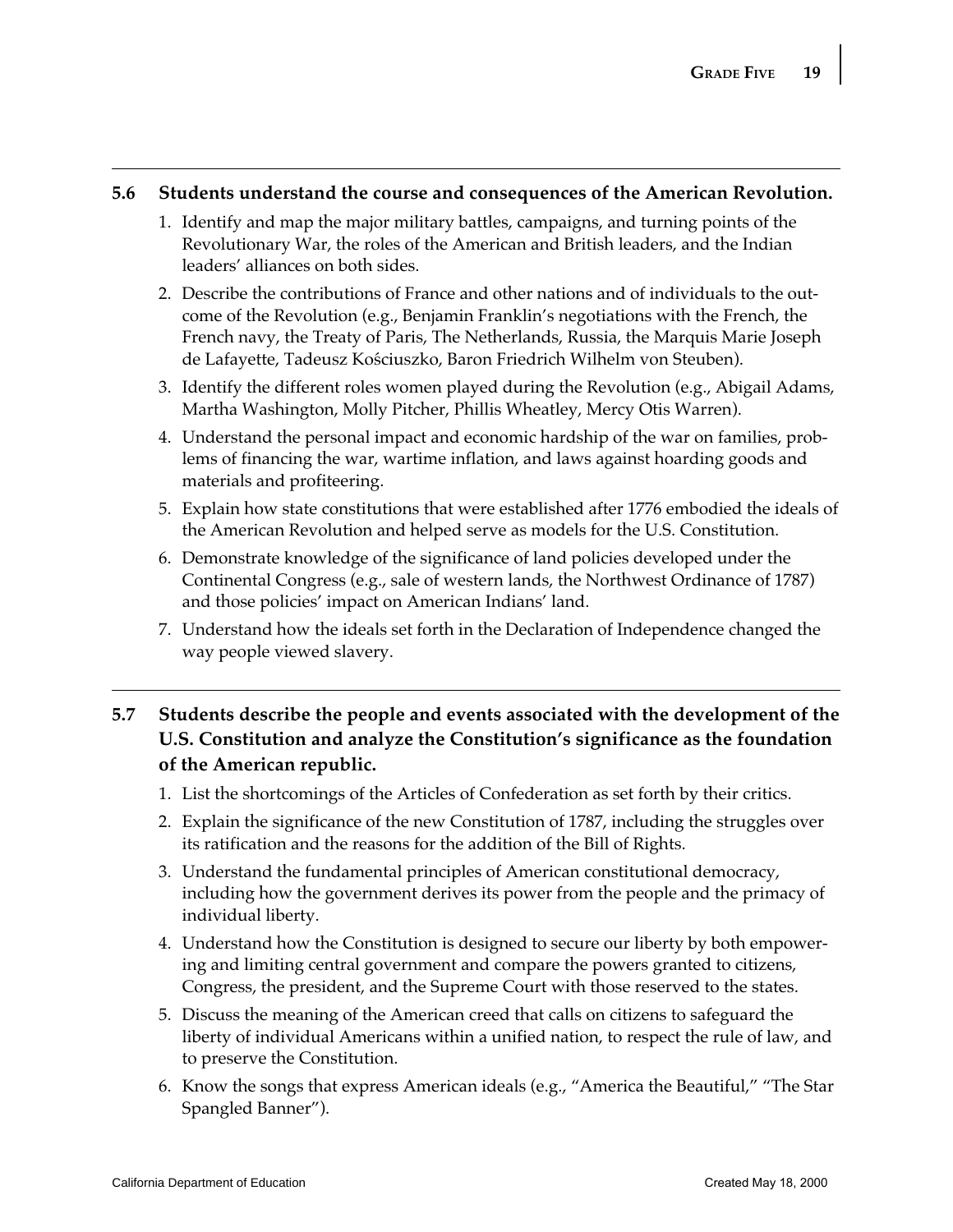**5.6 Students understand the course and consequences of the American Revolution.**

1. Identify and map the major military battles, campaigns, and turning points of the Revolutionary War, the roles of the American and British leaders, and the Indian leaders' alliances on both sides.
2. Describe the contributions of France and other nations and of individuals to the outcome of the Revolution (e.g., Benjamin Franklin's negotiations with the French, the French navy, the Treaty of Paris, The Netherlands, Russia, the Marquis Marie Joseph de Lafayette, Tadeusz Kościuszko, Baron Friedrich Wilhelm von Steuben).
3. Identify the different roles women played during the Revolution (e.g., Abigail Adams, Martha Washington, Molly Pitcher, Phillis Wheatley, Mercy Otis Warren).
4. Understand the personal impact and economic hardship of the war on families, problems of financing the war, wartime inflation, and laws against hoarding goods and materials and profiteering.
5. Explain how state constitutions that were established after 1776 embodied the ideals of the American Revolution and helped serve as models for the U.S. Constitution.
6. Demonstrate knowledge of the significance of land policies developed under the Continental Congress (e.g., sale of western lands, the Northwest Ordinance of 1787) and those policies' impact on American Indians' land.
7. Understand how the ideals set forth in the Declaration of Independence changed the way people viewed slavery.

**5.7 Students describe the people and events associated with the development of the U.S. Constitution and analyze the Constitution's significance as the foundation of the American republic.**

1. List the shortcomings of the Articles of Confederation as set forth by their critics.
2. Explain the significance of the new Constitution of 1787, including the struggles over its ratification and the reasons for the addition of the Bill of Rights.
3. Understand the fundamental principles of American constitutional democracy, including how the government derives its power from the people and the primacy of individual liberty.
4. Understand how the Constitution is designed to secure our liberty by both empowering and limiting central government and compare the powers granted to citizens, Congress, the president, and the Supreme Court with those reserved to the states.
5. Discuss the meaning of the American creed that calls on citizens to safeguard the liberty of individual Americans within a unified nation, to respect the rule of law, and to preserve the Constitution.
6. Know the songs that express American ideals (e.g., "America the Beautiful," "The Star Spangled Banner").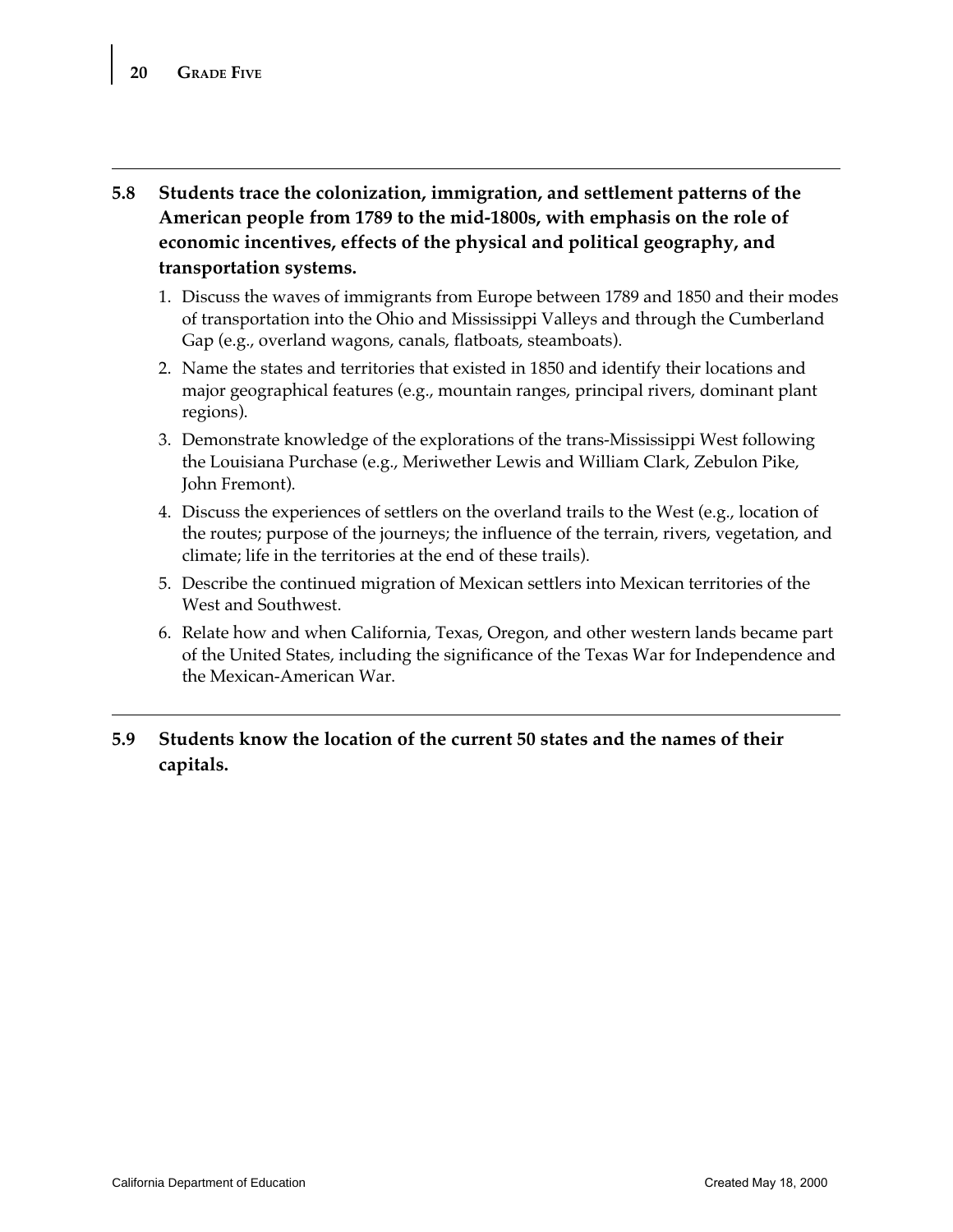**5.8 Students trace the colonization, immigration, and settlement patterns of the American people from 1789 to the mid-1800s, with emphasis on the role of economic incentives, effects of the physical and political geography, and transportation systems.**

1. Discuss the waves of immigrants from Europe between 1789 and 1850 and their modes of transportation into the Ohio and Mississippi Valleys and through the Cumberland Gap (e.g., overland wagons, canals, flatboats, steamboats).
2. Name the states and territories that existed in 1850 and identify their locations and major geographical features (e.g., mountain ranges, principal rivers, dominant plant regions).
3. Demonstrate knowledge of the explorations of the trans-Mississippi West following the Louisiana Purchase (e.g., Meriwether Lewis and William Clark, Zebulon Pike, John Fremont).
4. Discuss the experiences of settlers on the overland trails to the West (e.g., location of the routes; purpose of the journeys; the influence of the terrain, rivers, vegetation, and climate; life in the territories at the end of these trails).
5. Describe the continued migration of Mexican settlers into Mexican territories of the West and Southwest.
6. Relate how and when California, Texas, Oregon, and other western lands became part of the United States, including the significance of the Texas War for Independence and the Mexican-American War.

**5.9 Students know the location of the current 50 states and the names of their capitals.**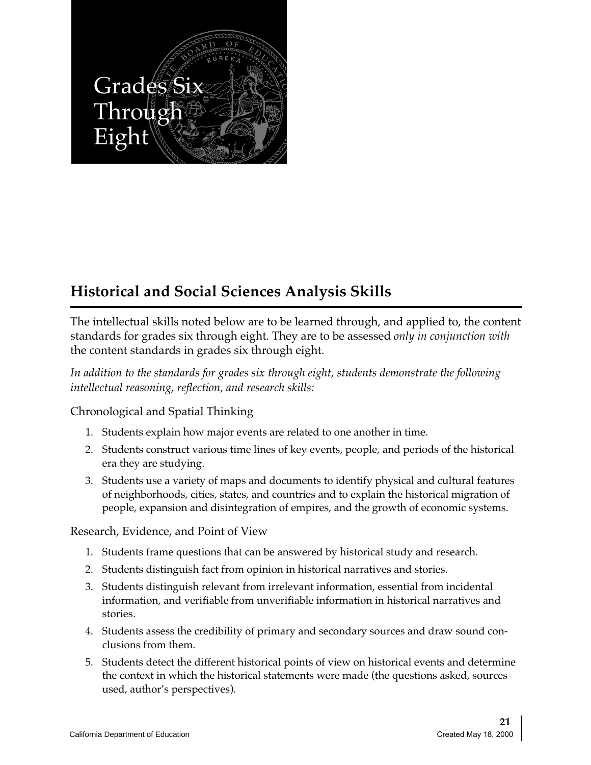# Grades Six Through Eight

## Historical and Social Sciences Analysis Skills

The intellectual skills noted below are to be learned through, and applied to, the content standards for grades six through eight. They are to be assessed *only in conjunction with* the content standards in grades six through eight.

*In addition to the standards for grades six through eight, students demonstrate the following intellectual reasoning, reflection, and research skills:*

### Chronological and Spatial Thinking

1. Students explain how major events are related to one another in time.
2. Students construct various time lines of key events, people, and periods of the historical era they are studying.
3. Students use a variety of maps and documents to identify physical and cultural features of neighborhoods, cities, states, and countries and to explain the historical migration of people, expansion and disintegration of empires, and the growth of economic systems.

### Research, Evidence, and Point of View

1. Students frame questions that can be answered by historical study and research.
2. Students distinguish fact from opinion in historical narratives and stories.
3. Students distinguish relevant from irrelevant information, essential from incidental information, and verifiable from unverifiable information in historical narratives and stories.
4. Students assess the credibility of primary and secondary sources and draw sound conclusions from them.
5. Students detect the different historical points of view on historical events and determine the context in which the historical statements were made (the questions asked, sources used, author's perspectives).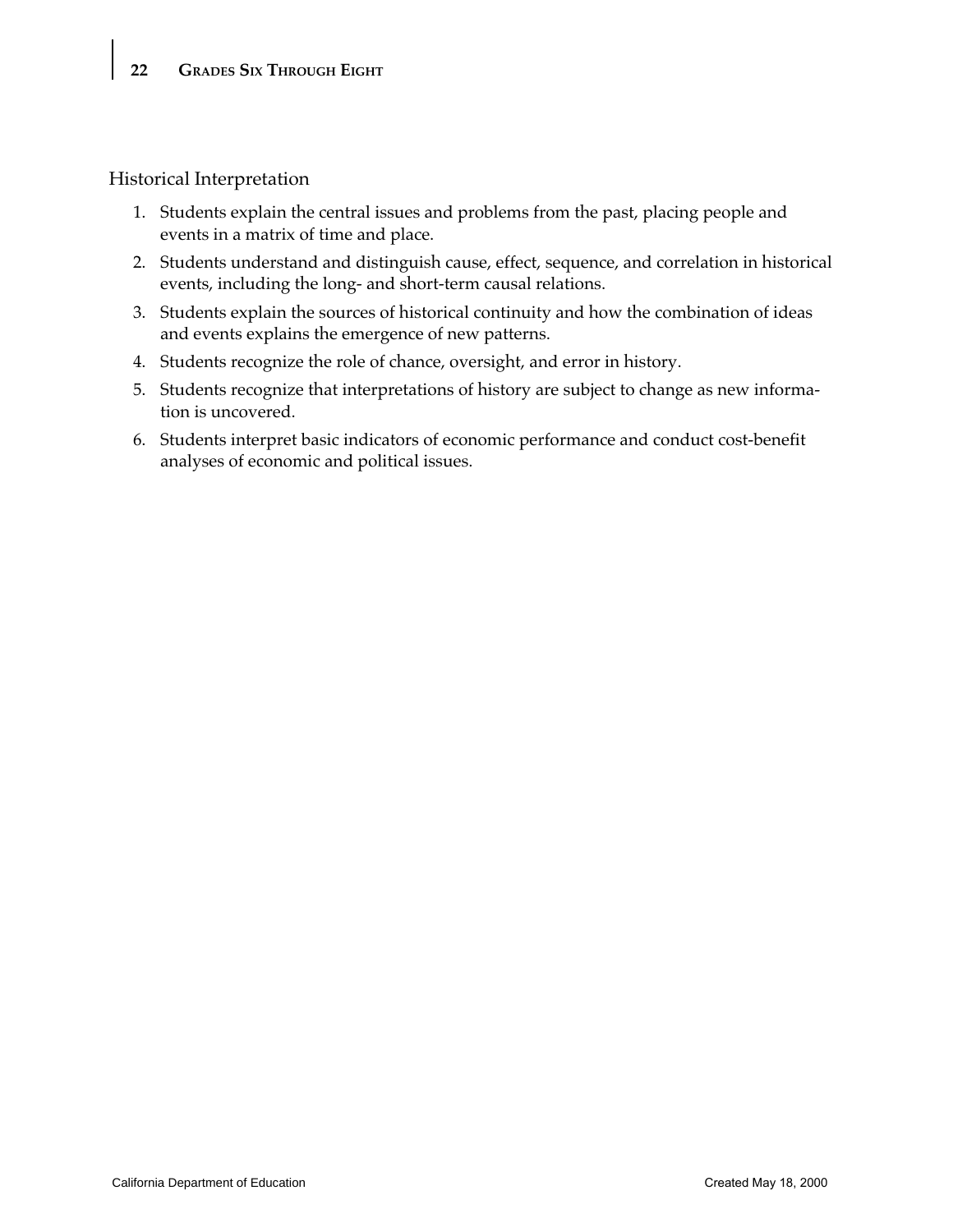## Historical Interpretation

1. Students explain the central issues and problems from the past, placing people and events in a matrix of time and place.
2. Students understand and distinguish cause, effect, sequence, and correlation in historical events, including the long- and short-term causal relations.
3. Students explain the sources of historical continuity and how the combination of ideas and events explains the emergence of new patterns.
4. Students recognize the role of chance, oversight, and error in history.
5. Students recognize that interpretations of history are subject to change as new information is uncovered.
6. Students interpret basic indicators of economic performance and conduct cost-benefit analyses of economic and political issues.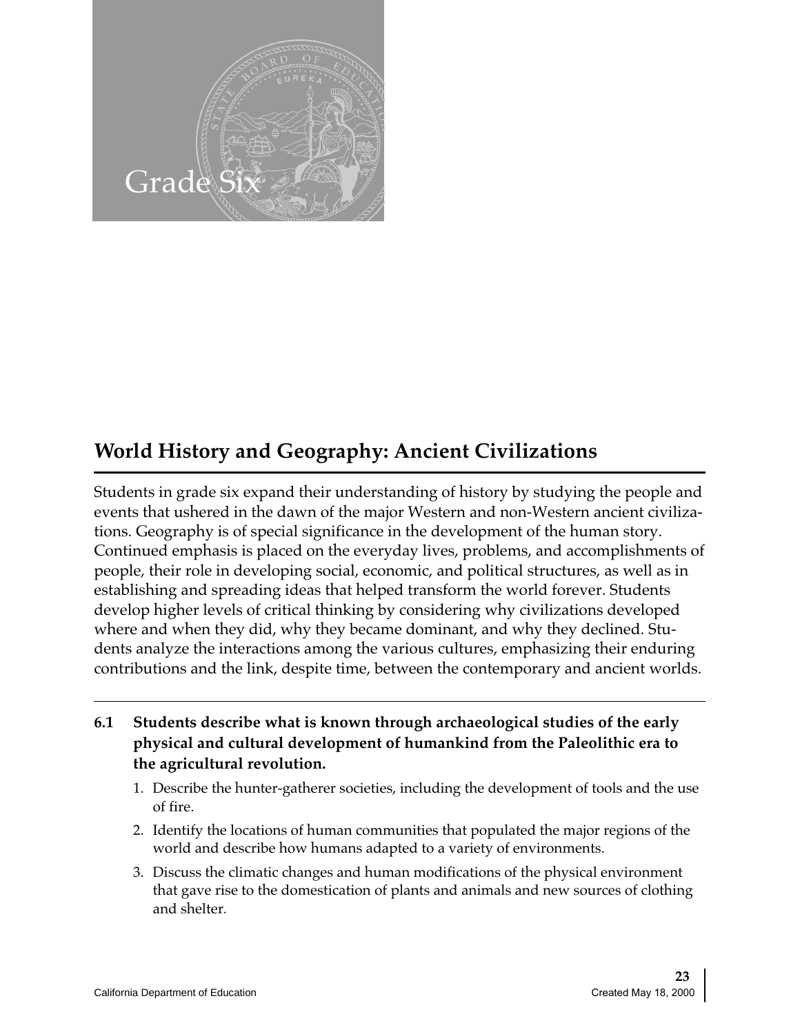# Grade Six

## World History and Geography: Ancient Civilizations

Students in grade six expand their understanding of history by studying the people and events that ushered in the dawn of the major Western and non-Western ancient civilizations. Geography is of special significance in the development of the human story. Continued emphasis is placed on the everyday lives, problems, and accomplishments of people, their role in developing social, economic, and political structures, as well as in establishing and spreading ideas that helped transform the world forever. Students develop higher levels of critical thinking by considering why civilizations developed where and when they did, why they became dominant, and why they declined. Students analyze the interactions among the various cultures, emphasizing their enduring contributions and the link, despite time, between the contemporary and ancient worlds.

**6.1 Students describe what is known through archaeological studies of the early physical and cultural development of humankind from the Paleolithic era to the agricultural revolution.**

1. Describe the hunter-gatherer societies, including the development of tools and the use of fire.
2. Identify the locations of human communities that populated the major regions of the world and describe how humans adapted to a variety of environments.
3. Discuss the climatic changes and human modifications of the physical environment that gave rise to the domestication of plants and animals and new sources of clothing and shelter.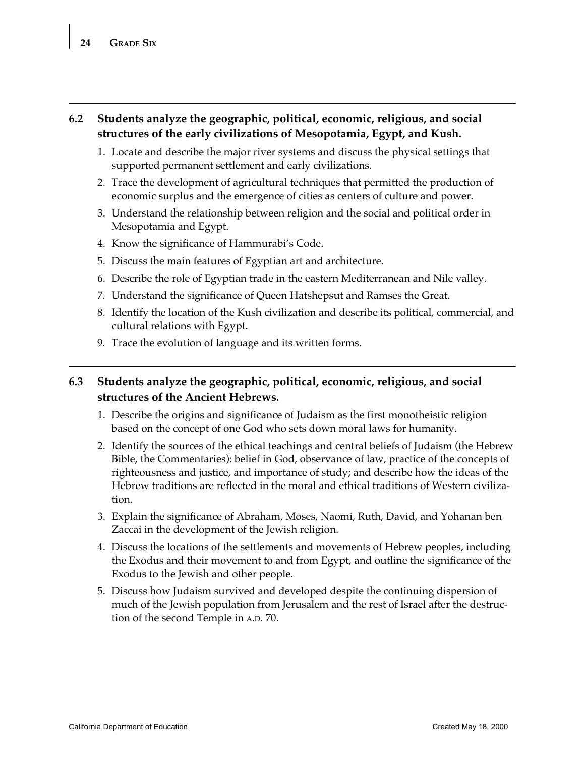## 6.2 Students analyze the geographic, political, economic, religious, and social structures of the early civilizations of Mesopotamia, Egypt, and Kush.

1. Locate and describe the major river systems and discuss the physical settings that supported permanent settlement and early civilizations.
2. Trace the development of agricultural techniques that permitted the production of economic surplus and the emergence of cities as centers of culture and power.
3. Understand the relationship between religion and the social and political order in Mesopotamia and Egypt.
4. Know the significance of Hammurabi's Code.
5. Discuss the main features of Egyptian art and architecture.
6. Describe the role of Egyptian trade in the eastern Mediterranean and Nile valley.
7. Understand the significance of Queen Hatshepsut and Ramses the Great.
8. Identify the location of the Kush civilization and describe its political, commercial, and cultural relations with Egypt.
9. Trace the evolution of language and its written forms.

## 6.3 Students analyze the geographic, political, economic, religious, and social structures of the Ancient Hebrews.

1. Describe the origins and significance of Judaism as the first monotheistic religion based on the concept of one God who sets down moral laws for humanity.
2. Identify the sources of the ethical teachings and central beliefs of Judaism (the Hebrew Bible, the Commentaries): belief in God, observance of law, practice of the concepts of righteousness and justice, and importance of study; and describe how the ideas of the Hebrew traditions are reflected in the moral and ethical traditions of Western civilization.
3. Explain the significance of Abraham, Moses, Naomi, Ruth, David, and Yohanan ben Zaccai in the development of the Jewish religion.
4. Discuss the locations of the settlements and movements of Hebrew peoples, including the Exodus and their movement to and from Egypt, and outline the significance of the Exodus to the Jewish and other people.
5. Discuss how Judaism survived and developed despite the continuing dispersion of much of the Jewish population from Jerusalem and the rest of Israel after the destruction of the second Temple in A.D. 70.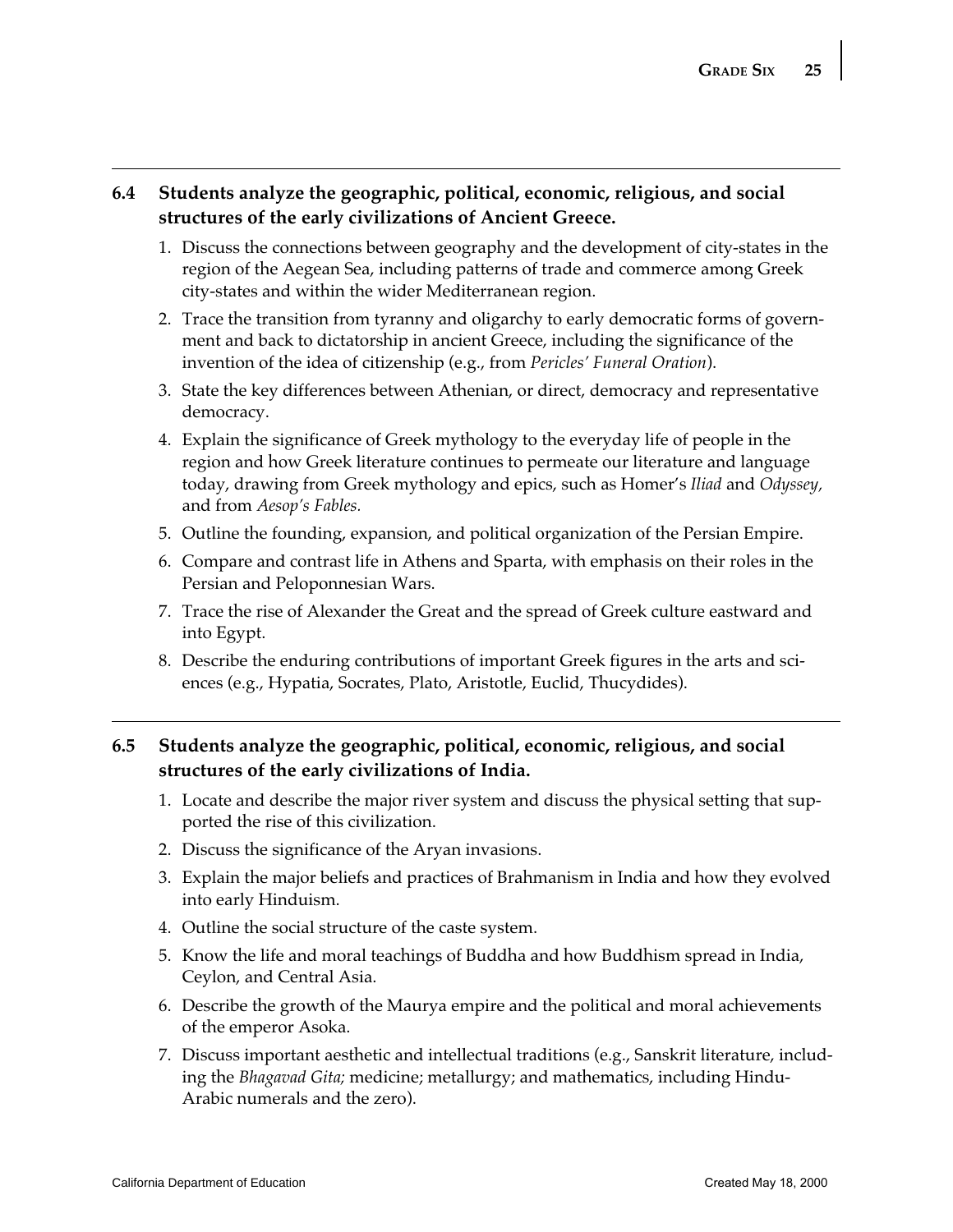**6.4 Students analyze the geographic, political, economic, religious, and social structures of the early civilizations of Ancient Greece.**

1. Discuss the connections between geography and the development of city-states in the region of the Aegean Sea, including patterns of trade and commerce among Greek city-states and within the wider Mediterranean region.
2. Trace the transition from tyranny and oligarchy to early democratic forms of government and back to dictatorship in ancient Greece, including the significance of the invention of the idea of citizenship (e.g., from *Pericles' Funeral Oration*).
3. State the key differences between Athenian, or direct, democracy and representative democracy.
4. Explain the significance of Greek mythology to the everyday life of people in the region and how Greek literature continues to permeate our literature and language today, drawing from Greek mythology and epics, such as Homer's *Iliad* and *Odyssey,* and from *Aesop's Fables*.
5. Outline the founding, expansion, and political organization of the Persian Empire.
6. Compare and contrast life in Athens and Sparta, with emphasis on their roles in the Persian and Peloponnesian Wars.
7. Trace the rise of Alexander the Great and the spread of Greek culture eastward and into Egypt.
8. Describe the enduring contributions of important Greek figures in the arts and sciences (e.g., Hypatia, Socrates, Plato, Aristotle, Euclid, Thucydides).

**6.5 Students analyze the geographic, political, economic, religious, and social structures of the early civilizations of India.**

1. Locate and describe the major river system and discuss the physical setting that supported the rise of this civilization.
2. Discuss the significance of the Aryan invasions.
3. Explain the major beliefs and practices of Brahmanism in India and how they evolved into early Hinduism.
4. Outline the social structure of the caste system.
5. Know the life and moral teachings of Buddha and how Buddhism spread in India, Ceylon, and Central Asia.
6. Describe the growth of the Maurya empire and the political and moral achievements of the emperor Asoka.
7. Discuss important aesthetic and intellectual traditions (e.g., Sanskrit literature, including the *Bhagavad Gita;* medicine; metallurgy; and mathematics, including Hindu-Arabic numerals and the zero).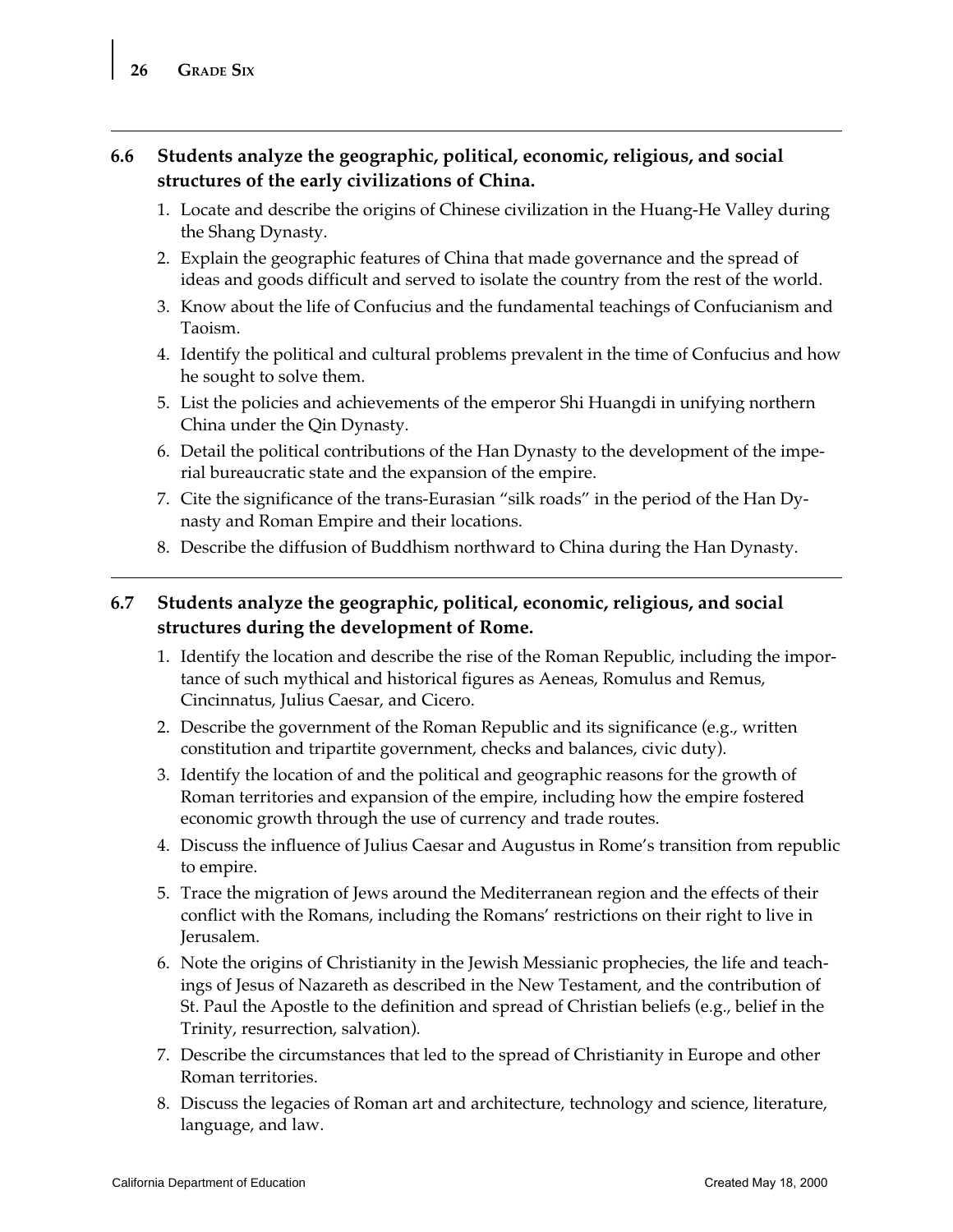**6.6 Students analyze the geographic, political, economic, religious, and social structures of the early civilizations of China.**

1. Locate and describe the origins of Chinese civilization in the Huang-He Valley during the Shang Dynasty.
2. Explain the geographic features of China that made governance and the spread of ideas and goods difficult and served to isolate the country from the rest of the world.
3. Know about the life of Confucius and the fundamental teachings of Confucianism and Taoism.
4. Identify the political and cultural problems prevalent in the time of Confucius and how he sought to solve them.
5. List the policies and achievements of the emperor Shi Huangdi in unifying northern China under the Qin Dynasty.
6. Detail the political contributions of the Han Dynasty to the development of the imperial bureaucratic state and the expansion of the empire.
7. Cite the significance of the trans-Eurasian "silk roads" in the period of the Han Dynasty and Roman Empire and their locations.
8. Describe the diffusion of Buddhism northward to China during the Han Dynasty.

**6.7 Students analyze the geographic, political, economic, religious, and social structures during the development of Rome.**

1. Identify the location and describe the rise of the Roman Republic, including the importance of such mythical and historical figures as Aeneas, Romulus and Remus, Cincinnatus, Julius Caesar, and Cicero.
2. Describe the government of the Roman Republic and its significance (e.g., written constitution and tripartite government, checks and balances, civic duty).
3. Identify the location of and the political and geographic reasons for the growth of Roman territories and expansion of the empire, including how the empire fostered economic growth through the use of currency and trade routes.
4. Discuss the influence of Julius Caesar and Augustus in Rome's transition from republic to empire.
5. Trace the migration of Jews around the Mediterranean region and the effects of their conflict with the Romans, including the Romans' restrictions on their right to live in Jerusalem.
6. Note the origins of Christianity in the Jewish Messianic prophecies, the life and teachings of Jesus of Nazareth as described in the New Testament, and the contribution of St. Paul the Apostle to the definition and spread of Christian beliefs (e.g., belief in the Trinity, resurrection, salvation).
7. Describe the circumstances that led to the spread of Christianity in Europe and other Roman territories.
8. Discuss the legacies of Roman art and architecture, technology and science, literature, language, and law.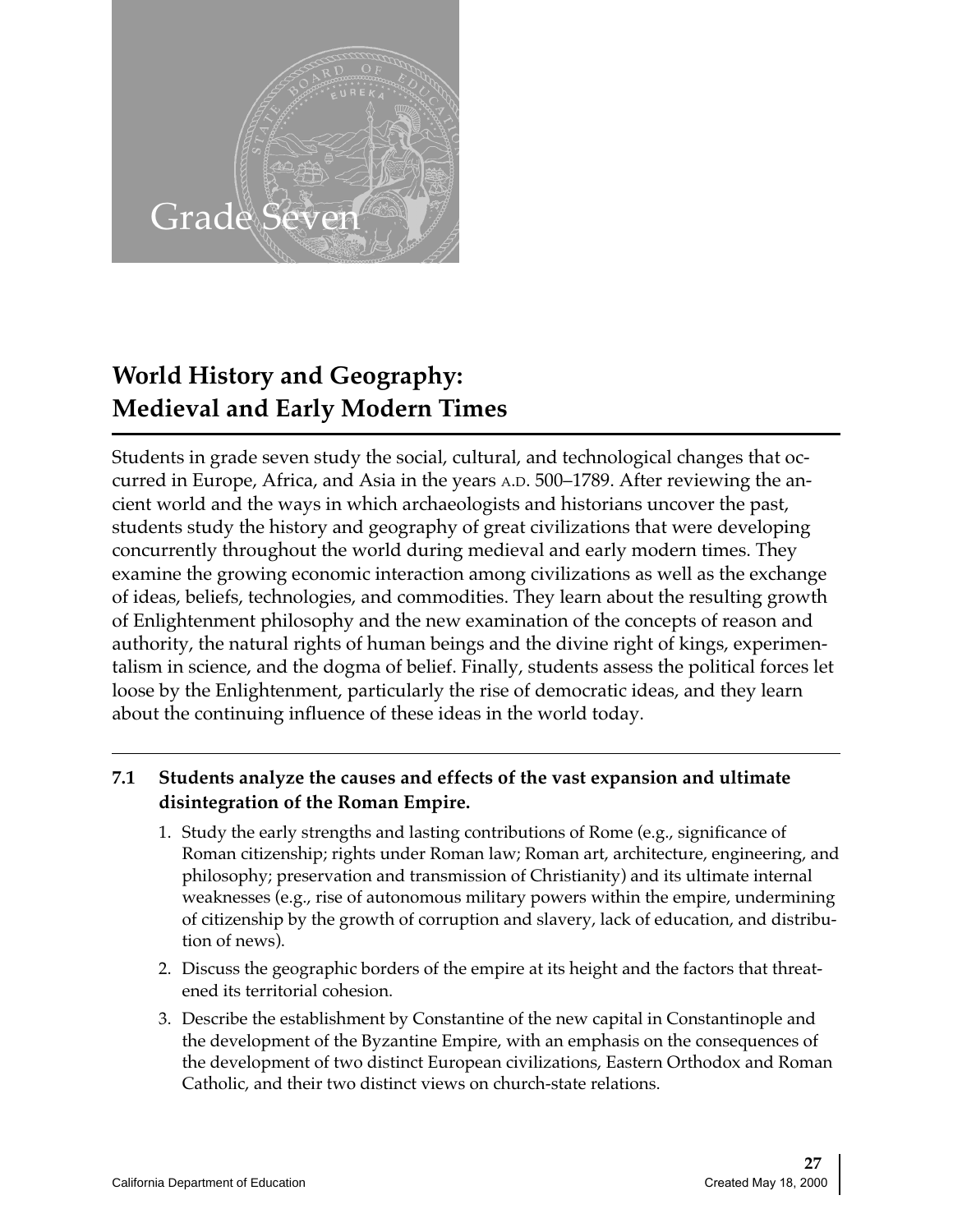# Grade Seven

## World History and Geography: Medieval and Early Modern Times

Students in grade seven study the social, cultural, and technological changes that occurred in Europe, Africa, and Asia in the years A.D. 500–1789. After reviewing the ancient world and the ways in which archaeologists and historians uncover the past, students study the history and geography of great civilizations that were developing concurrently throughout the world during medieval and early modern times. They examine the growing economic interaction among civilizations as well as the exchange of ideas, beliefs, technologies, and commodities. They learn about the resulting growth of Enlightenment philosophy and the new examination of the concepts of reason and authority, the natural rights of human beings and the divine right of kings, experimentalism in science, and the dogma of belief. Finally, students assess the political forces let loose by the Enlightenment, particularly the rise of democratic ideas, and they learn about the continuing influence of these ideas in the world today.

---

**7.1 Students analyze the causes and effects of the vast expansion and ultimate disintegration of the Roman Empire.**

1. Study the early strengths and lasting contributions of Rome (e.g., significance of Roman citizenship; rights under Roman law; Roman art, architecture, engineering, and philosophy; preservation and transmission of Christianity) and its ultimate internal weaknesses (e.g., rise of autonomous military powers within the empire, undermining of citizenship by the growth of corruption and slavery, lack of education, and distribution of news).
2. Discuss the geographic borders of the empire at its height and the factors that threatened its territorial cohesion.
3. Describe the establishment by Constantine of the new capital in Constantinople and the development of the Byzantine Empire, with an emphasis on the consequences of the development of two distinct European civilizations, Eastern Orthodox and Roman Catholic, and their two distinct views on church-state relations.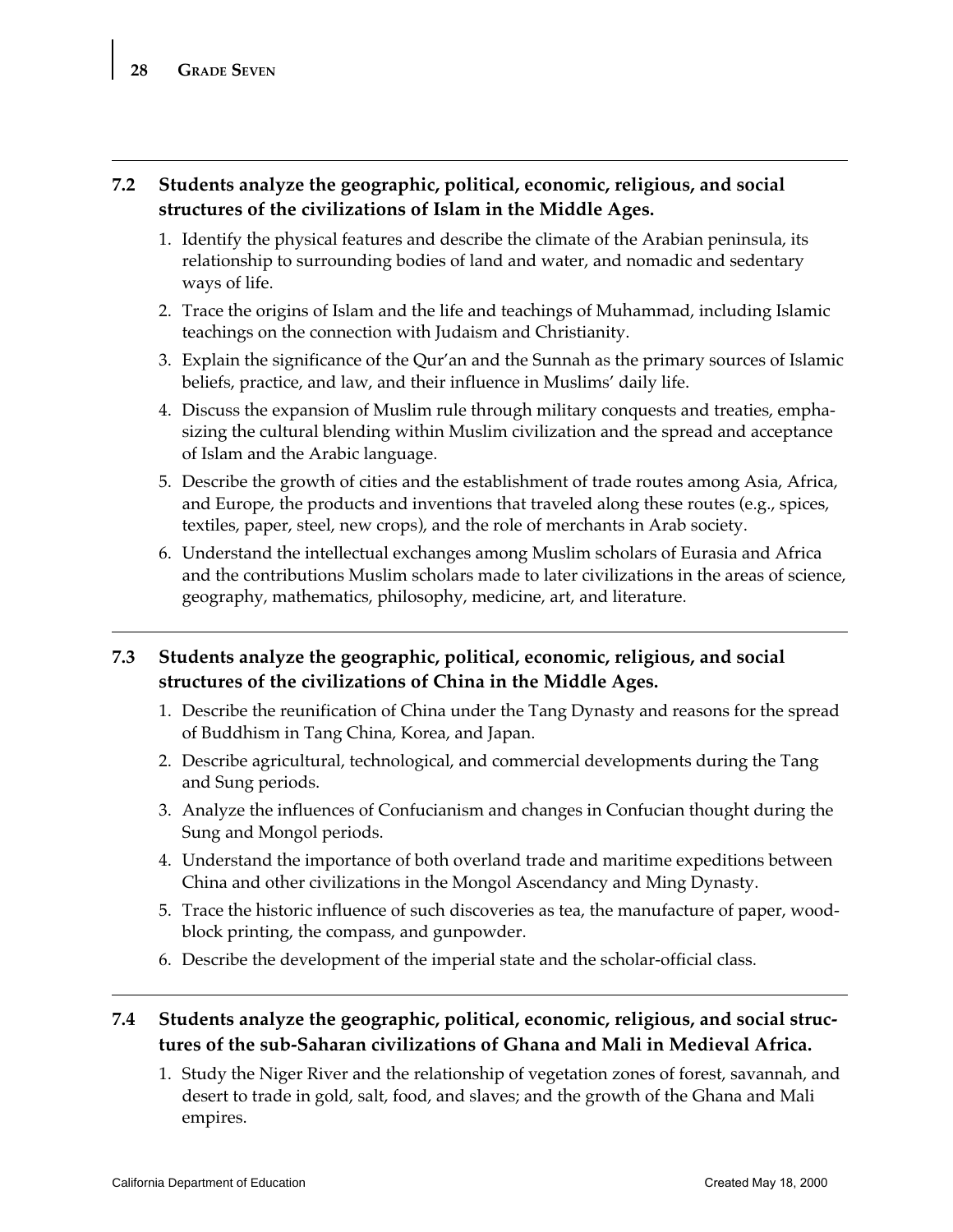**7.2 Students analyze the geographic, political, economic, religious, and social structures of the civilizations of Islam in the Middle Ages.**

1. Identify the physical features and describe the climate of the Arabian peninsula, its relationship to surrounding bodies of land and water, and nomadic and sedentary ways of life.
2. Trace the origins of Islam and the life and teachings of Muhammad, including Islamic teachings on the connection with Judaism and Christianity.
3. Explain the significance of the Qur'an and the Sunnah as the primary sources of Islamic beliefs, practice, and law, and their influence in Muslims' daily life.
4. Discuss the expansion of Muslim rule through military conquests and treaties, emphasizing the cultural blending within Muslim civilization and the spread and acceptance of Islam and the Arabic language.
5. Describe the growth of cities and the establishment of trade routes among Asia, Africa, and Europe, the products and inventions that traveled along these routes (e.g., spices, textiles, paper, steel, new crops), and the role of merchants in Arab society.
6. Understand the intellectual exchanges among Muslim scholars of Eurasia and Africa and the contributions Muslim scholars made to later civilizations in the areas of science, geography, mathematics, philosophy, medicine, art, and literature.

**7.3 Students analyze the geographic, political, economic, religious, and social structures of the civilizations of China in the Middle Ages.**

1. Describe the reunification of China under the Tang Dynasty and reasons for the spread of Buddhism in Tang China, Korea, and Japan.
2. Describe agricultural, technological, and commercial developments during the Tang and Sung periods.
3. Analyze the influences of Confucianism and changes in Confucian thought during the Sung and Mongol periods.
4. Understand the importance of both overland trade and maritime expeditions between China and other civilizations in the Mongol Ascendancy and Ming Dynasty.
5. Trace the historic influence of such discoveries as tea, the manufacture of paper, woodblock printing, the compass, and gunpowder.
6. Describe the development of the imperial state and the scholar-official class.

**7.4 Students analyze the geographic, political, economic, religious, and social structures of the sub-Saharan civilizations of Ghana and Mali in Medieval Africa.**

1. Study the Niger River and the relationship of vegetation zones of forest, savannah, and desert to trade in gold, salt, food, and slaves; and the growth of the Ghana and Mali empires.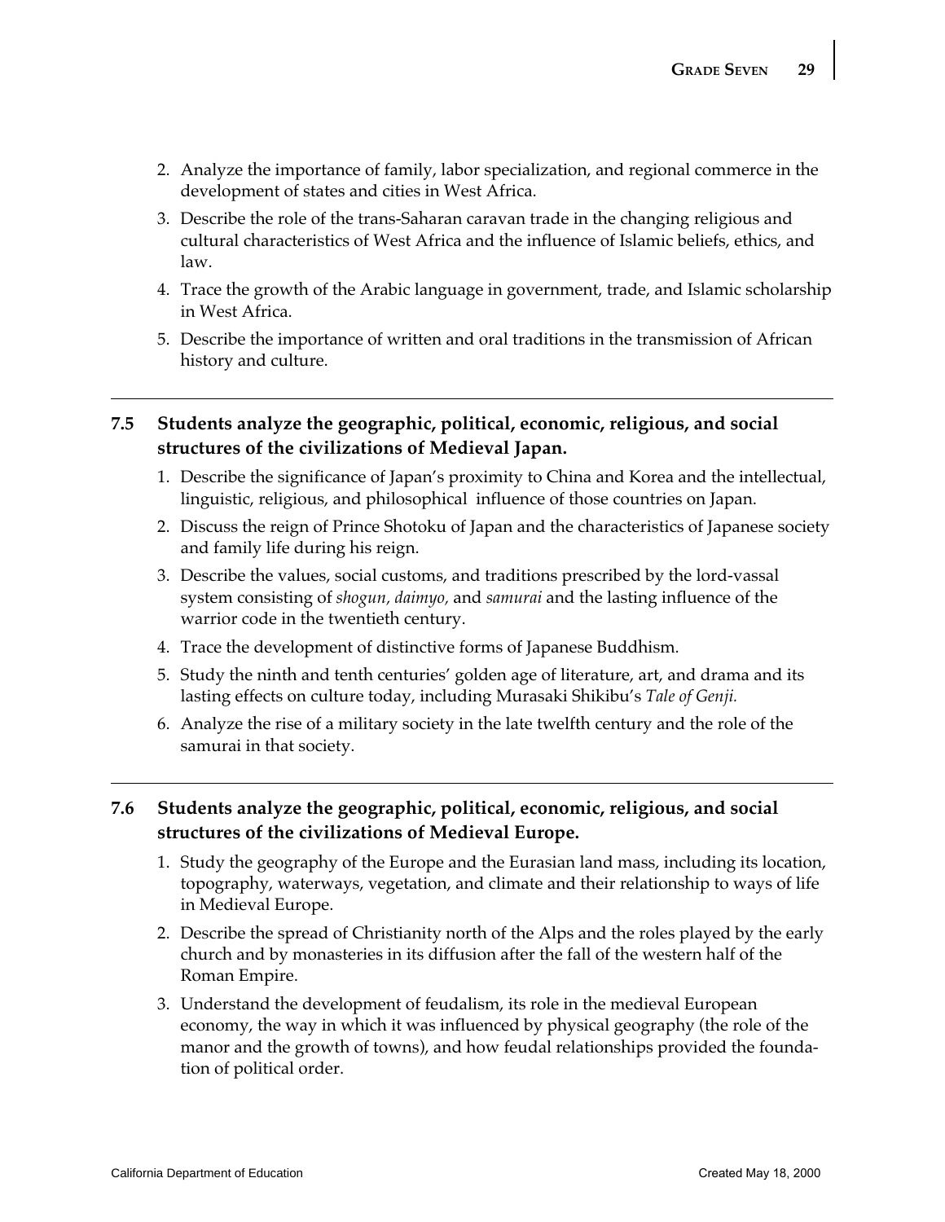2. Analyze the importance of family, labor specialization, and regional commerce in the development of states and cities in West Africa.
3. Describe the role of the trans-Saharan caravan trade in the changing religious and cultural characteristics of West Africa and the influence of Islamic beliefs, ethics, and law.
4. Trace the growth of the Arabic language in government, trade, and Islamic scholarship in West Africa.
5. Describe the importance of written and oral traditions in the transmission of African history and culture.

---

### 7.5 Students analyze the geographic, political, economic, religious, and social structures of the civilizations of Medieval Japan.

1. Describe the significance of Japan's proximity to China and Korea and the intellectual, linguistic, religious, and philosophical influence of those countries on Japan.
2. Discuss the reign of Prince Shotoku of Japan and the characteristics of Japanese society and family life during his reign.
3. Describe the values, social customs, and traditions prescribed by the lord-vassal system consisting of *shogun*, *daimyo*, and *samurai* and the lasting influence of the warrior code in the twentieth century.
4. Trace the development of distinctive forms of Japanese Buddhism.
5. Study the ninth and tenth centuries' golden age of literature, art, and drama and its lasting effects on culture today, including Murasaki Shikibu's *Tale of Genji.*
6. Analyze the rise of a military society in the late twelfth century and the role of the samurai in that society.

---

### 7.6 Students analyze the geographic, political, economic, religious, and social structures of the civilizations of Medieval Europe.

1. Study the geography of the Europe and the Eurasian land mass, including its location, topography, waterways, vegetation, and climate and their relationship to ways of life in Medieval Europe.
2. Describe the spread of Christianity north of the Alps and the roles played by the early church and by monasteries in its diffusion after the fall of the western half of the Roman Empire.
3. Understand the development of feudalism, its role in the medieval European economy, the way in which it was influenced by physical geography (the role of the manor and the growth of towns), and how feudal relationships provided the foundation of political order.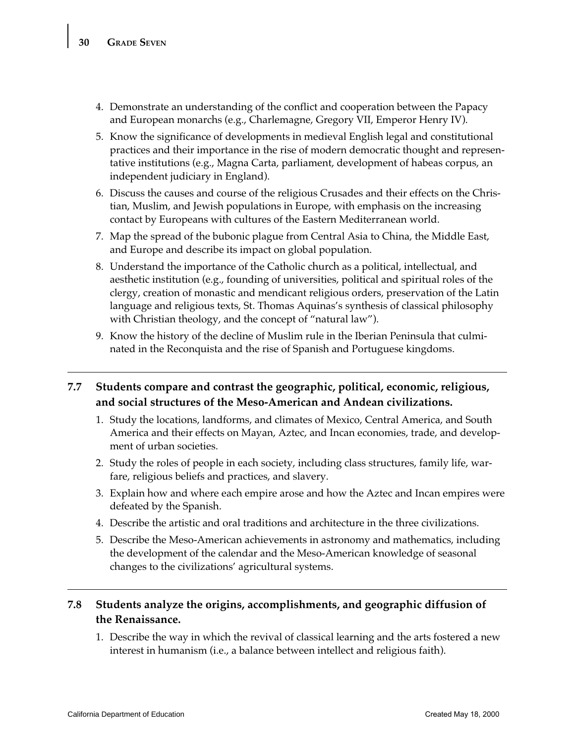4. Demonstrate an understanding of the conflict and cooperation between the Papacy and European monarchs (e.g., Charlemagne, Gregory VII, Emperor Henry IV).
5. Know the significance of developments in medieval English legal and constitutional practices and their importance in the rise of modern democratic thought and representative institutions (e.g., Magna Carta, parliament, development of habeas corpus, an independent judiciary in England).
6. Discuss the causes and course of the religious Crusades and their effects on the Christian, Muslim, and Jewish populations in Europe, with emphasis on the increasing contact by Europeans with cultures of the Eastern Mediterranean world.
7. Map the spread of the bubonic plague from Central Asia to China, the Middle East, and Europe and describe its impact on global population.
8. Understand the importance of the Catholic church as a political, intellectual, and aesthetic institution (e.g., founding of universities, political and spiritual roles of the clergy, creation of monastic and mendicant religious orders, preservation of the Latin language and religious texts, St. Thomas Aquinas's synthesis of classical philosophy with Christian theology, and the concept of "natural law").
9. Know the history of the decline of Muslim rule in the Iberian Peninsula that culminated in the Reconquista and the rise of Spanish and Portuguese kingdoms.

---

**7.7 Students compare and contrast the geographic, political, economic, religious, and social structures of the Meso-American and Andean civilizations.**

1. Study the locations, landforms, and climates of Mexico, Central America, and South America and their effects on Mayan, Aztec, and Incan economies, trade, and development of urban societies.
2. Study the roles of people in each society, including class structures, family life, warfare, religious beliefs and practices, and slavery.
3. Explain how and where each empire arose and how the Aztec and Incan empires were defeated by the Spanish.
4. Describe the artistic and oral traditions and architecture in the three civilizations.
5. Describe the Meso-American achievements in astronomy and mathematics, including the development of the calendar and the Meso-American knowledge of seasonal changes to the civilizations' agricultural systems.

---

**7.8 Students analyze the origins, accomplishments, and geographic diffusion of the Renaissance.**

1. Describe the way in which the revival of classical learning and the arts fostered a new interest in humanism (i.e., a balance between intellect and religious faith).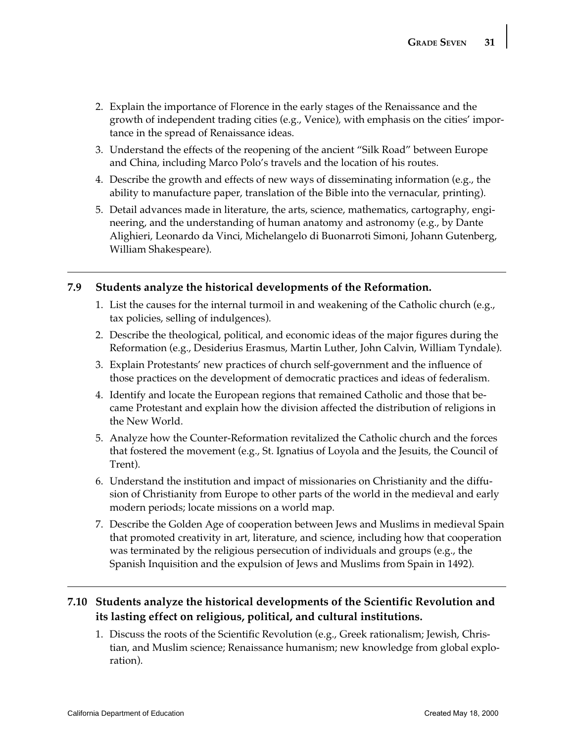2. Explain the importance of Florence in the early stages of the Renaissance and the growth of independent trading cities (e.g., Venice), with emphasis on the cities' importance in the spread of Renaissance ideas.
3. Understand the effects of the reopening of the ancient "Silk Road" between Europe and China, including Marco Polo's travels and the location of his routes.
4. Describe the growth and effects of new ways of disseminating information (e.g., the ability to manufacture paper, translation of the Bible into the vernacular, printing).
5. Detail advances made in literature, the arts, science, mathematics, cartography, engineering, and the understanding of human anatomy and astronomy (e.g., by Dante Alighieri, Leonardo da Vinci, Michelangelo di Buonarroti Simoni, Johann Gutenberg, William Shakespeare).

---

**7.9 Students analyze the historical developments of the Reformation.**

1. List the causes for the internal turmoil in and weakening of the Catholic church (e.g., tax policies, selling of indulgences).
2. Describe the theological, political, and economic ideas of the major figures during the Reformation (e.g., Desiderius Erasmus, Martin Luther, John Calvin, William Tyndale).
3. Explain Protestants' new practices of church self-government and the influence of those practices on the development of democratic practices and ideas of federalism.
4. Identify and locate the European regions that remained Catholic and those that became Protestant and explain how the division affected the distribution of religions in the New World.
5. Analyze how the Counter-Reformation revitalized the Catholic church and the forces that fostered the movement (e.g., St. Ignatius of Loyola and the Jesuits, the Council of Trent).
6. Understand the institution and impact of missionaries on Christianity and the diffusion of Christianity from Europe to other parts of the world in the medieval and early modern periods; locate missions on a world map.
7. Describe the Golden Age of cooperation between Jews and Muslims in medieval Spain that promoted creativity in art, literature, and science, including how that cooperation was terminated by the religious persecution of individuals and groups (e.g., the Spanish Inquisition and the expulsion of Jews and Muslims from Spain in 1492).

---

**7.10 Students analyze the historical developments of the Scientific Revolution and its lasting effect on religious, political, and cultural institutions.**

1. Discuss the roots of the Scientific Revolution (e.g., Greek rationalism; Jewish, Christian, and Muslim science; Renaissance humanism; new knowledge from global exploration).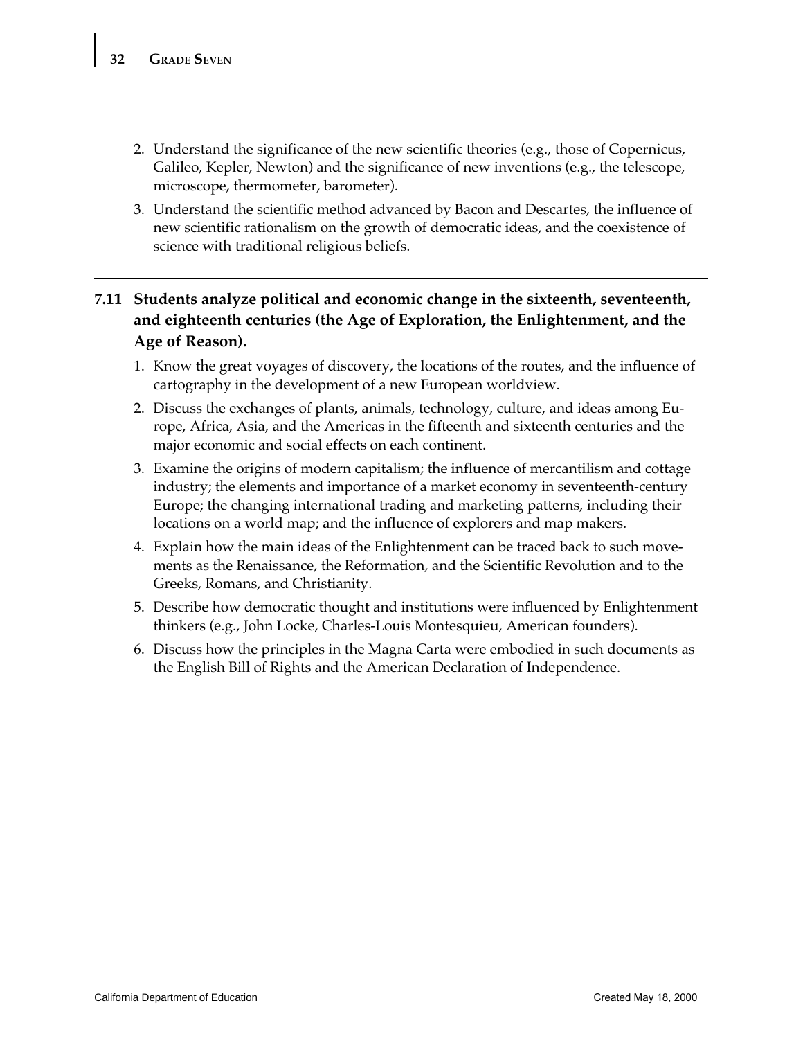2. Understand the significance of the new scientific theories (e.g., those of Copernicus, Galileo, Kepler, Newton) and the significance of new inventions (e.g., the telescope, microscope, thermometer, barometer).
3. Understand the scientific method advanced by Bacon and Descartes, the influence of new scientific rationalism on the growth of democratic ideas, and the coexistence of science with traditional religious beliefs.

---

**7.11 Students analyze political and economic change in the sixteenth, seventeenth, and eighteenth centuries (the Age of Exploration, the Enlightenment, and the Age of Reason).**

1. Know the great voyages of discovery, the locations of the routes, and the influence of cartography in the development of a new European worldview.
2. Discuss the exchanges of plants, animals, technology, culture, and ideas among Europe, Africa, Asia, and the Americas in the fifteenth and sixteenth centuries and the major economic and social effects on each continent.
3. Examine the origins of modern capitalism; the influence of mercantilism and cottage industry; the elements and importance of a market economy in seventeenth-century Europe; the changing international trading and marketing patterns, including their locations on a world map; and the influence of explorers and map makers.
4. Explain how the main ideas of the Enlightenment can be traced back to such movements as the Renaissance, the Reformation, and the Scientific Revolution and to the Greeks, Romans, and Christianity.
5. Describe how democratic thought and institutions were influenced by Enlightenment thinkers (e.g., John Locke, Charles-Louis Montesquieu, American founders).
6. Discuss how the principles in the Magna Carta were embodied in such documents as the English Bill of Rights and the American Declaration of Independence.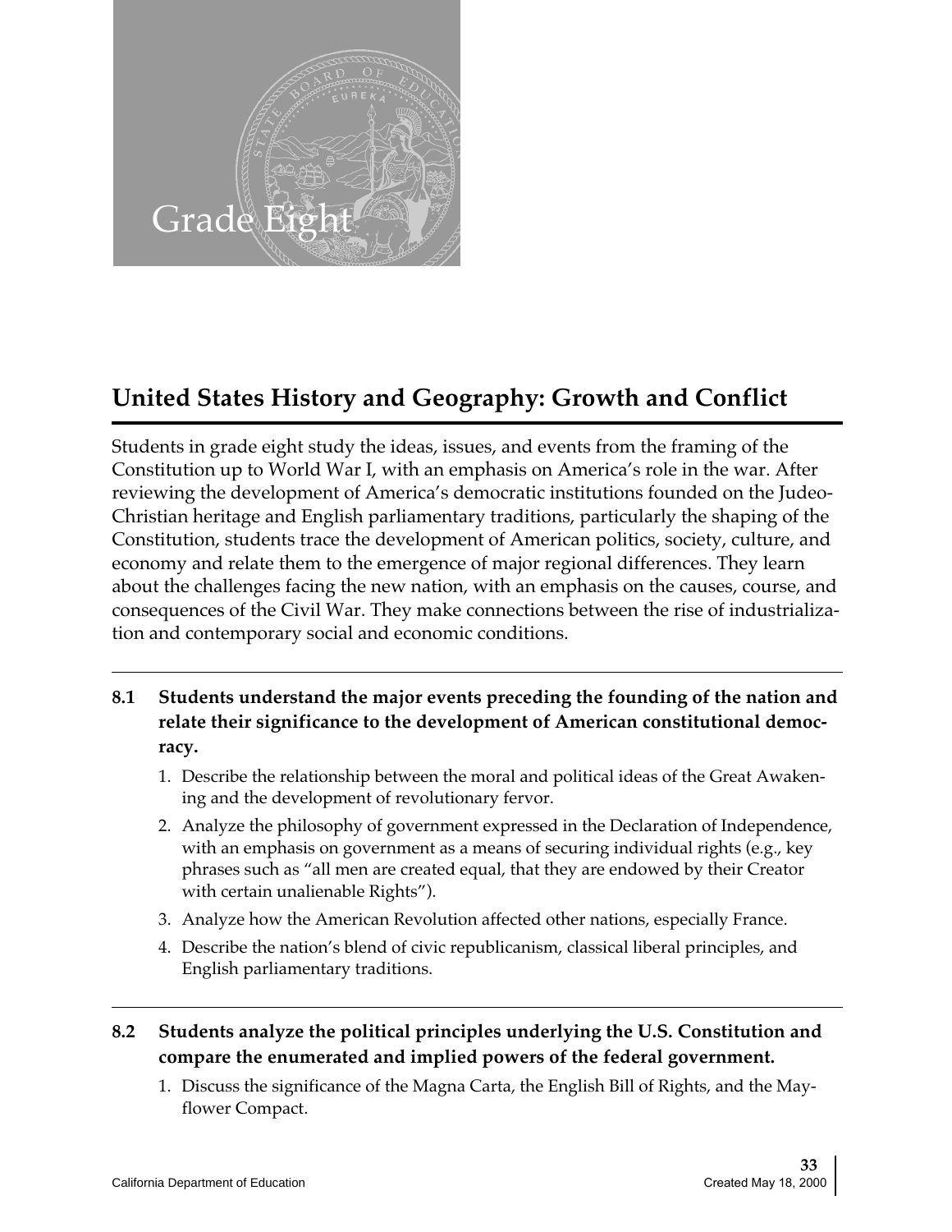# Grade Eight

## United States History and Geography: Growth and Conflict

Students in grade eight study the ideas, issues, and events from the framing of the Constitution up to World War I, with an emphasis on America's role in the war. After reviewing the development of America's democratic institutions founded on the Judeo-Christian heritage and English parliamentary traditions, particularly the shaping of the Constitution, students trace the development of American politics, society, culture, and economy and relate them to the emergence of major regional differences. They learn about the challenges facing the new nation, with an emphasis on the causes, course, and consequences of the Civil War. They make connections between the rise of industrialization and contemporary social and economic conditions.

---

**8.1 Students understand the major events preceding the founding of the nation and relate their significance to the development of American constitutional democracy.**

1. Describe the relationship between the moral and political ideas of the Great Awakening and the development of revolutionary fervor.
2. Analyze the philosophy of government expressed in the Declaration of Independence, with an emphasis on government as a means of securing individual rights (e.g., key phrases such as "all men are created equal, that they are endowed by their Creator with certain unalienable Rights").
3. Analyze how the American Revolution affected other nations, especially France.
4. Describe the nation's blend of civic republicanism, classical liberal principles, and English parliamentary traditions.

---

**8.2 Students analyze the political principles underlying the U.S. Constitution and compare the enumerated and implied powers of the federal government.**

1. Discuss the significance of the Magna Carta, the English Bill of Rights, and the Mayflower Compact.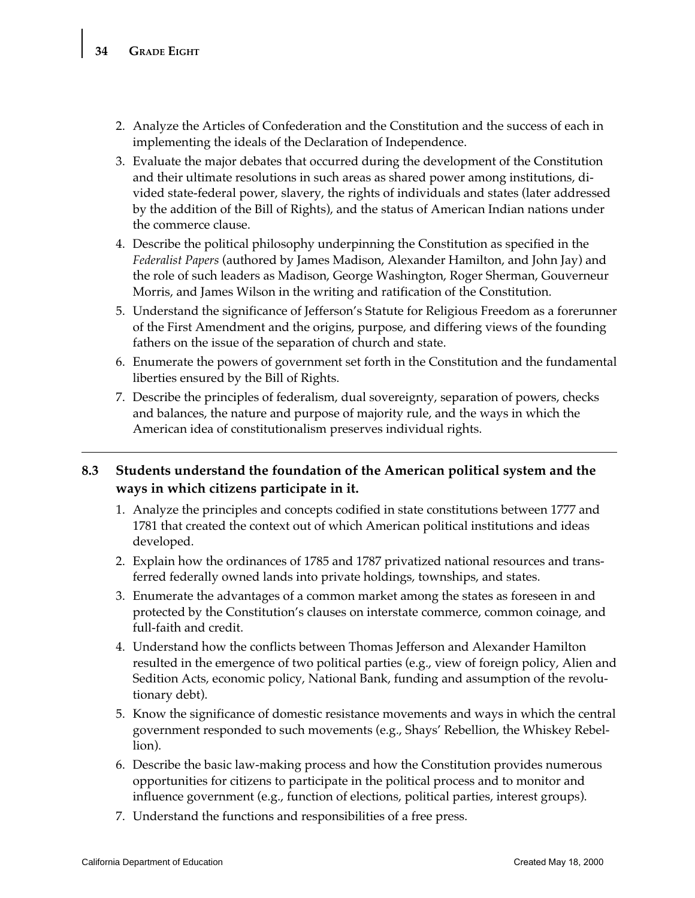2. Analyze the Articles of Confederation and the Constitution and the success of each in implementing the ideals of the Declaration of Independence.
3. Evaluate the major debates that occurred during the development of the Constitution and their ultimate resolutions in such areas as shared power among institutions, divided state-federal power, slavery, the rights of individuals and states (later addressed by the addition of the Bill of Rights), and the status of American Indian nations under the commerce clause.
4. Describe the political philosophy underpinning the Constitution as specified in the *Federalist Papers* (authored by James Madison, Alexander Hamilton, and John Jay) and the role of such leaders as Madison, George Washington, Roger Sherman, Gouverneur Morris, and James Wilson in the writing and ratification of the Constitution.
5. Understand the significance of Jefferson's Statute for Religious Freedom as a forerunner of the First Amendment and the origins, purpose, and differing views of the founding fathers on the issue of the separation of church and state.
6. Enumerate the powers of government set forth in the Constitution and the fundamental liberties ensured by the Bill of Rights.
7. Describe the principles of federalism, dual sovereignty, separation of powers, checks and balances, the nature and purpose of majority rule, and the ways in which the American idea of constitutionalism preserves individual rights.

---

**8.3 Students understand the foundation of the American political system and the ways in which citizens participate in it.**

1. Analyze the principles and concepts codified in state constitutions between 1777 and 1781 that created the context out of which American political institutions and ideas developed.
2. Explain how the ordinances of 1785 and 1787 privatized national resources and transferred federally owned lands into private holdings, townships, and states.
3. Enumerate the advantages of a common market among the states as foreseen in and protected by the Constitution's clauses on interstate commerce, common coinage, and full-faith and credit.
4. Understand how the conflicts between Thomas Jefferson and Alexander Hamilton resulted in the emergence of two political parties (e.g., view of foreign policy, Alien and Sedition Acts, economic policy, National Bank, funding and assumption of the revolutionary debt).
5. Know the significance of domestic resistance movements and ways in which the central government responded to such movements (e.g., Shays' Rebellion, the Whiskey Rebellion).
6. Describe the basic law-making process and how the Constitution provides numerous opportunities for citizens to participate in the political process and to monitor and influence government (e.g., function of elections, political parties, interest groups).
7. Understand the functions and responsibilities of a free press.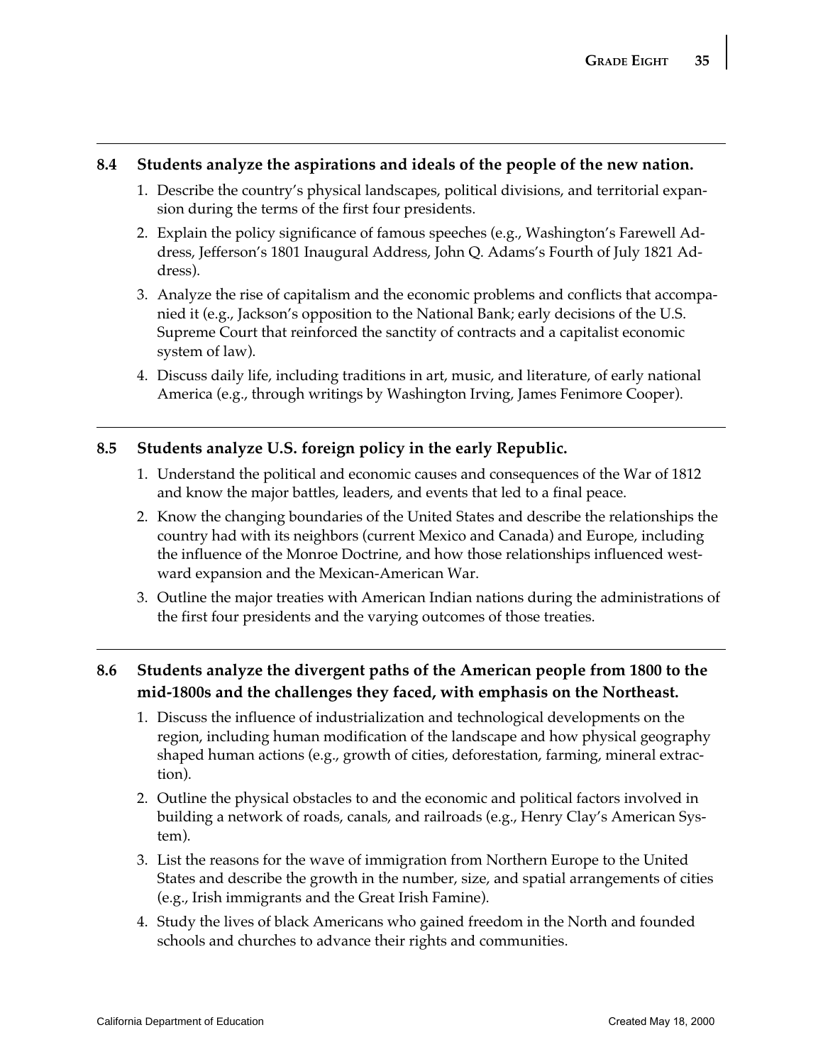## 8.4 Students analyze the aspirations and ideals of the people of the new nation.

1. Describe the country's physical landscapes, political divisions, and territorial expansion during the terms of the first four presidents.
2. Explain the policy significance of famous speeches (e.g., Washington's Farewell Address, Jefferson's 1801 Inaugural Address, John Q. Adams's Fourth of July 1821 Address).
3. Analyze the rise of capitalism and the economic problems and conflicts that accompanied it (e.g., Jackson's opposition to the National Bank; early decisions of the U.S. Supreme Court that reinforced the sanctity of contracts and a capitalist economic system of law).
4. Discuss daily life, including traditions in art, music, and literature, of early national America (e.g., through writings by Washington Irving, James Fenimore Cooper).

## 8.5 Students analyze U.S. foreign policy in the early Republic.

1. Understand the political and economic causes and consequences of the War of 1812 and know the major battles, leaders, and events that led to a final peace.
2. Know the changing boundaries of the United States and describe the relationships the country had with its neighbors (current Mexico and Canada) and Europe, including the influence of the Monroe Doctrine, and how those relationships influenced westward expansion and the Mexican-American War.
3. Outline the major treaties with American Indian nations during the administrations of the first four presidents and the varying outcomes of those treaties.

## 8.6 Students analyze the divergent paths of the American people from 1800 to the mid-1800s and the challenges they faced, with emphasis on the Northeast.

1. Discuss the influence of industrialization and technological developments on the region, including human modification of the landscape and how physical geography shaped human actions (e.g., growth of cities, deforestation, farming, mineral extraction).
2. Outline the physical obstacles to and the economic and political factors involved in building a network of roads, canals, and railroads (e.g., Henry Clay's American System).
3. List the reasons for the wave of immigration from Northern Europe to the United States and describe the growth in the number, size, and spatial arrangements of cities (e.g., Irish immigrants and the Great Irish Famine).
4. Study the lives of black Americans who gained freedom in the North and founded schools and churches to advance their rights and communities.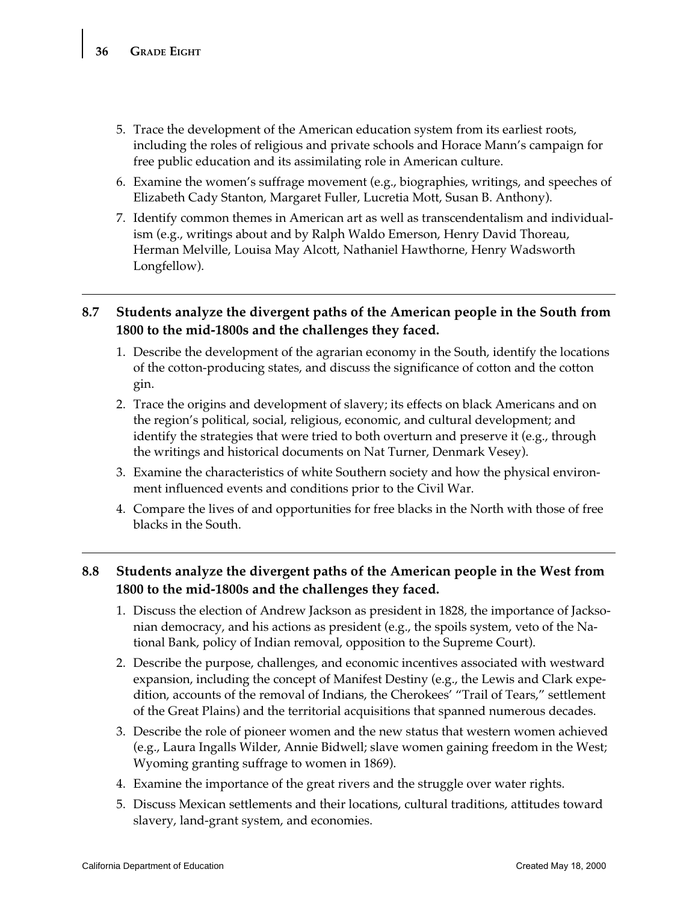5. Trace the development of the American education system from its earliest roots, including the roles of religious and private schools and Horace Mann's campaign for free public education and its assimilating role in American culture.
6. Examine the women's suffrage movement (e.g., biographies, writings, and speeches of Elizabeth Cady Stanton, Margaret Fuller, Lucretia Mott, Susan B. Anthony).
7. Identify common themes in American art as well as transcendentalism and individualism (e.g., writings about and by Ralph Waldo Emerson, Henry David Thoreau, Herman Melville, Louisa May Alcott, Nathaniel Hawthorne, Henry Wadsworth Longfellow).

---

**8.7 Students analyze the divergent paths of the American people in the South from 1800 to the mid-1800s and the challenges they faced.**

1. Describe the development of the agrarian economy in the South, identify the locations of the cotton-producing states, and discuss the significance of cotton and the cotton gin.
2. Trace the origins and development of slavery; its effects on black Americans and on the region's political, social, religious, economic, and cultural development; and identify the strategies that were tried to both overturn and preserve it (e.g., through the writings and historical documents on Nat Turner, Denmark Vesey).
3. Examine the characteristics of white Southern society and how the physical environment influenced events and conditions prior to the Civil War.
4. Compare the lives of and opportunities for free blacks in the North with those of free blacks in the South.

---

**8.8 Students analyze the divergent paths of the American people in the West from 1800 to the mid-1800s and the challenges they faced.**

1. Discuss the election of Andrew Jackson as president in 1828, the importance of Jacksonian democracy, and his actions as president (e.g., the spoils system, veto of the National Bank, policy of Indian removal, opposition to the Supreme Court).
2. Describe the purpose, challenges, and economic incentives associated with westward expansion, including the concept of Manifest Destiny (e.g., the Lewis and Clark expedition, accounts of the removal of Indians, the Cherokees' "Trail of Tears," settlement of the Great Plains) and the territorial acquisitions that spanned numerous decades.
3. Describe the role of pioneer women and the new status that western women achieved (e.g., Laura Ingalls Wilder, Annie Bidwell; slave women gaining freedom in the West; Wyoming granting suffrage to women in 1869).
4. Examine the importance of the great rivers and the struggle over water rights.
5. Discuss Mexican settlements and their locations, cultural traditions, attitudes toward slavery, land-grant system, and economies.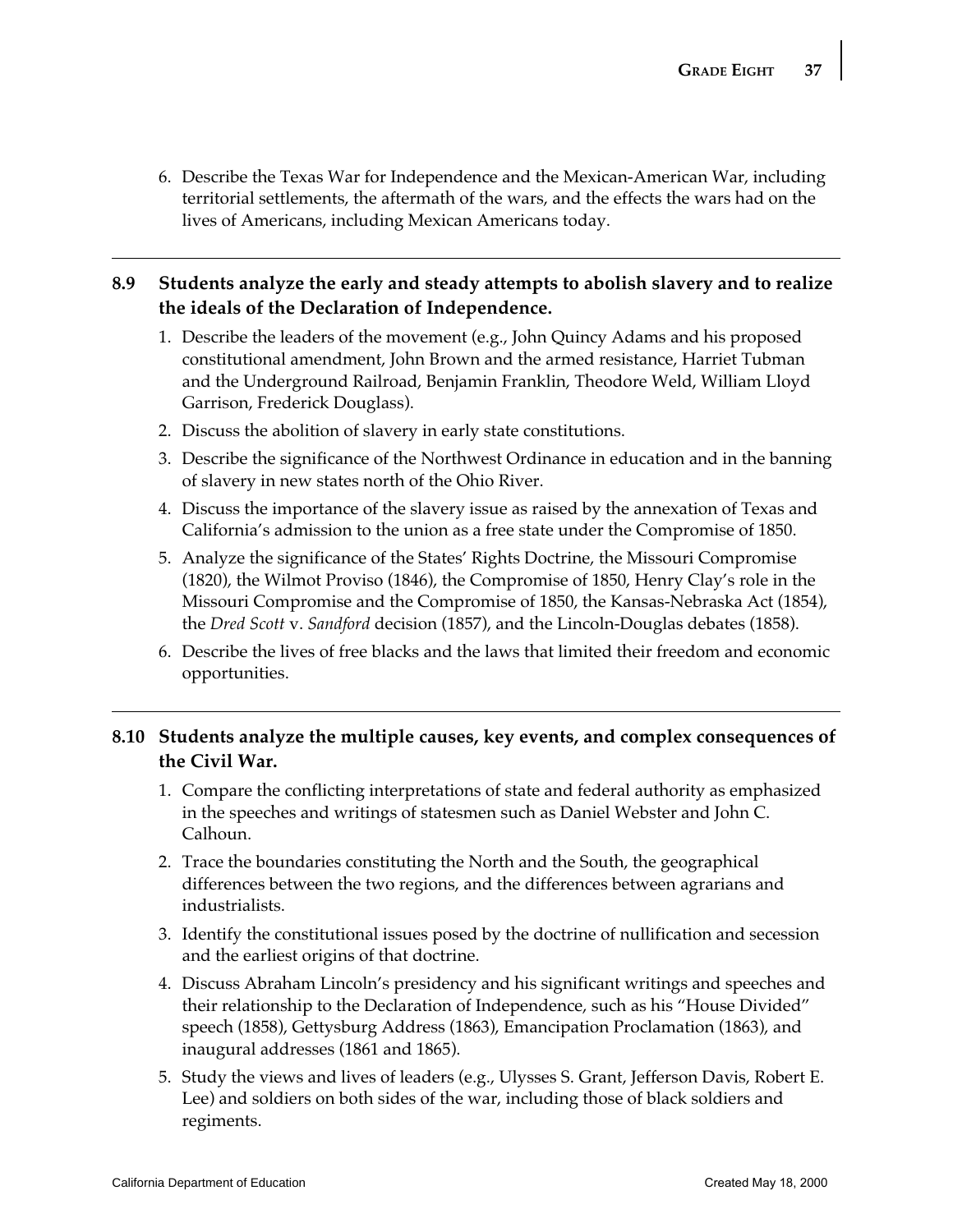6. Describe the Texas War for Independence and the Mexican-American War, including territorial settlements, the aftermath of the wars, and the effects the wars had on the lives of Americans, including Mexican Americans today.

---

**8.9 Students analyze the early and steady attempts to abolish slavery and to realize the ideals of the Declaration of Independence.**

1. Describe the leaders of the movement (e.g., John Quincy Adams and his proposed constitutional amendment, John Brown and the armed resistance, Harriet Tubman and the Underground Railroad, Benjamin Franklin, Theodore Weld, William Lloyd Garrison, Frederick Douglass).
2. Discuss the abolition of slavery in early state constitutions.
3. Describe the significance of the Northwest Ordinance in education and in the banning of slavery in new states north of the Ohio River.
4. Discuss the importance of the slavery issue as raised by the annexation of Texas and California's admission to the union as a free state under the Compromise of 1850.
5. Analyze the significance of the States' Rights Doctrine, the Missouri Compromise (1820), the Wilmot Proviso (1846), the Compromise of 1850, Henry Clay's role in the Missouri Compromise and the Compromise of 1850, the Kansas-Nebraska Act (1854), the *Dred Scott* v. *Sandford* decision (1857), and the Lincoln-Douglas debates (1858).
6. Describe the lives of free blacks and the laws that limited their freedom and economic opportunities.

---

**8.10 Students analyze the multiple causes, key events, and complex consequences of the Civil War.**

1. Compare the conflicting interpretations of state and federal authority as emphasized in the speeches and writings of statesmen such as Daniel Webster and John C. Calhoun.
2. Trace the boundaries constituting the North and the South, the geographical differences between the two regions, and the differences between agrarians and industrialists.
3. Identify the constitutional issues posed by the doctrine of nullification and secession and the earliest origins of that doctrine.
4. Discuss Abraham Lincoln's presidency and his significant writings and speeches and their relationship to the Declaration of Independence, such as his "House Divided" speech (1858), Gettysburg Address (1863), Emancipation Proclamation (1863), and inaugural addresses (1861 and 1865).
5. Study the views and lives of leaders (e.g., Ulysses S. Grant, Jefferson Davis, Robert E. Lee) and soldiers on both sides of the war, including those of black soldiers and regiments.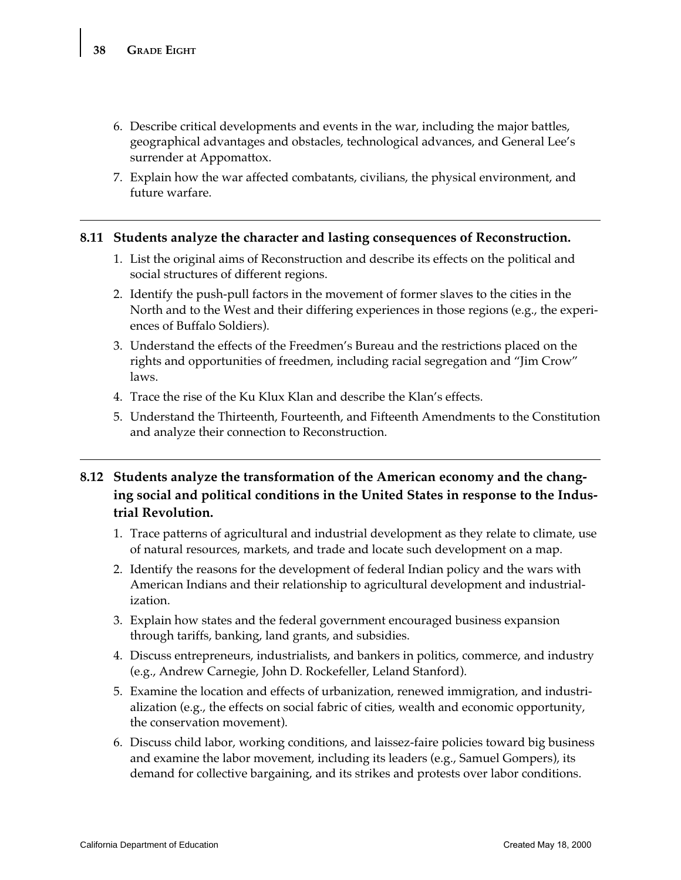6. Describe critical developments and events in the war, including the major battles, geographical advantages and obstacles, technological advances, and General Lee's surrender at Appomattox.
7. Explain how the war affected combatants, civilians, the physical environment, and future warfare.

---

**8.11 Students analyze the character and lasting consequences of Reconstruction.**

1. List the original aims of Reconstruction and describe its effects on the political and social structures of different regions.
2. Identify the push-pull factors in the movement of former slaves to the cities in the North and to the West and their differing experiences in those regions (e.g., the experiences of Buffalo Soldiers).
3. Understand the effects of the Freedmen's Bureau and the restrictions placed on the rights and opportunities of freedmen, including racial segregation and "Jim Crow" laws.
4. Trace the rise of the Ku Klux Klan and describe the Klan's effects.
5. Understand the Thirteenth, Fourteenth, and Fifteenth Amendments to the Constitution and analyze their connection to Reconstruction.

---

**8.12 Students analyze the transformation of the American economy and the changing social and political conditions in the United States in response to the Industrial Revolution.**

1. Trace patterns of agricultural and industrial development as they relate to climate, use of natural resources, markets, and trade and locate such development on a map.
2. Identify the reasons for the development of federal Indian policy and the wars with American Indians and their relationship to agricultural development and industrialization.
3. Explain how states and the federal government encouraged business expansion through tariffs, banking, land grants, and subsidies.
4. Discuss entrepreneurs, industrialists, and bankers in politics, commerce, and industry (e.g., Andrew Carnegie, John D. Rockefeller, Leland Stanford).
5. Examine the location and effects of urbanization, renewed immigration, and industrialization (e.g., the effects on social fabric of cities, wealth and economic opportunity, the conservation movement).
6. Discuss child labor, working conditions, and laissez-faire policies toward big business and examine the labor movement, including its leaders (e.g., Samuel Gompers), its demand for collective bargaining, and its strikes and protests over labor conditions.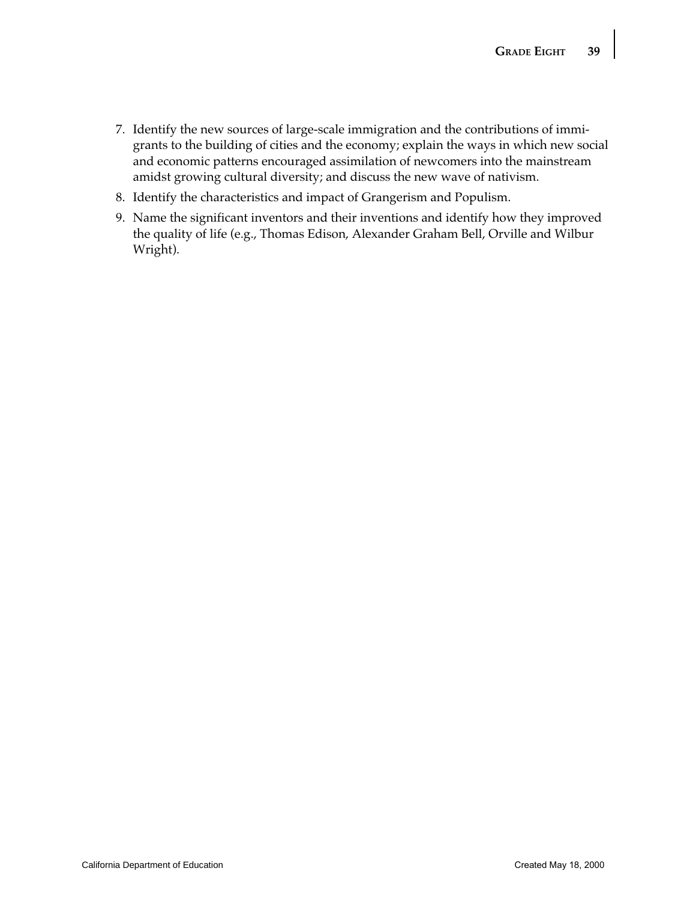7. Identify the new sources of large-scale immigration and the contributions of immigrants to the building of cities and the economy; explain the ways in which new social and economic patterns encouraged assimilation of newcomers into the mainstream amidst growing cultural diversity; and discuss the new wave of nativism.
8. Identify the characteristics and impact of Grangerism and Populism.
9. Name the significant inventors and their inventions and identify how they improved the quality of life (e.g., Thomas Edison, Alexander Graham Bell, Orville and Wilbur Wright).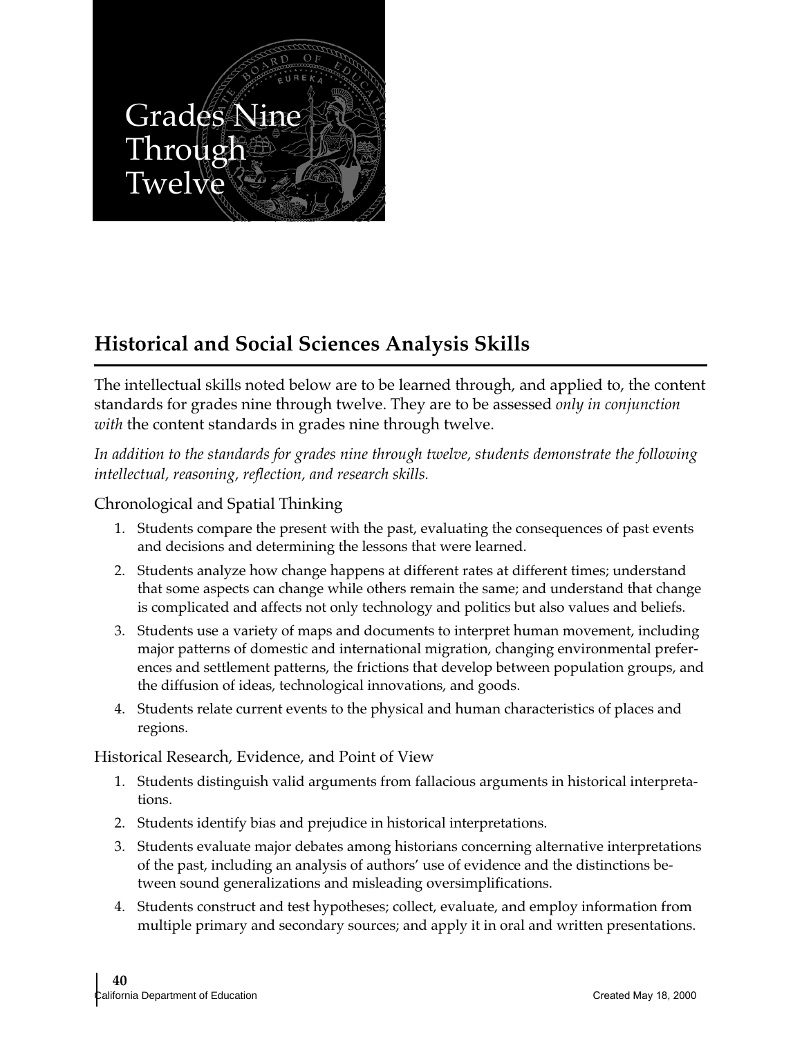# Grades Nine Through Twelve

## Historical and Social Sciences Analysis Skills

The intellectual skills noted below are to be learned through, and applied to, the content standards for grades nine through twelve. They are to be assessed *only in conjunction with* the content standards in grades nine through twelve.

*In addition to the standards for grades nine through twelve, students demonstrate the following intellectual, reasoning, reflection, and research skills.*

### Chronological and Spatial Thinking

1. Students compare the present with the past, evaluating the consequences of past events and decisions and determining the lessons that were learned.
2. Students analyze how change happens at different rates at different times; understand that some aspects can change while others remain the same; and understand that change is complicated and affects not only technology and politics but also values and beliefs.
3. Students use a variety of maps and documents to interpret human movement, including major patterns of domestic and international migration, changing environmental preferences and settlement patterns, the frictions that develop between population groups, and the diffusion of ideas, technological innovations, and goods.
4. Students relate current events to the physical and human characteristics of places and regions.

### Historical Research, Evidence, and Point of View

1. Students distinguish valid arguments from fallacious arguments in historical interpretations.
2. Students identify bias and prejudice in historical interpretations.
3. Students evaluate major debates among historians concerning alternative interpretations of the past, including an analysis of authors' use of evidence and the distinctions between sound generalizations and misleading oversimplifications.
4. Students construct and test hypotheses; collect, evaluate, and employ information from multiple primary and secondary sources; and apply it in oral and written presentations.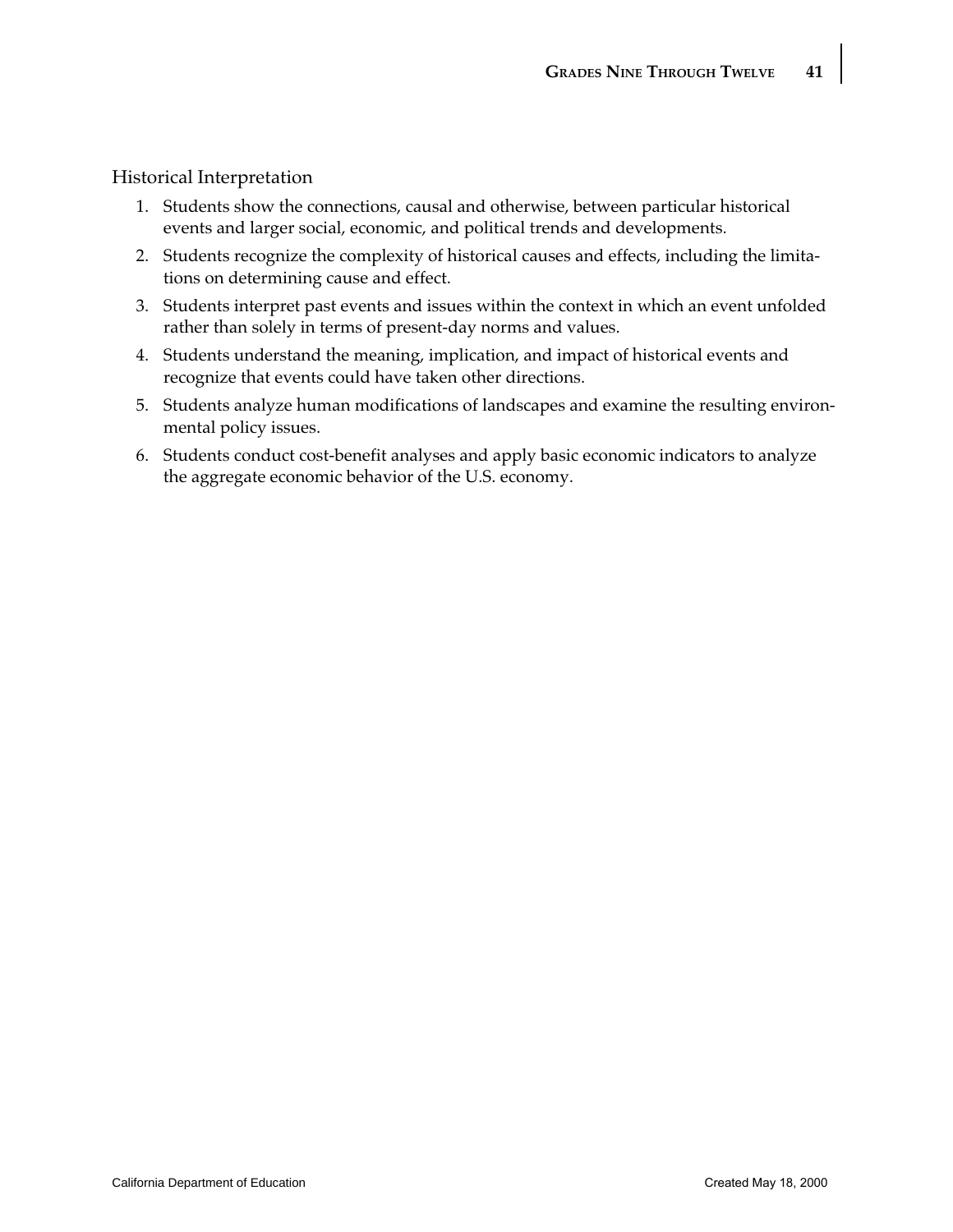### Historical Interpretation

1. Students show the connections, causal and otherwise, between particular historical events and larger social, economic, and political trends and developments.
2. Students recognize the complexity of historical causes and effects, including the limitations on determining cause and effect.
3. Students interpret past events and issues within the context in which an event unfolded rather than solely in terms of present-day norms and values.
4. Students understand the meaning, implication, and impact of historical events and recognize that events could have taken other directions.
5. Students analyze human modifications of landscapes and examine the resulting environmental policy issues.
6. Students conduct cost-benefit analyses and apply basic economic indicators to analyze the aggregate economic behavior of the U.S. economy.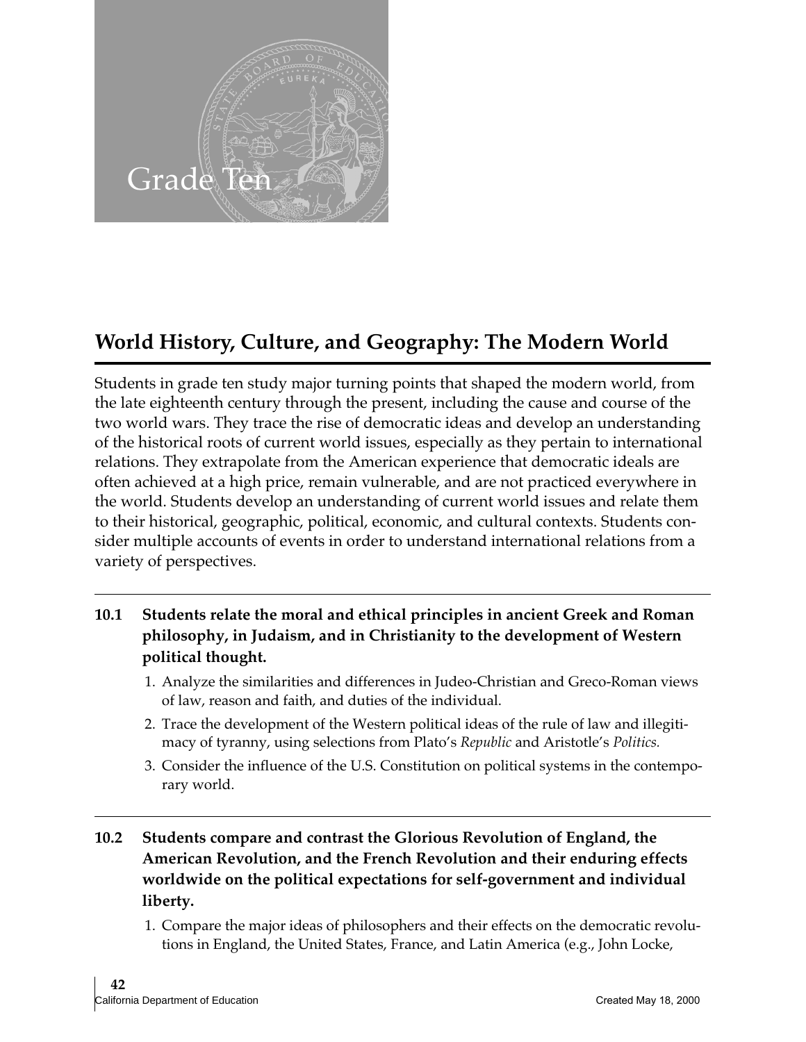# Grade Ten

## World History, Culture, and Geography: The Modern World

Students in grade ten study major turning points that shaped the modern world, from the late eighteenth century through the present, including the cause and course of the two world wars. They trace the rise of democratic ideas and develop an understanding of the historical roots of current world issues, especially as they pertain to international relations. They extrapolate from the American experience that democratic ideals are often achieved at a high price, remain vulnerable, and are not practiced everywhere in the world. Students develop an understanding of current world issues and relate them to their historical, geographic, political, economic, and cultural contexts. Students consider multiple accounts of events in order to understand international relations from a variety of perspectives.

---

**10.1 Students relate the moral and ethical principles in ancient Greek and Roman philosophy, in Judaism, and in Christianity to the development of Western political thought.**

1. Analyze the similarities and differences in Judeo-Christian and Greco-Roman views of law, reason and faith, and duties of the individual.
2. Trace the development of the Western political ideas of the rule of law and illegitimacy of tyranny, using selections from Plato's *Republic* and Aristotle's *Politics.*
3. Consider the influence of the U.S. Constitution on political systems in the contemporary world.

---

**10.2 Students compare and contrast the Glorious Revolution of England, the American Revolution, and the French Revolution and their enduring effects worldwide on the political expectations for self-government and individual liberty.**

1. Compare the major ideas of philosophers and their effects on the democratic revolutions in England, the United States, France, and Latin America (e.g., John Locke,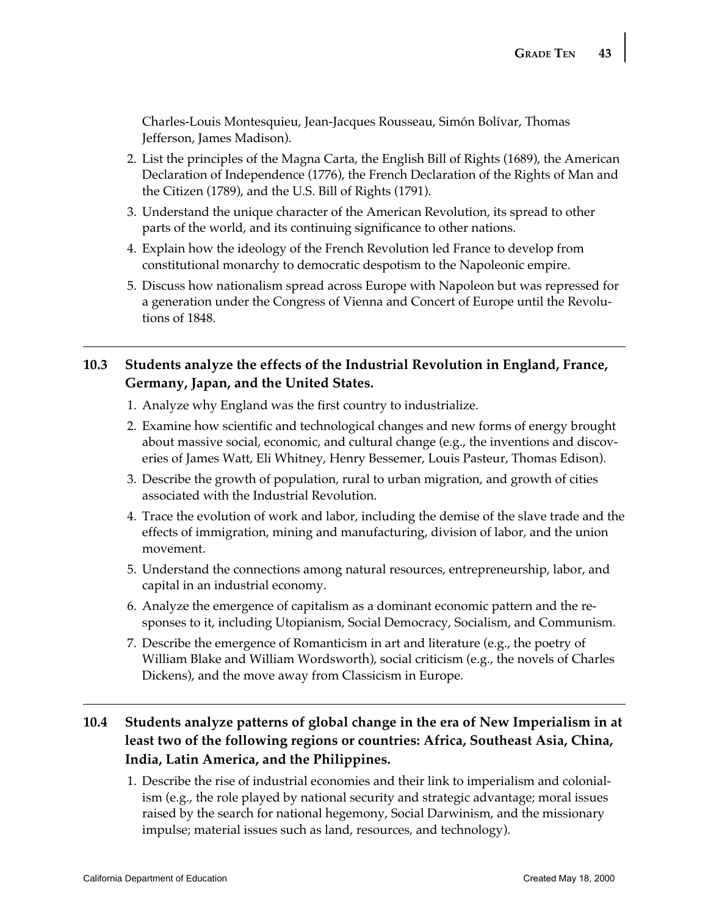Charles-Louis Montesquieu, Jean-Jacques Rousseau, Simón Bolívar, Thomas Jefferson, James Madison).

2. List the principles of the Magna Carta, the English Bill of Rights (1689), the American Declaration of Independence (1776), the French Declaration of the Rights of Man and the Citizen (1789), and the U.S. Bill of Rights (1791).
3. Understand the unique character of the American Revolution, its spread to other parts of the world, and its continuing significance to other nations.
4. Explain how the ideology of the French Revolution led France to develop from constitutional monarchy to democratic despotism to the Napoleonic empire.
5. Discuss how nationalism spread across Europe with Napoleon but was repressed for a generation under the Congress of Vienna and Concert of Europe until the Revolutions of 1848.

---

**10.3 Students analyze the effects of the Industrial Revolution in England, France, Germany, Japan, and the United States.**

1. Analyze why England was the first country to industrialize.
2. Examine how scientific and technological changes and new forms of energy brought about massive social, economic, and cultural change (e.g., the inventions and discoveries of James Watt, Eli Whitney, Henry Bessemer, Louis Pasteur, Thomas Edison).
3. Describe the growth of population, rural to urban migration, and growth of cities associated with the Industrial Revolution.
4. Trace the evolution of work and labor, including the demise of the slave trade and the effects of immigration, mining and manufacturing, division of labor, and the union movement.
5. Understand the connections among natural resources, entrepreneurship, labor, and capital in an industrial economy.
6. Analyze the emergence of capitalism as a dominant economic pattern and the responses to it, including Utopianism, Social Democracy, Socialism, and Communism.
7. Describe the emergence of Romanticism in art and literature (e.g., the poetry of William Blake and William Wordsworth), social criticism (e.g., the novels of Charles Dickens), and the move away from Classicism in Europe.

---

**10.4 Students analyze patterns of global change in the era of New Imperialism in at least two of the following regions or countries: Africa, Southeast Asia, China, India, Latin America, and the Philippines.**

1. Describe the rise of industrial economies and their link to imperialism and colonialism (e.g., the role played by national security and strategic advantage; moral issues raised by the search for national hegemony, Social Darwinism, and the missionary impulse; material issues such as land, resources, and technology).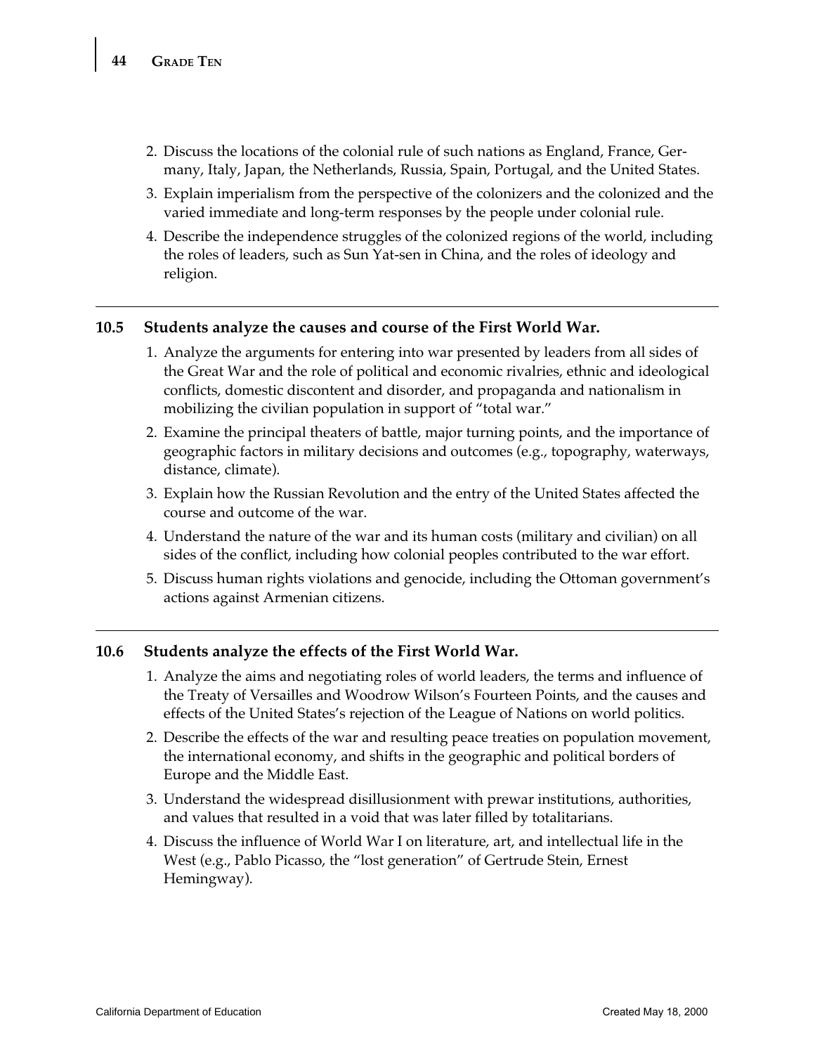2. Discuss the locations of the colonial rule of such nations as England, France, Germany, Italy, Japan, the Netherlands, Russia, Spain, Portugal, and the United States.
3. Explain imperialism from the perspective of the colonizers and the colonized and the varied immediate and long-term responses by the people under colonial rule.
4. Describe the independence struggles of the colonized regions of the world, including the roles of leaders, such as Sun Yat-sen in China, and the roles of ideology and religion.

---

**10.5 Students analyze the causes and course of the First World War.**

1. Analyze the arguments for entering into war presented by leaders from all sides of the Great War and the role of political and economic rivalries, ethnic and ideological conflicts, domestic discontent and disorder, and propaganda and nationalism in mobilizing the civilian population in support of "total war."
2. Examine the principal theaters of battle, major turning points, and the importance of geographic factors in military decisions and outcomes (e.g., topography, waterways, distance, climate).
3. Explain how the Russian Revolution and the entry of the United States affected the course and outcome of the war.
4. Understand the nature of the war and its human costs (military and civilian) on all sides of the conflict, including how colonial peoples contributed to the war effort.
5. Discuss human rights violations and genocide, including the Ottoman government's actions against Armenian citizens.

---

**10.6 Students analyze the effects of the First World War.**

1. Analyze the aims and negotiating roles of world leaders, the terms and influence of the Treaty of Versailles and Woodrow Wilson's Fourteen Points, and the causes and effects of the United States's rejection of the League of Nations on world politics.
2. Describe the effects of the war and resulting peace treaties on population movement, the international economy, and shifts in the geographic and political borders of Europe and the Middle East.
3. Understand the widespread disillusionment with prewar institutions, authorities, and values that resulted in a void that was later filled by totalitarians.
4. Discuss the influence of World War I on literature, art, and intellectual life in the West (e.g., Pablo Picasso, the "lost generation" of Gertrude Stein, Ernest Hemingway).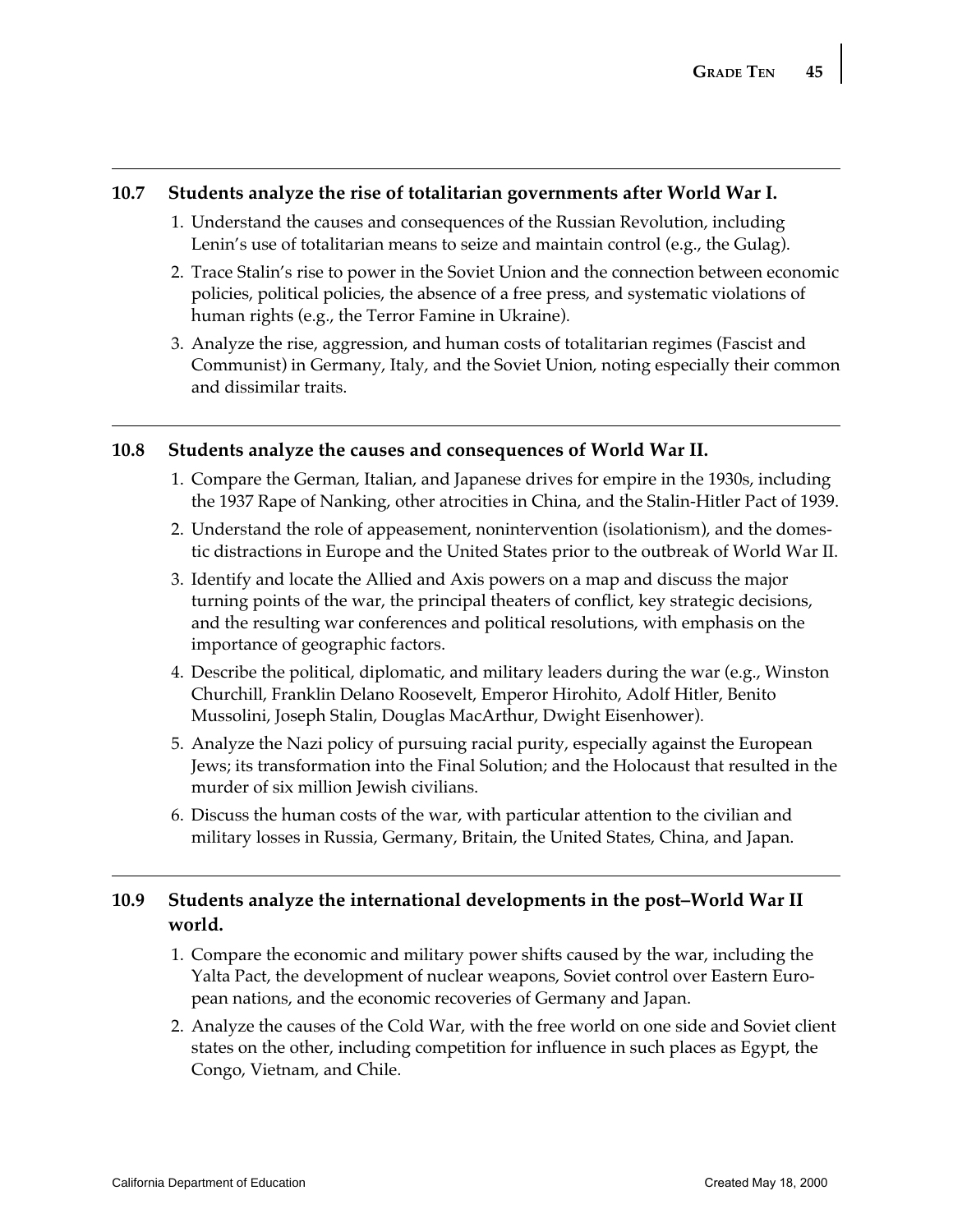## 10.7 Students analyze the rise of totalitarian governments after World War I.

1. Understand the causes and consequences of the Russian Revolution, including Lenin's use of totalitarian means to seize and maintain control (e.g., the Gulag).
2. Trace Stalin's rise to power in the Soviet Union and the connection between economic policies, political policies, the absence of a free press, and systematic violations of human rights (e.g., the Terror Famine in Ukraine).
3. Analyze the rise, aggression, and human costs of totalitarian regimes (Fascist and Communist) in Germany, Italy, and the Soviet Union, noting especially their common and dissimilar traits.

## 10.8 Students analyze the causes and consequences of World War II.

1. Compare the German, Italian, and Japanese drives for empire in the 1930s, including the 1937 Rape of Nanking, other atrocities in China, and the Stalin-Hitler Pact of 1939.
2. Understand the role of appeasement, nonintervention (isolationism), and the domestic distractions in Europe and the United States prior to the outbreak of World War II.
3. Identify and locate the Allied and Axis powers on a map and discuss the major turning points of the war, the principal theaters of conflict, key strategic decisions, and the resulting war conferences and political resolutions, with emphasis on the importance of geographic factors.
4. Describe the political, diplomatic, and military leaders during the war (e.g., Winston Churchill, Franklin Delano Roosevelt, Emperor Hirohito, Adolf Hitler, Benito Mussolini, Joseph Stalin, Douglas MacArthur, Dwight Eisenhower).
5. Analyze the Nazi policy of pursuing racial purity, especially against the European Jews; its transformation into the Final Solution; and the Holocaust that resulted in the murder of six million Jewish civilians.
6. Discuss the human costs of the war, with particular attention to the civilian and military losses in Russia, Germany, Britain, the United States, China, and Japan.

## 10.9 Students analyze the international developments in the post–World War II world.

1. Compare the economic and military power shifts caused by the war, including the Yalta Pact, the development of nuclear weapons, Soviet control over Eastern European nations, and the economic recoveries of Germany and Japan.
2. Analyze the causes of the Cold War, with the free world on one side and Soviet client states on the other, including competition for influence in such places as Egypt, the Congo, Vietnam, and Chile.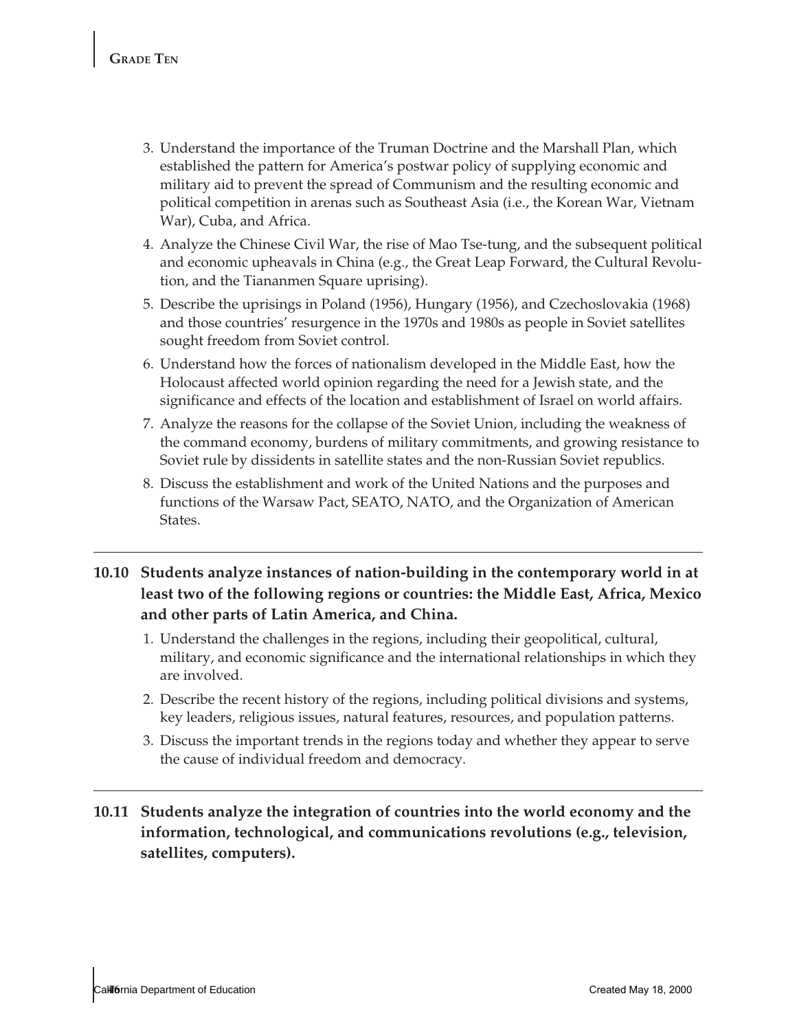3. Understand the importance of the Truman Doctrine and the Marshall Plan, which established the pattern for America's postwar policy of supplying economic and military aid to prevent the spread of Communism and the resulting economic and political competition in arenas such as Southeast Asia (i.e., the Korean War, Vietnam War), Cuba, and Africa.
4. Analyze the Chinese Civil War, the rise of Mao Tse-tung, and the subsequent political and economic upheavals in China (e.g., the Great Leap Forward, the Cultural Revolution, and the Tiananmen Square uprising).
5. Describe the uprisings in Poland (1956), Hungary (1956), and Czechoslovakia (1968) and those countries' resurgence in the 1970s and 1980s as people in Soviet satellites sought freedom from Soviet control.
6. Understand how the forces of nationalism developed in the Middle East, how the Holocaust affected world opinion regarding the need for a Jewish state, and the significance and effects of the location and establishment of Israel on world affairs.
7. Analyze the reasons for the collapse of the Soviet Union, including the weakness of the command economy, burdens of military commitments, and growing resistance to Soviet rule by dissidents in satellite states and the non-Russian Soviet republics.
8. Discuss the establishment and work of the United Nations and the purposes and functions of the Warsaw Pact, SEATO, NATO, and the Organization of American States.

**10.10 Students analyze instances of nation-building in the contemporary world in at least two of the following regions or countries: the Middle East, Africa, Mexico and other parts of Latin America, and China.**

1. Understand the challenges in the regions, including their geopolitical, cultural, military, and economic significance and the international relationships in which they are involved.
2. Describe the recent history of the regions, including political divisions and systems, key leaders, religious issues, natural features, resources, and population patterns.
3. Discuss the important trends in the regions today and whether they appear to serve the cause of individual freedom and democracy.

**10.11 Students analyze the integration of countries into the world economy and the information, technological, and communications revolutions (e.g., television, satellites, computers).**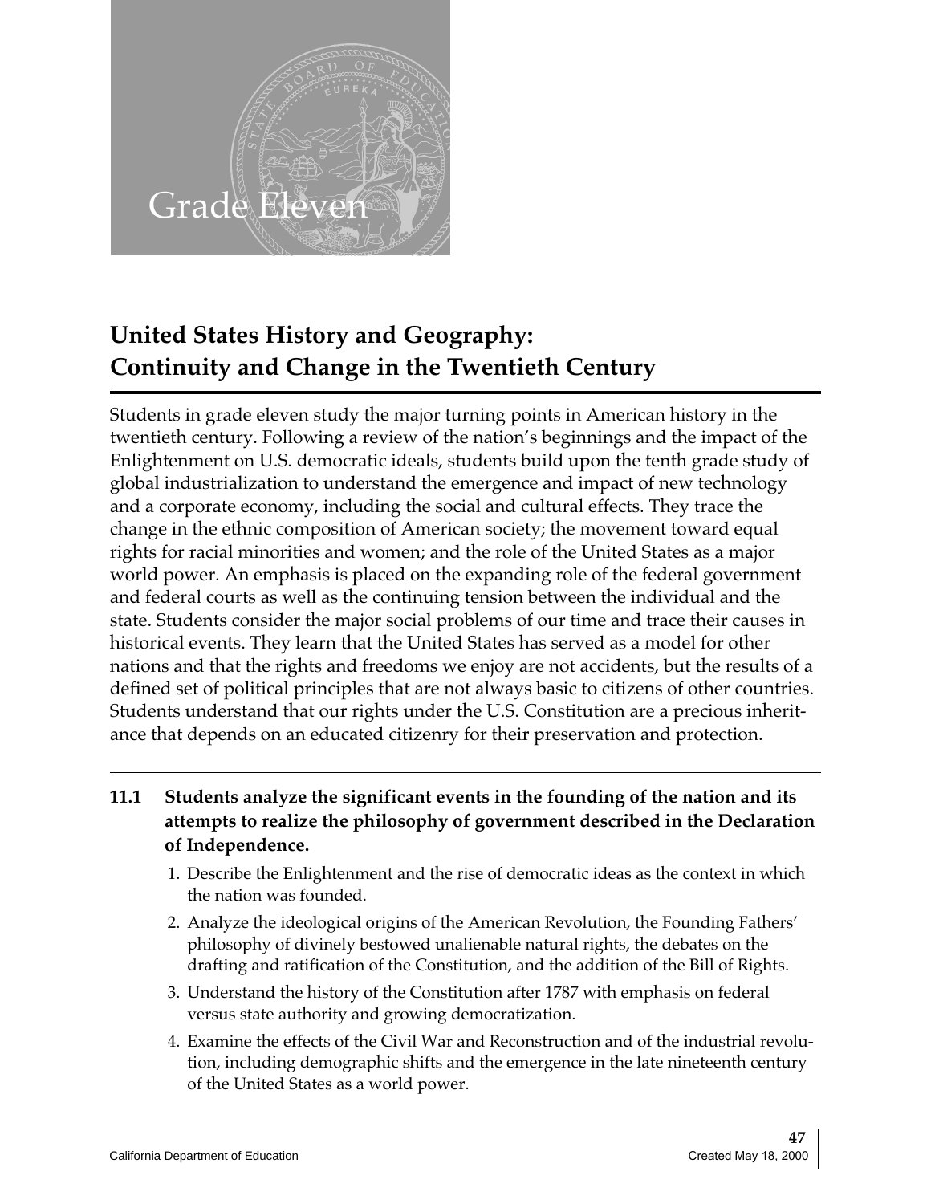# Grade Eleven

## United States History and Geography: Continuity and Change in the Twentieth Century

Students in grade eleven study the major turning points in American history in the twentieth century. Following a review of the nation's beginnings and the impact of the Enlightenment on U.S. democratic ideals, students build upon the tenth grade study of global industrialization to understand the emergence and impact of new technology and a corporate economy, including the social and cultural effects. They trace the change in the ethnic composition of American society; the movement toward equal rights for racial minorities and women; and the role of the United States as a major world power. An emphasis is placed on the expanding role of the federal government and federal courts as well as the continuing tension between the individual and the state. Students consider the major social problems of our time and trace their causes in historical events. They learn that the United States has served as a model for other nations and that the rights and freedoms we enjoy are not accidents, but the results of a defined set of political principles that are not always basic to citizens of other countries. Students understand that our rights under the U.S. Constitution are a precious inheritance that depends on an educated citizenry for their preservation and protection.

---

**11.1 Students analyze the significant events in the founding of the nation and its attempts to realize the philosophy of government described in the Declaration of Independence.**

1. Describe the Enlightenment and the rise of democratic ideas as the context in which the nation was founded.
2. Analyze the ideological origins of the American Revolution, the Founding Fathers' philosophy of divinely bestowed unalienable natural rights, the debates on the drafting and ratification of the Constitution, and the addition of the Bill of Rights.
3. Understand the history of the Constitution after 1787 with emphasis on federal versus state authority and growing democratization.
4. Examine the effects of the Civil War and Reconstruction and of the industrial revolution, including demographic shifts and the emergence in the late nineteenth century of the United States as a world power.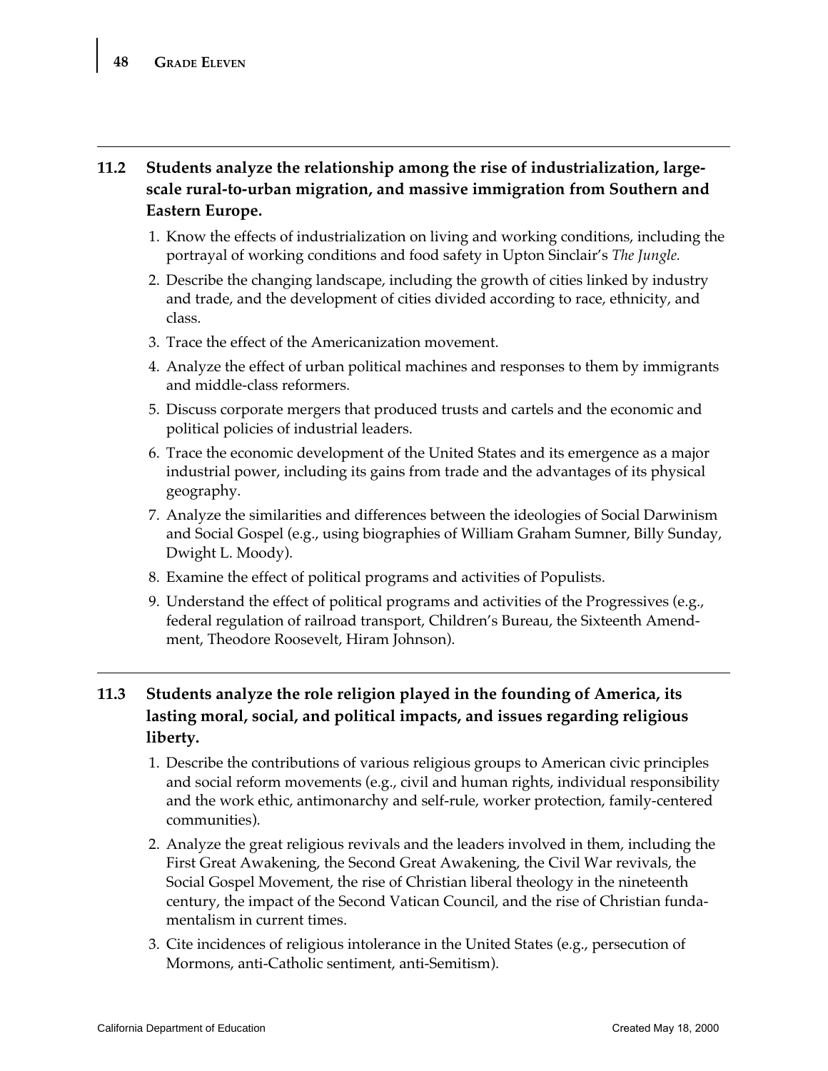**11.2 Students analyze the relationship among the rise of industrialization, large-scale rural-to-urban migration, and massive immigration from Southern and Eastern Europe.**

1. Know the effects of industrialization on living and working conditions, including the portrayal of working conditions and food safety in Upton Sinclair's *The Jungle.*
2. Describe the changing landscape, including the growth of cities linked by industry and trade, and the development of cities divided according to race, ethnicity, and class.
3. Trace the effect of the Americanization movement.
4. Analyze the effect of urban political machines and responses to them by immigrants and middle-class reformers.
5. Discuss corporate mergers that produced trusts and cartels and the economic and political policies of industrial leaders.
6. Trace the economic development of the United States and its emergence as a major industrial power, including its gains from trade and the advantages of its physical geography.
7. Analyze the similarities and differences between the ideologies of Social Darwinism and Social Gospel (e.g., using biographies of William Graham Sumner, Billy Sunday, Dwight L. Moody).
8. Examine the effect of political programs and activities of Populists.
9. Understand the effect of political programs and activities of the Progressives (e.g., federal regulation of railroad transport, Children's Bureau, the Sixteenth Amendment, Theodore Roosevelt, Hiram Johnson).

**11.3 Students analyze the role religion played in the founding of America, its lasting moral, social, and political impacts, and issues regarding religious liberty.**

1. Describe the contributions of various religious groups to American civic principles and social reform movements (e.g., civil and human rights, individual responsibility and the work ethic, antimonarchy and self-rule, worker protection, family-centered communities).
2. Analyze the great religious revivals and the leaders involved in them, including the First Great Awakening, the Second Great Awakening, the Civil War revivals, the Social Gospel Movement, the rise of Christian liberal theology in the nineteenth century, the impact of the Second Vatican Council, and the rise of Christian fundamentalism in current times.
3. Cite incidences of religious intolerance in the United States (e.g., persecution of Mormons, anti-Catholic sentiment, anti-Semitism).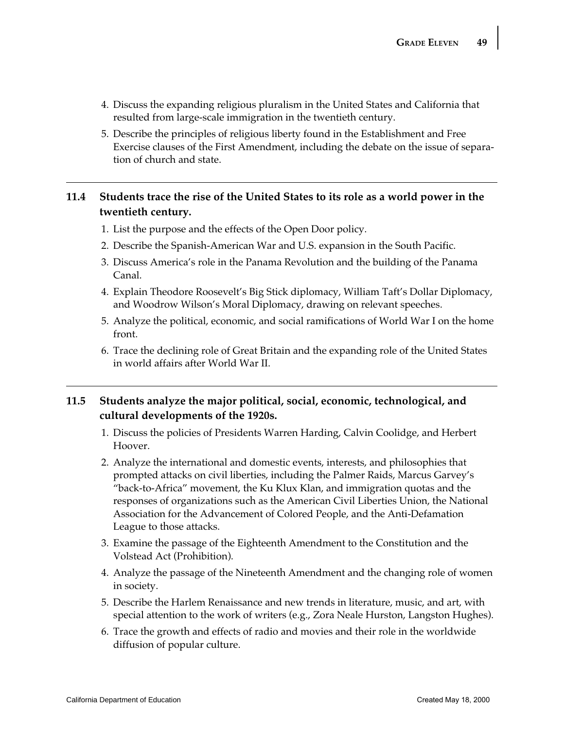4. Discuss the expanding religious pluralism in the United States and California that resulted from large-scale immigration in the twentieth century.
5. Describe the principles of religious liberty found in the Establishment and Free Exercise clauses of the First Amendment, including the debate on the issue of separation of church and state.

---

**11.4 Students trace the rise of the United States to its role as a world power in the twentieth century.**

1. List the purpose and the effects of the Open Door policy.
2. Describe the Spanish-American War and U.S. expansion in the South Pacific.
3. Discuss America's role in the Panama Revolution and the building of the Panama Canal.
4. Explain Theodore Roosevelt's Big Stick diplomacy, William Taft's Dollar Diplomacy, and Woodrow Wilson's Moral Diplomacy, drawing on relevant speeches.
5. Analyze the political, economic, and social ramifications of World War I on the home front.
6. Trace the declining role of Great Britain and the expanding role of the United States in world affairs after World War II.

---

**11.5 Students analyze the major political, social, economic, technological, and cultural developments of the 1920s.**

1. Discuss the policies of Presidents Warren Harding, Calvin Coolidge, and Herbert Hoover.
2. Analyze the international and domestic events, interests, and philosophies that prompted attacks on civil liberties, including the Palmer Raids, Marcus Garvey's "back-to-Africa" movement, the Ku Klux Klan, and immigration quotas and the responses of organizations such as the American Civil Liberties Union, the National Association for the Advancement of Colored People, and the Anti-Defamation League to those attacks.
3. Examine the passage of the Eighteenth Amendment to the Constitution and the Volstead Act (Prohibition).
4. Analyze the passage of the Nineteenth Amendment and the changing role of women in society.
5. Describe the Harlem Renaissance and new trends in literature, music, and art, with special attention to the work of writers (e.g., Zora Neale Hurston, Langston Hughes).
6. Trace the growth and effects of radio and movies and their role in the worldwide diffusion of popular culture.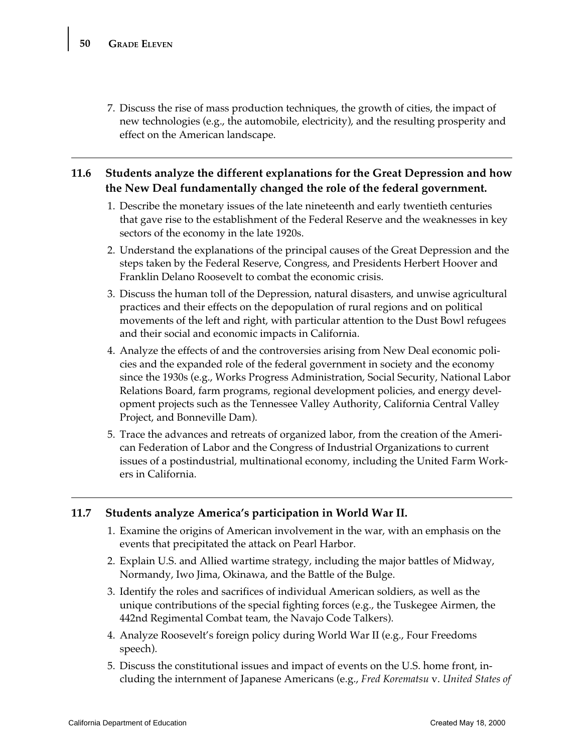7. Discuss the rise of mass production techniques, the growth of cities, the impact of new technologies (e.g., the automobile, electricity), and the resulting prosperity and effect on the American landscape.

---

**11.6 Students analyze the different explanations for the Great Depression and how the New Deal fundamentally changed the role of the federal government.**

1. Describe the monetary issues of the late nineteenth and early twentieth centuries that gave rise to the establishment of the Federal Reserve and the weaknesses in key sectors of the economy in the late 1920s.
2. Understand the explanations of the principal causes of the Great Depression and the steps taken by the Federal Reserve, Congress, and Presidents Herbert Hoover and Franklin Delano Roosevelt to combat the economic crisis.
3. Discuss the human toll of the Depression, natural disasters, and unwise agricultural practices and their effects on the depopulation of rural regions and on political movements of the left and right, with particular attention to the Dust Bowl refugees and their social and economic impacts in California.
4. Analyze the effects of and the controversies arising from New Deal economic policies and the expanded role of the federal government in society and the economy since the 1930s (e.g., Works Progress Administration, Social Security, National Labor Relations Board, farm programs, regional development policies, and energy development projects such as the Tennessee Valley Authority, California Central Valley Project, and Bonneville Dam).
5. Trace the advances and retreats of organized labor, from the creation of the American Federation of Labor and the Congress of Industrial Organizations to current issues of a postindustrial, multinational economy, including the United Farm Workers in California.

---

**11.7 Students analyze America's participation in World War II.**

1. Examine the origins of American involvement in the war, with an emphasis on the events that precipitated the attack on Pearl Harbor.
2. Explain U.S. and Allied wartime strategy, including the major battles of Midway, Normandy, Iwo Jima, Okinawa, and the Battle of the Bulge.
3. Identify the roles and sacrifices of individual American soldiers, as well as the unique contributions of the special fighting forces (e.g., the Tuskegee Airmen, the 442nd Regimental Combat team, the Navajo Code Talkers).
4. Analyze Roosevelt's foreign policy during World War II (e.g., Four Freedoms speech).
5. Discuss the constitutional issues and impact of events on the U.S. home front, including the internment of Japanese Americans (e.g., *Fred Korematsu* v. *United States of*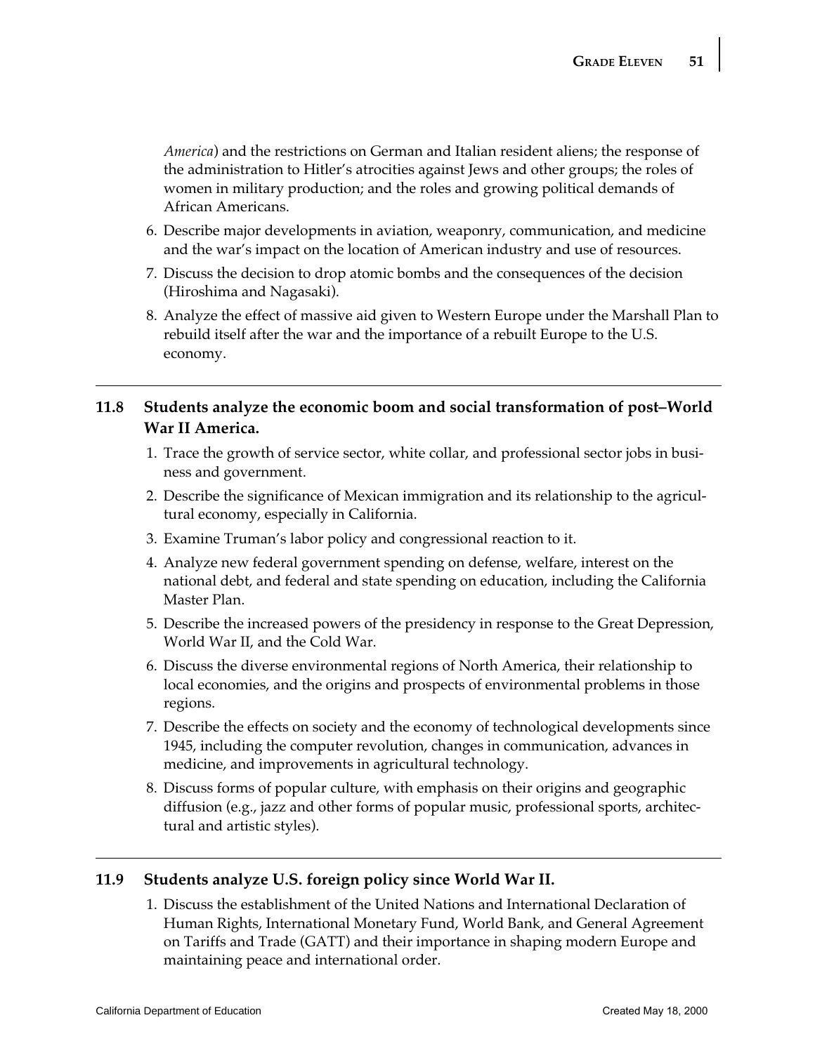*America*) and the restrictions on German and Italian resident aliens; the response of the administration to Hitler's atrocities against Jews and other groups; the roles of women in military production; and the roles and growing political demands of African Americans.

6. Describe major developments in aviation, weaponry, communication, and medicine and the war's impact on the location of American industry and use of resources.
7. Discuss the decision to drop atomic bombs and the consequences of the decision (Hiroshima and Nagasaki).
8. Analyze the effect of massive aid given to Western Europe under the Marshall Plan to rebuild itself after the war and the importance of a rebuilt Europe to the U.S. economy.

---

## 11.8 Students analyze the economic boom and social transformation of post–World War II America.

1. Trace the growth of service sector, white collar, and professional sector jobs in business and government.
2. Describe the significance of Mexican immigration and its relationship to the agricultural economy, especially in California.
3. Examine Truman's labor policy and congressional reaction to it.
4. Analyze new federal government spending on defense, welfare, interest on the national debt, and federal and state spending on education, including the California Master Plan.
5. Describe the increased powers of the presidency in response to the Great Depression, World War II, and the Cold War.
6. Discuss the diverse environmental regions of North America, their relationship to local economies, and the origins and prospects of environmental problems in those regions.
7. Describe the effects on society and the economy of technological developments since 1945, including the computer revolution, changes in communication, advances in medicine, and improvements in agricultural technology.
8. Discuss forms of popular culture, with emphasis on their origins and geographic diffusion (e.g., jazz and other forms of popular music, professional sports, architectural and artistic styles).

---

## 11.9 Students analyze U.S. foreign policy since World War II.

1. Discuss the establishment of the United Nations and International Declaration of Human Rights, International Monetary Fund, World Bank, and General Agreement on Tariffs and Trade (GATT) and their importance in shaping modern Europe and maintaining peace and international order.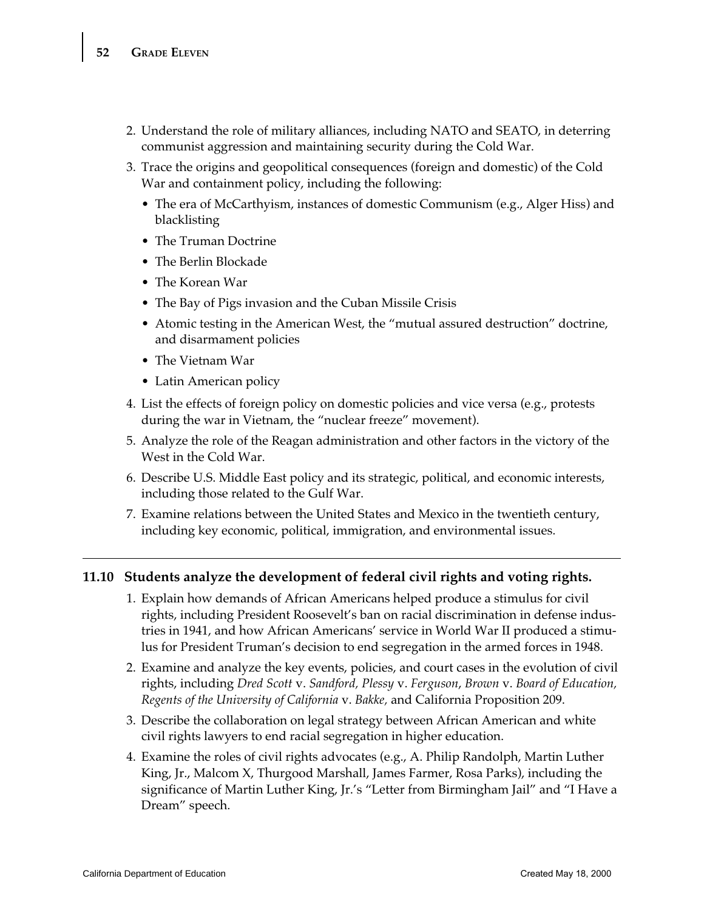2. Understand the role of military alliances, including NATO and SEATO, in deterring communist aggression and maintaining security during the Cold War.
3. Trace the origins and geopolitical consequences (foreign and domestic) of the Cold War and containment policy, including the following:
   - The era of McCarthyism, instances of domestic Communism (e.g., Alger Hiss) and blacklisting
   - The Truman Doctrine
   - The Berlin Blockade
   - The Korean War
   - The Bay of Pigs invasion and the Cuban Missile Crisis
   - Atomic testing in the American West, the "mutual assured destruction" doctrine, and disarmament policies
   - The Vietnam War
   - Latin American policy
4. List the effects of foreign policy on domestic policies and vice versa (e.g., protests during the war in Vietnam, the "nuclear freeze" movement).
5. Analyze the role of the Reagan administration and other factors in the victory of the West in the Cold War.
6. Describe U.S. Middle East policy and its strategic, political, and economic interests, including those related to the Gulf War.
7. Examine relations between the United States and Mexico in the twentieth century, including key economic, political, immigration, and environmental issues.

---

**11.10 Students analyze the development of federal civil rights and voting rights.**

1. Explain how demands of African Americans helped produce a stimulus for civil rights, including President Roosevelt's ban on racial discrimination in defense industries in 1941, and how African Americans' service in World War II produced a stimulus for President Truman's decision to end segregation in the armed forces in 1948.
2. Examine and analyze the key events, policies, and court cases in the evolution of civil rights, including *Dred Scott* v. *Sandford, Plessy* v. *Ferguson*, *Brown* v. *Board of Education, Regents of the University of California* v. *Bakke,* and California Proposition 209.
3. Describe the collaboration on legal strategy between African American and white civil rights lawyers to end racial segregation in higher education.
4. Examine the roles of civil rights advocates (e.g., A. Philip Randolph, Martin Luther King, Jr., Malcom X, Thurgood Marshall, James Farmer, Rosa Parks), including the significance of Martin Luther King, Jr.'s "Letter from Birmingham Jail" and "I Have a Dream" speech.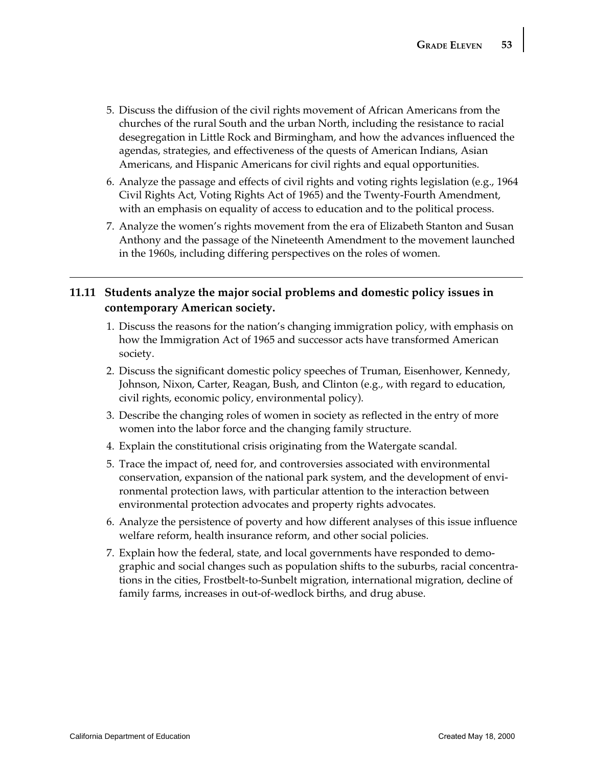5. Discuss the diffusion of the civil rights movement of African Americans from the churches of the rural South and the urban North, including the resistance to racial desegregation in Little Rock and Birmingham, and how the advances influenced the agendas, strategies, and effectiveness of the quests of American Indians, Asian Americans, and Hispanic Americans for civil rights and equal opportunities.
6. Analyze the passage and effects of civil rights and voting rights legislation (e.g., 1964 Civil Rights Act, Voting Rights Act of 1965) and the Twenty-Fourth Amendment, with an emphasis on equality of access to education and to the political process.
7. Analyze the women's rights movement from the era of Elizabeth Stanton and Susan Anthony and the passage of the Nineteenth Amendment to the movement launched in the 1960s, including differing perspectives on the roles of women.

---

## 11.11 Students analyze the major social problems and domestic policy issues in contemporary American society.

1. Discuss the reasons for the nation's changing immigration policy, with emphasis on how the Immigration Act of 1965 and successor acts have transformed American society.
2. Discuss the significant domestic policy speeches of Truman, Eisenhower, Kennedy, Johnson, Nixon, Carter, Reagan, Bush, and Clinton (e.g., with regard to education, civil rights, economic policy, environmental policy).
3. Describe the changing roles of women in society as reflected in the entry of more women into the labor force and the changing family structure.
4. Explain the constitutional crisis originating from the Watergate scandal.
5. Trace the impact of, need for, and controversies associated with environmental conservation, expansion of the national park system, and the development of environmental protection laws, with particular attention to the interaction between environmental protection advocates and property rights advocates.
6. Analyze the persistence of poverty and how different analyses of this issue influence welfare reform, health insurance reform, and other social policies.
7. Explain how the federal, state, and local governments have responded to demographic and social changes such as population shifts to the suburbs, racial concentrations in the cities, Frostbelt-to-Sunbelt migration, international migration, decline of family farms, increases in out-of-wedlock births, and drug abuse.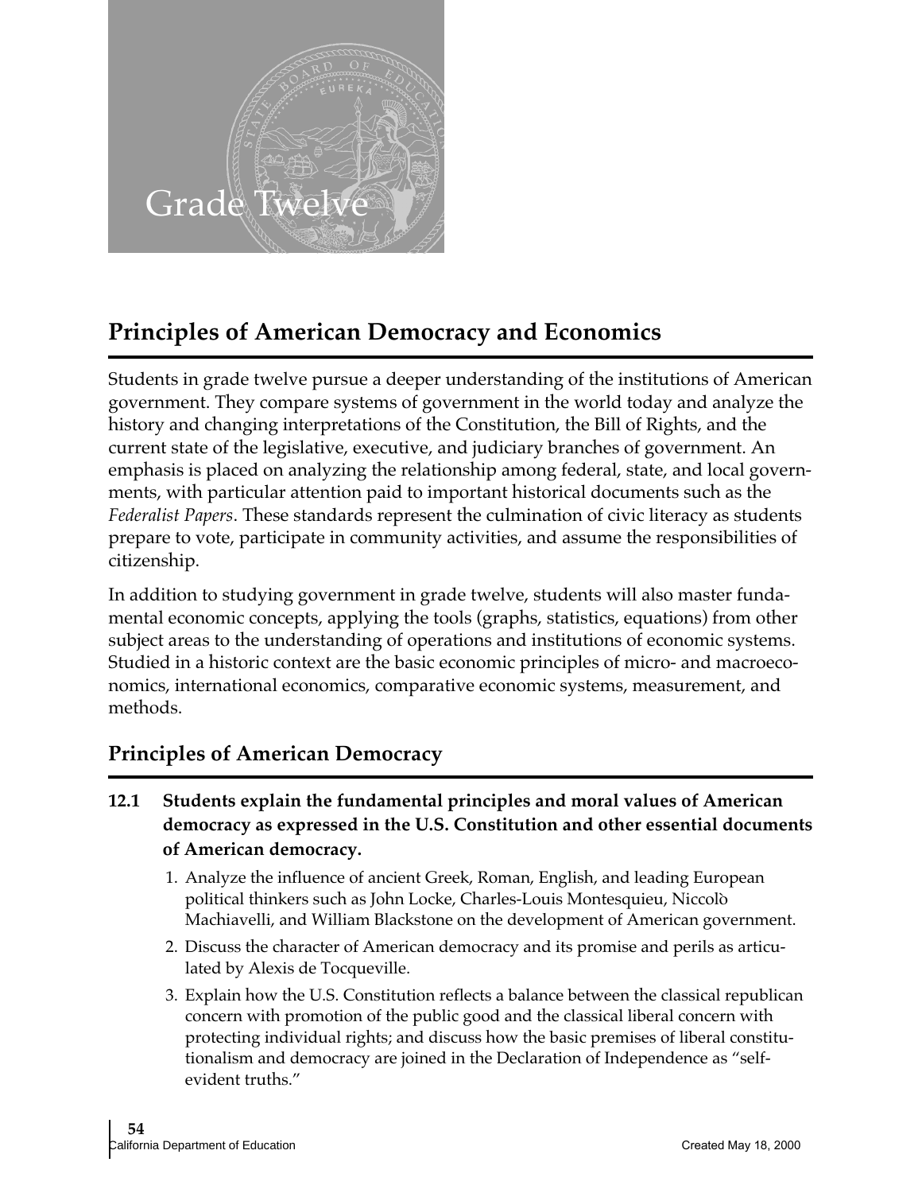# Grade Twelve

## Principles of American Democracy and Economics

Students in grade twelve pursue a deeper understanding of the institutions of American government. They compare systems of government in the world today and analyze the history and changing interpretations of the Constitution, the Bill of Rights, and the current state of the legislative, executive, and judiciary branches of government. An emphasis is placed on analyzing the relationship among federal, state, and local governments, with particular attention paid to important historical documents such as the *Federalist Papers*. These standards represent the culmination of civic literacy as students prepare to vote, participate in community activities, and assume the responsibilities of citizenship.

In addition to studying government in grade twelve, students will also master fundamental economic concepts, applying the tools (graphs, statistics, equations) from other subject areas to the understanding of operations and institutions of economic systems. Studied in a historic context are the basic economic principles of micro- and macroeconomics, international economics, comparative economic systems, measurement, and methods.

## Principles of American Democracy

**12.1 Students explain the fundamental principles and moral values of American democracy as expressed in the U.S. Constitution and other essential documents of American democracy.**

1. Analyze the influence of ancient Greek, Roman, English, and leading European political thinkers such as John Locke, Charles-Louis Montesquieu, Niccolò Machiavelli, and William Blackstone on the development of American government.
2. Discuss the character of American democracy and its promise and perils as articulated by Alexis de Tocqueville.
3. Explain how the U.S. Constitution reflects a balance between the classical republican concern with promotion of the public good and the classical liberal concern with protecting individual rights; and discuss how the basic premises of liberal constitutionalism and democracy are joined in the Declaration of Independence as "self-evident truths."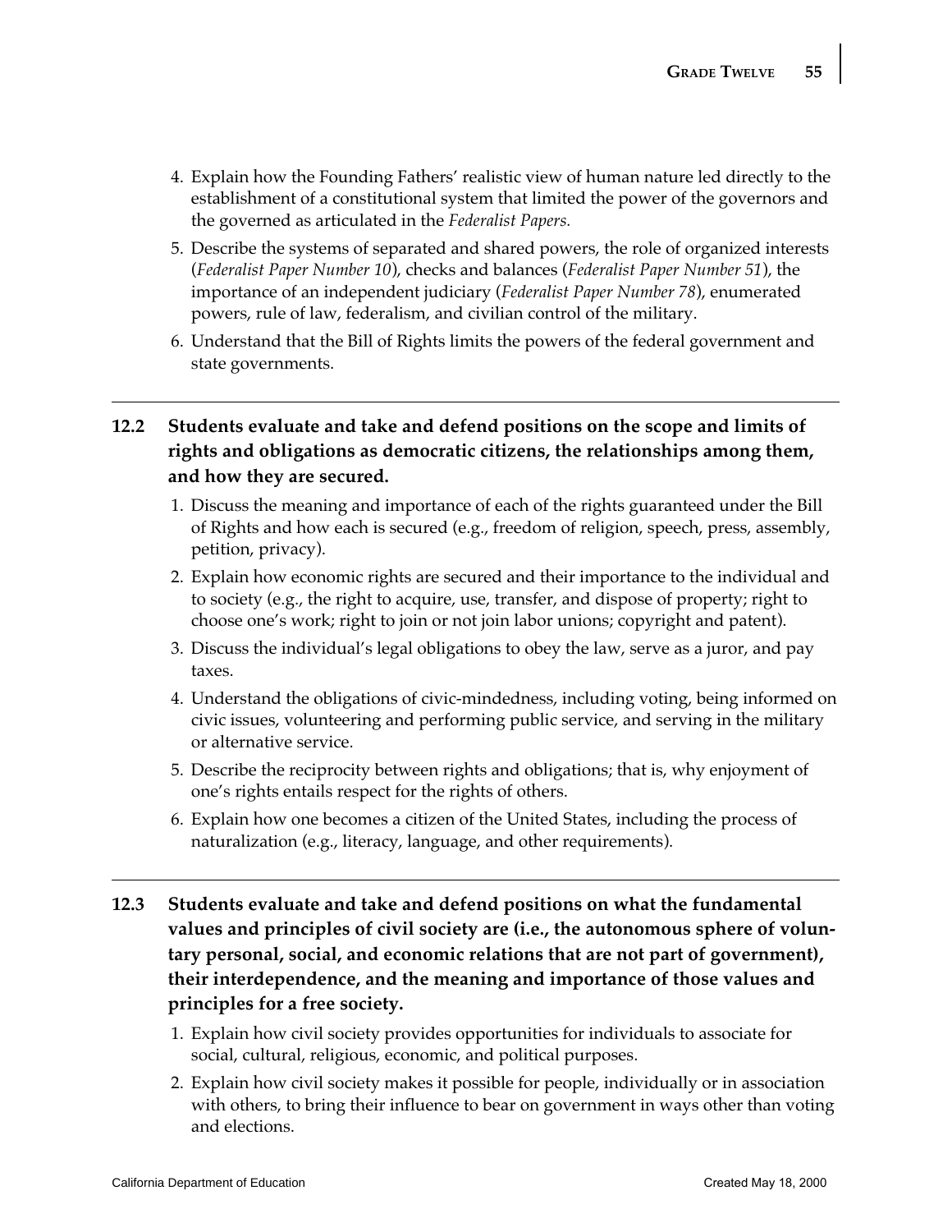4. Explain how the Founding Fathers' realistic view of human nature led directly to the establishment of a constitutional system that limited the power of the governors and the governed as articulated in the *Federalist Papers.*

5. Describe the systems of separated and shared powers, the role of organized interests (*Federalist Paper Number 10*), checks and balances (*Federalist Paper Number 51*), the importance of an independent judiciary (*Federalist Paper Number 78*), enumerated powers, rule of law, federalism, and civilian control of the military.

6. Understand that the Bill of Rights limits the powers of the federal government and state governments.

---

**12.2 Students evaluate and take and defend positions on the scope and limits of rights and obligations as democratic citizens, the relationships among them, and how they are secured.**

1. Discuss the meaning and importance of each of the rights guaranteed under the Bill of Rights and how each is secured (e.g., freedom of religion, speech, press, assembly, petition, privacy).

2. Explain how economic rights are secured and their importance to the individual and to society (e.g., the right to acquire, use, transfer, and dispose of property; right to choose one's work; right to join or not join labor unions; copyright and patent).

3. Discuss the individual's legal obligations to obey the law, serve as a juror, and pay taxes.

4. Understand the obligations of civic-mindedness, including voting, being informed on civic issues, volunteering and performing public service, and serving in the military or alternative service.

5. Describe the reciprocity between rights and obligations; that is, why enjoyment of one's rights entails respect for the rights of others.

6. Explain how one becomes a citizen of the United States, including the process of naturalization (e.g., literacy, language, and other requirements).

---

**12.3 Students evaluate and take and defend positions on what the fundamental values and principles of civil society are (i.e., the autonomous sphere of voluntary personal, social, and economic relations that are not part of government), their interdependence, and the meaning and importance of those values and principles for a free society.**

1. Explain how civil society provides opportunities for individuals to associate for social, cultural, religious, economic, and political purposes.

2. Explain how civil society makes it possible for people, individually or in association with others, to bring their influence to bear on government in ways other than voting and elections.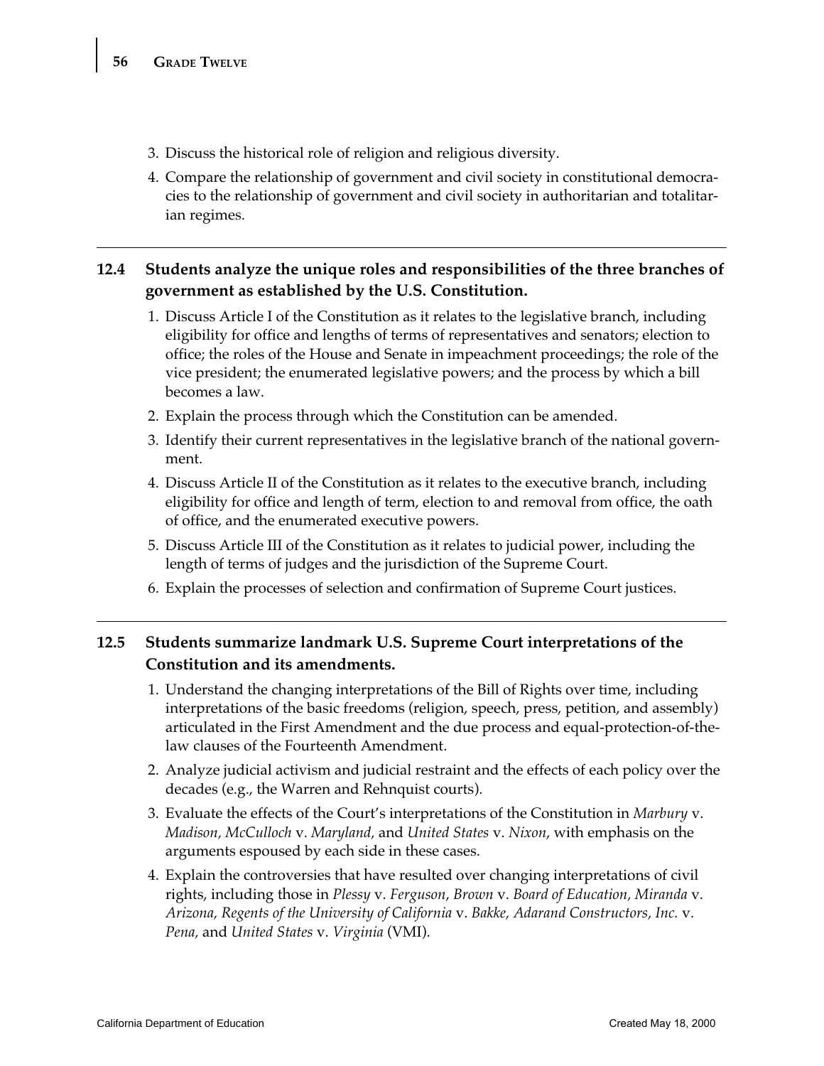3. Discuss the historical role of religion and religious diversity.
4. Compare the relationship of government and civil society in constitutional democracies to the relationship of government and civil society in authoritarian and totalitarian regimes.

---

**12.4 Students analyze the unique roles and responsibilities of the three branches of government as established by the U.S. Constitution.**

1. Discuss Article I of the Constitution as it relates to the legislative branch, including eligibility for office and lengths of terms of representatives and senators; election to office; the roles of the House and Senate in impeachment proceedings; the role of the vice president; the enumerated legislative powers; and the process by which a bill becomes a law.
2. Explain the process through which the Constitution can be amended.
3. Identify their current representatives in the legislative branch of the national government.
4. Discuss Article II of the Constitution as it relates to the executive branch, including eligibility for office and length of term, election to and removal from office, the oath of office, and the enumerated executive powers.
5. Discuss Article III of the Constitution as it relates to judicial power, including the length of terms of judges and the jurisdiction of the Supreme Court.
6. Explain the processes of selection and confirmation of Supreme Court justices.

---

**12.5 Students summarize landmark U.S. Supreme Court interpretations of the Constitution and its amendments.**

1. Understand the changing interpretations of the Bill of Rights over time, including interpretations of the basic freedoms (religion, speech, press, petition, and assembly) articulated in the First Amendment and the due process and equal-protection-of-the-law clauses of the Fourteenth Amendment.
2. Analyze judicial activism and judicial restraint and the effects of each policy over the decades (e.g., the Warren and Rehnquist courts).
3. Evaluate the effects of the Court's interpretations of the Constitution in *Marbury* v. *Madison*, *McCulloch* v. *Maryland*, and *United States* v. *Nixon*, with emphasis on the arguments espoused by each side in these cases.
4. Explain the controversies that have resulted over changing interpretations of civil rights, including those in *Plessy* v. *Ferguson*, *Brown* v. *Board of Education*, *Miranda* v. *Arizona*, *Regents of the University of California* v. *Bakke*, *Adarand Constructors*, *Inc.* v. *Pena*, and *United States* v. *Virginia* (VMI).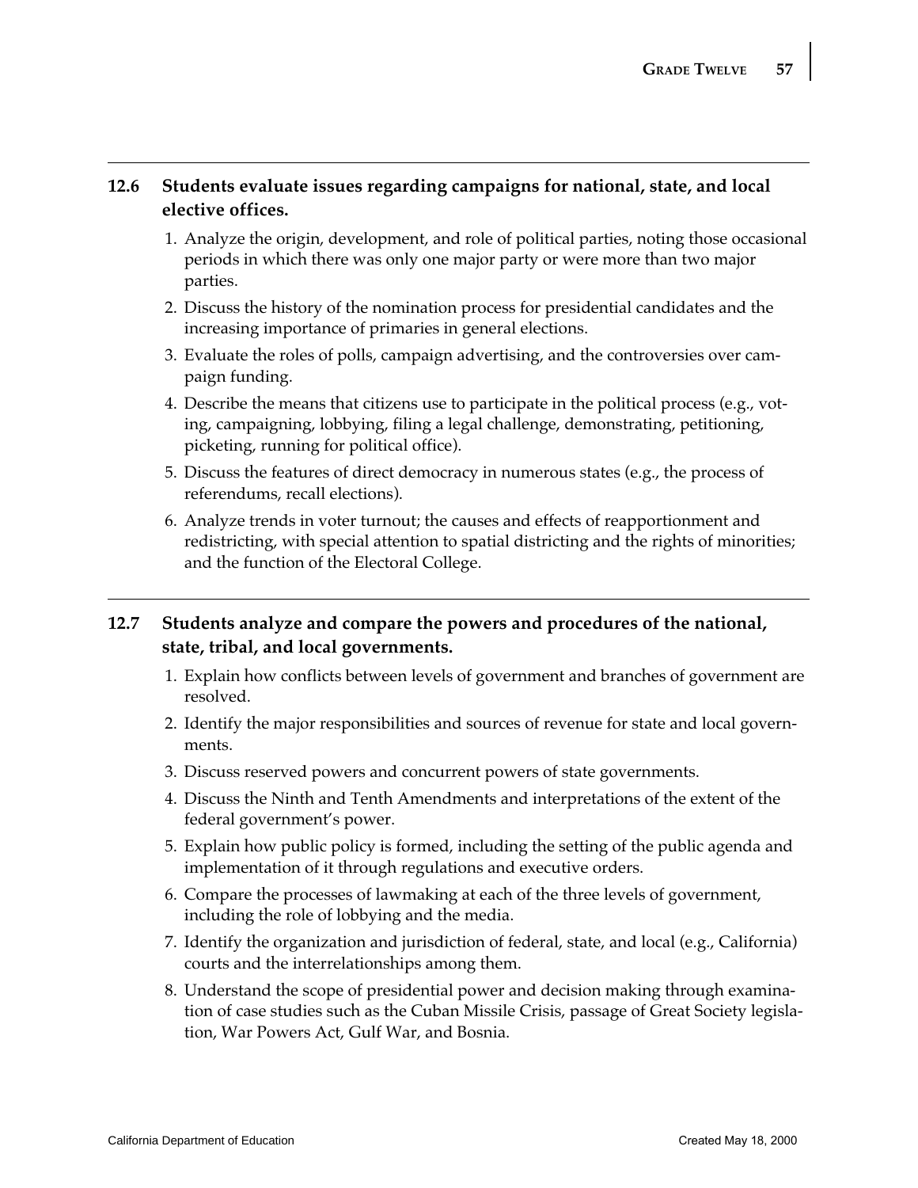### 12.6 Students evaluate issues regarding campaigns for national, state, and local elective offices.

1. Analyze the origin, development, and role of political parties, noting those occasional periods in which there was only one major party or were more than two major parties.
2. Discuss the history of the nomination process for presidential candidates and the increasing importance of primaries in general elections.
3. Evaluate the roles of polls, campaign advertising, and the controversies over campaign funding.
4. Describe the means that citizens use to participate in the political process (e.g., voting, campaigning, lobbying, filing a legal challenge, demonstrating, petitioning, picketing, running for political office).
5. Discuss the features of direct democracy in numerous states (e.g., the process of referendums, recall elections).
6. Analyze trends in voter turnout; the causes and effects of reapportionment and redistricting, with special attention to spatial districting and the rights of minorities; and the function of the Electoral College.

### 12.7 Students analyze and compare the powers and procedures of the national, state, tribal, and local governments.

1. Explain how conflicts between levels of government and branches of government are resolved.
2. Identify the major responsibilities and sources of revenue for state and local governments.
3. Discuss reserved powers and concurrent powers of state governments.
4. Discuss the Ninth and Tenth Amendments and interpretations of the extent of the federal government's power.
5. Explain how public policy is formed, including the setting of the public agenda and implementation of it through regulations and executive orders.
6. Compare the processes of lawmaking at each of the three levels of government, including the role of lobbying and the media.
7. Identify the organization and jurisdiction of federal, state, and local (e.g., California) courts and the interrelationships among them.
8. Understand the scope of presidential power and decision making through examination of case studies such as the Cuban Missile Crisis, passage of Great Society legislation, War Powers Act, Gulf War, and Bosnia.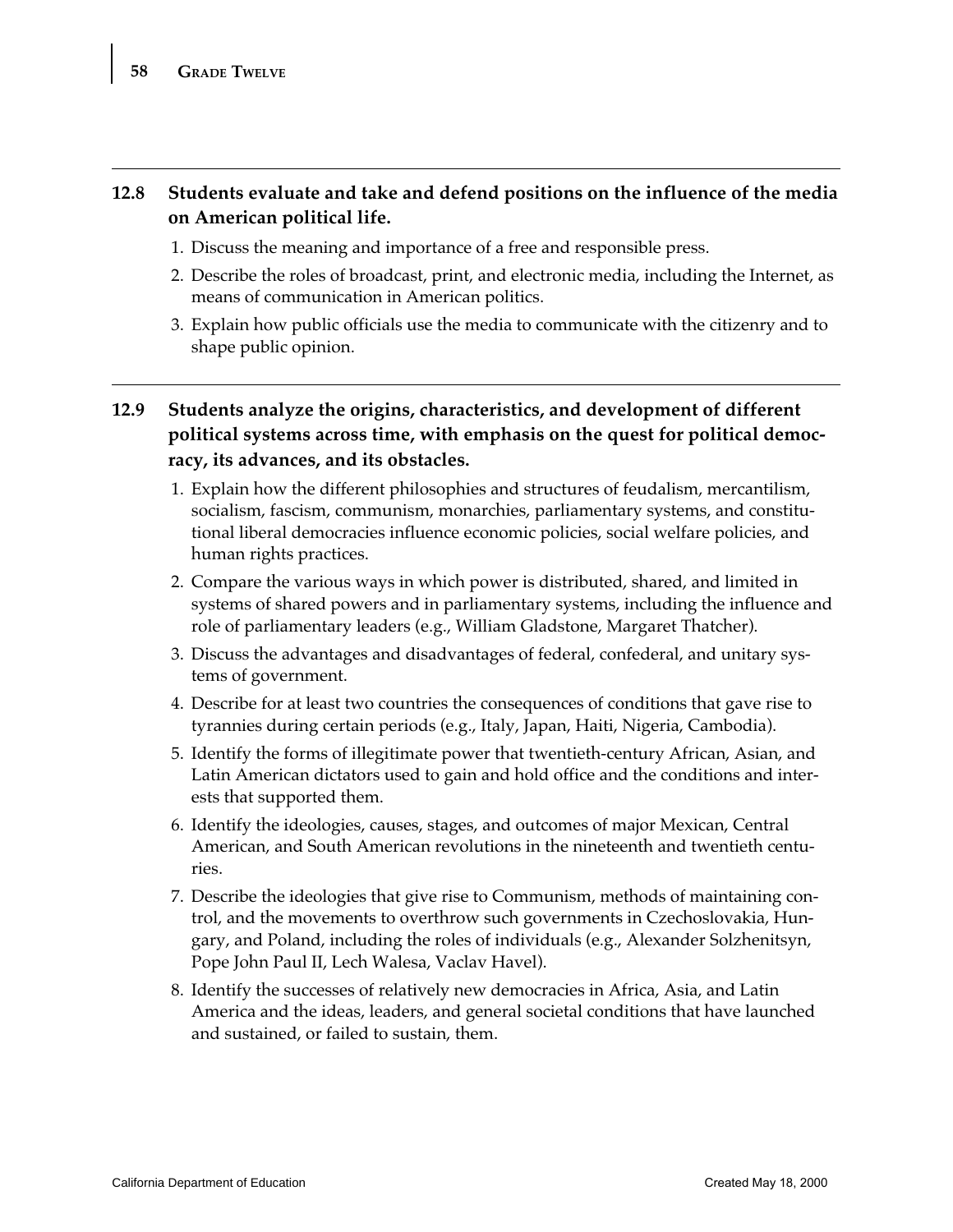**12.8 Students evaluate and take and defend positions on the influence of the media on American political life.**

1. Discuss the meaning and importance of a free and responsible press.
2. Describe the roles of broadcast, print, and electronic media, including the Internet, as means of communication in American politics.
3. Explain how public officials use the media to communicate with the citizenry and to shape public opinion.

**12.9 Students analyze the origins, characteristics, and development of different political systems across time, with emphasis on the quest for political democracy, its advances, and its obstacles.**

1. Explain how the different philosophies and structures of feudalism, mercantilism, socialism, fascism, communism, monarchies, parliamentary systems, and constitutional liberal democracies influence economic policies, social welfare policies, and human rights practices.
2. Compare the various ways in which power is distributed, shared, and limited in systems of shared powers and in parliamentary systems, including the influence and role of parliamentary leaders (e.g., William Gladstone, Margaret Thatcher).
3. Discuss the advantages and disadvantages of federal, confederal, and unitary systems of government.
4. Describe for at least two countries the consequences of conditions that gave rise to tyrannies during certain periods (e.g., Italy, Japan, Haiti, Nigeria, Cambodia).
5. Identify the forms of illegitimate power that twentieth-century African, Asian, and Latin American dictators used to gain and hold office and the conditions and interests that supported them.
6. Identify the ideologies, causes, stages, and outcomes of major Mexican, Central American, and South American revolutions in the nineteenth and twentieth centuries.
7. Describe the ideologies that give rise to Communism, methods of maintaining control, and the movements to overthrow such governments in Czechoslovakia, Hungary, and Poland, including the roles of individuals (e.g., Alexander Solzhenitsyn, Pope John Paul II, Lech Walesa, Vaclav Havel).
8. Identify the successes of relatively new democracies in Africa, Asia, and Latin America and the ideas, leaders, and general societal conditions that have launched and sustained, or failed to sustain, them.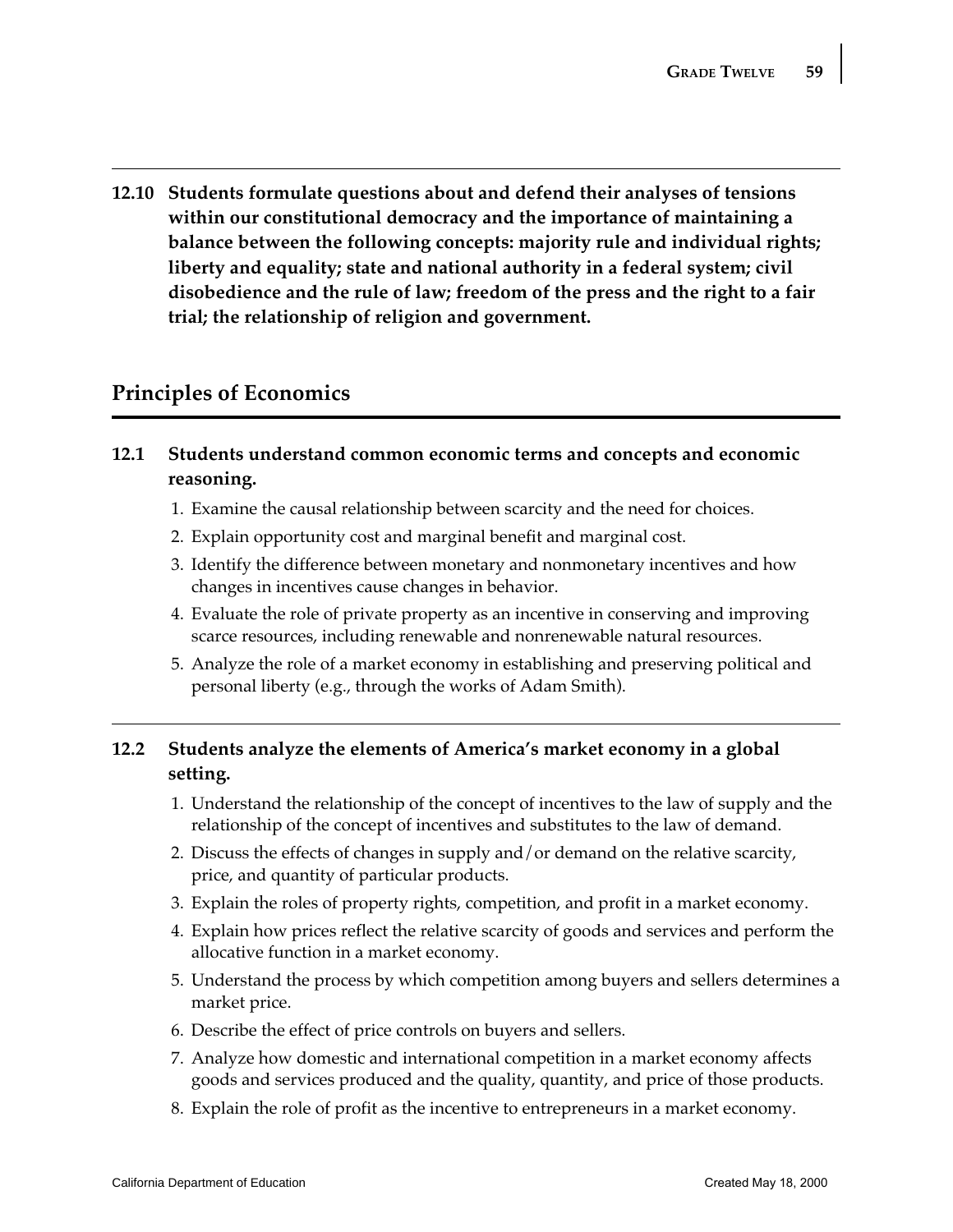**12.10 Students formulate questions about and defend their analyses of tensions within our constitutional democracy and the importance of maintaining a balance between the following concepts: majority rule and individual rights; liberty and equality; state and national authority in a federal system; civil disobedience and the rule of law; freedom of the press and the right to a fair trial; the relationship of religion and government.**

## Principles of Economics

**12.1 Students understand common economic terms and concepts and economic reasoning.**

1. Examine the causal relationship between scarcity and the need for choices.
2. Explain opportunity cost and marginal benefit and marginal cost.
3. Identify the difference between monetary and nonmonetary incentives and how changes in incentives cause changes in behavior.
4. Evaluate the role of private property as an incentive in conserving and improving scarce resources, including renewable and nonrenewable natural resources.
5. Analyze the role of a market economy in establishing and preserving political and personal liberty (e.g., through the works of Adam Smith).

**12.2 Students analyze the elements of America's market economy in a global setting.**

1. Understand the relationship of the concept of incentives to the law of supply and the relationship of the concept of incentives and substitutes to the law of demand.
2. Discuss the effects of changes in supply and/or demand on the relative scarcity, price, and quantity of particular products.
3. Explain the roles of property rights, competition, and profit in a market economy.
4. Explain how prices reflect the relative scarcity of goods and services and perform the allocative function in a market economy.
5. Understand the process by which competition among buyers and sellers determines a market price.
6. Describe the effect of price controls on buyers and sellers.
7. Analyze how domestic and international competition in a market economy affects goods and services produced and the quality, quantity, and price of those products.
8. Explain the role of profit as the incentive to entrepreneurs in a market economy.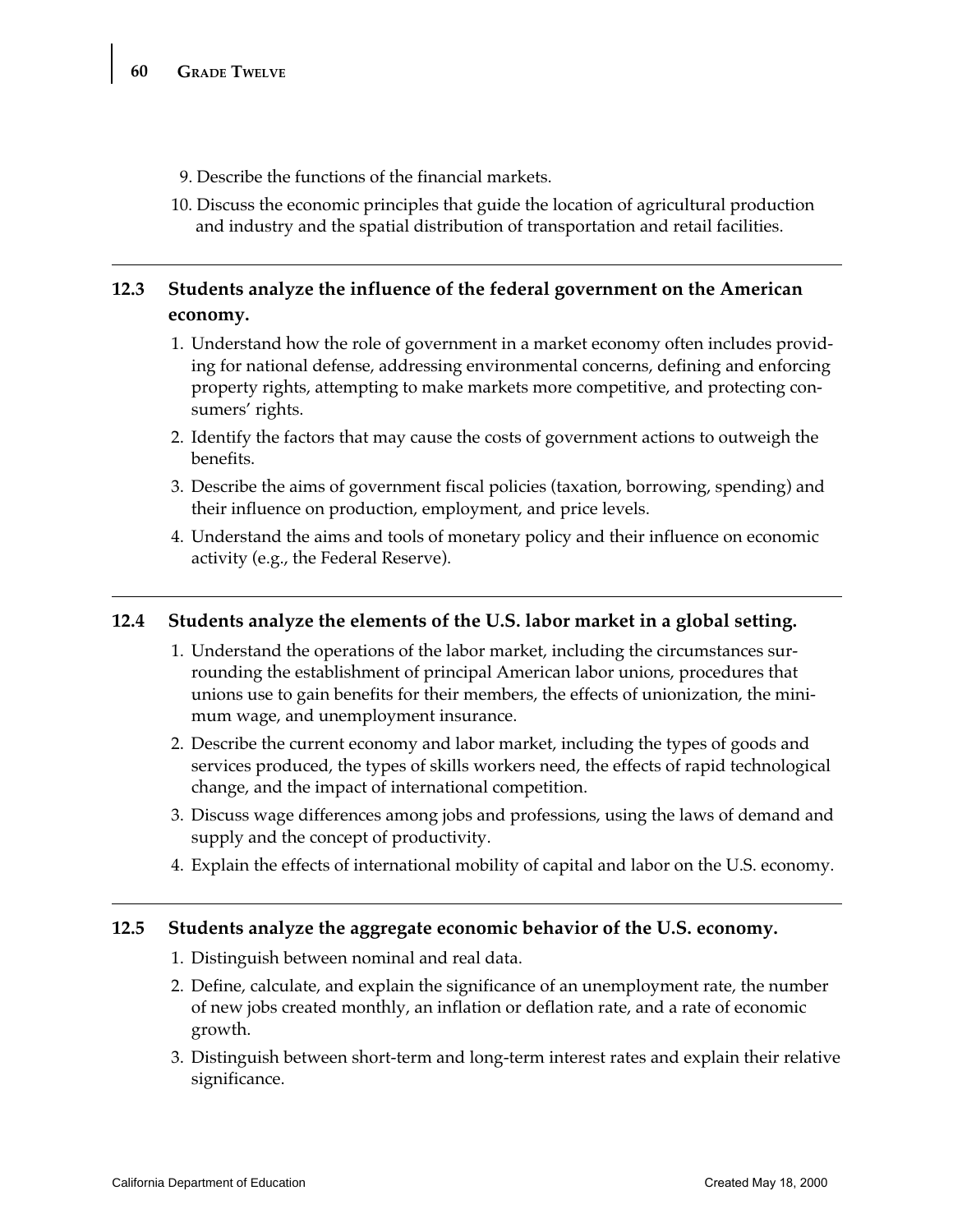9. Describe the functions of the financial markets.
10. Discuss the economic principles that guide the location of agricultural production and industry and the spatial distribution of transportation and retail facilities.

---

## 12.3 Students analyze the influence of the federal government on the American economy.

1. Understand how the role of government in a market economy often includes providing for national defense, addressing environmental concerns, defining and enforcing property rights, attempting to make markets more competitive, and protecting consumers' rights.
2. Identify the factors that may cause the costs of government actions to outweigh the benefits.
3. Describe the aims of government fiscal policies (taxation, borrowing, spending) and their influence on production, employment, and price levels.
4. Understand the aims and tools of monetary policy and their influence on economic activity (e.g., the Federal Reserve).

---

## 12.4 Students analyze the elements of the U.S. labor market in a global setting.

1. Understand the operations of the labor market, including the circumstances surrounding the establishment of principal American labor unions, procedures that unions use to gain benefits for their members, the effects of unionization, the minimum wage, and unemployment insurance.
2. Describe the current economy and labor market, including the types of goods and services produced, the types of skills workers need, the effects of rapid technological change, and the impact of international competition.
3. Discuss wage differences among jobs and professions, using the laws of demand and supply and the concept of productivity.
4. Explain the effects of international mobility of capital and labor on the U.S. economy.

---

## 12.5 Students analyze the aggregate economic behavior of the U.S. economy.

1. Distinguish between nominal and real data.
2. Define, calculate, and explain the significance of an unemployment rate, the number of new jobs created monthly, an inflation or deflation rate, and a rate of economic growth.
3. Distinguish between short-term and long-term interest rates and explain their relative significance.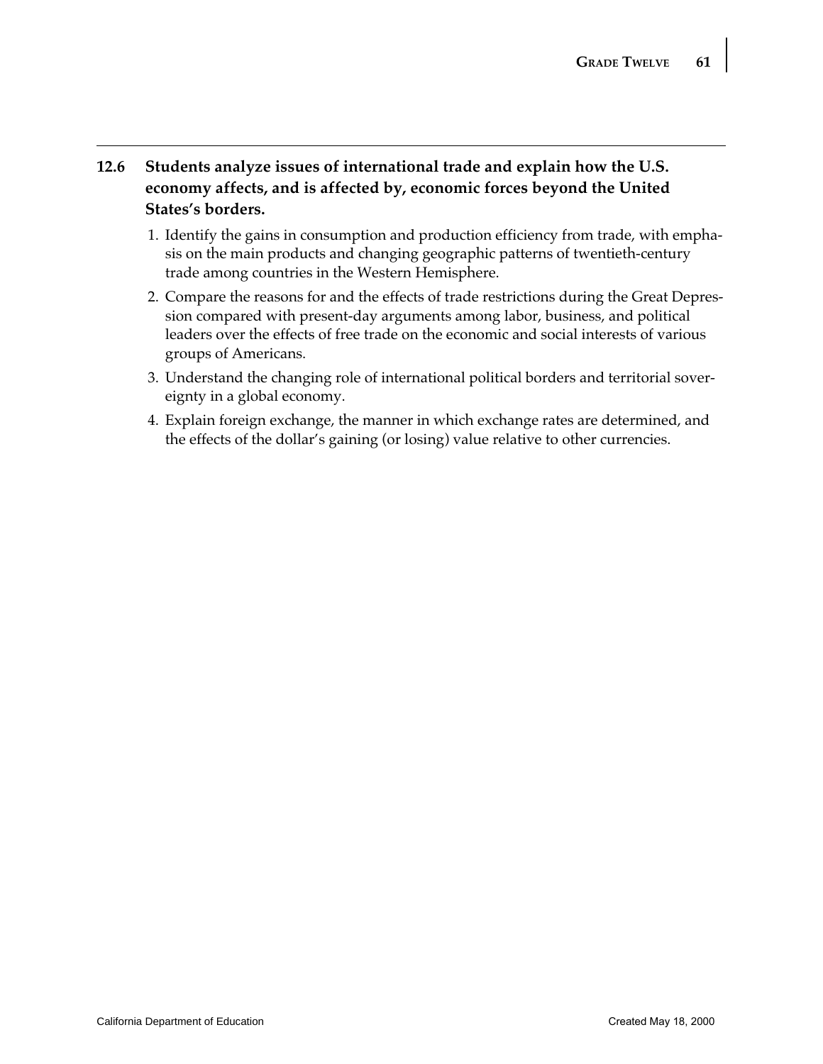**12.6 Students analyze issues of international trade and explain how the U.S. economy affects, and is affected by, economic forces beyond the United States's borders.**

1. Identify the gains in consumption and production efficiency from trade, with emphasis on the main products and changing geographic patterns of twentieth-century trade among countries in the Western Hemisphere.
2. Compare the reasons for and the effects of trade restrictions during the Great Depression compared with present-day arguments among labor, business, and political leaders over the effects of free trade on the economic and social interests of various groups of Americans.
3. Understand the changing role of international political borders and territorial sovereignty in a global economy.
4. Explain foreign exchange, the manner in which exchange rates are determined, and the effects of the dollar's gaining (or losing) value relative to other currencies.